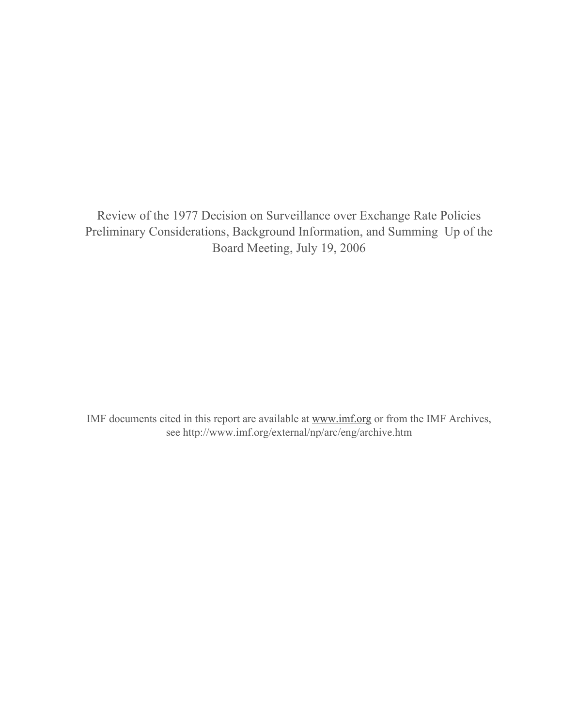# Review of the 1977 Decision on Surveillance over Exchange Rate Policies
## Preliminary Considerations, Background Information, and Summing Up of the Board Meeting, July 19, 2006

IMF documents cited in this report are available at www.imf.org or from the IMF Archives, see http://www.imf.org/external/np/arc/eng/archive.htm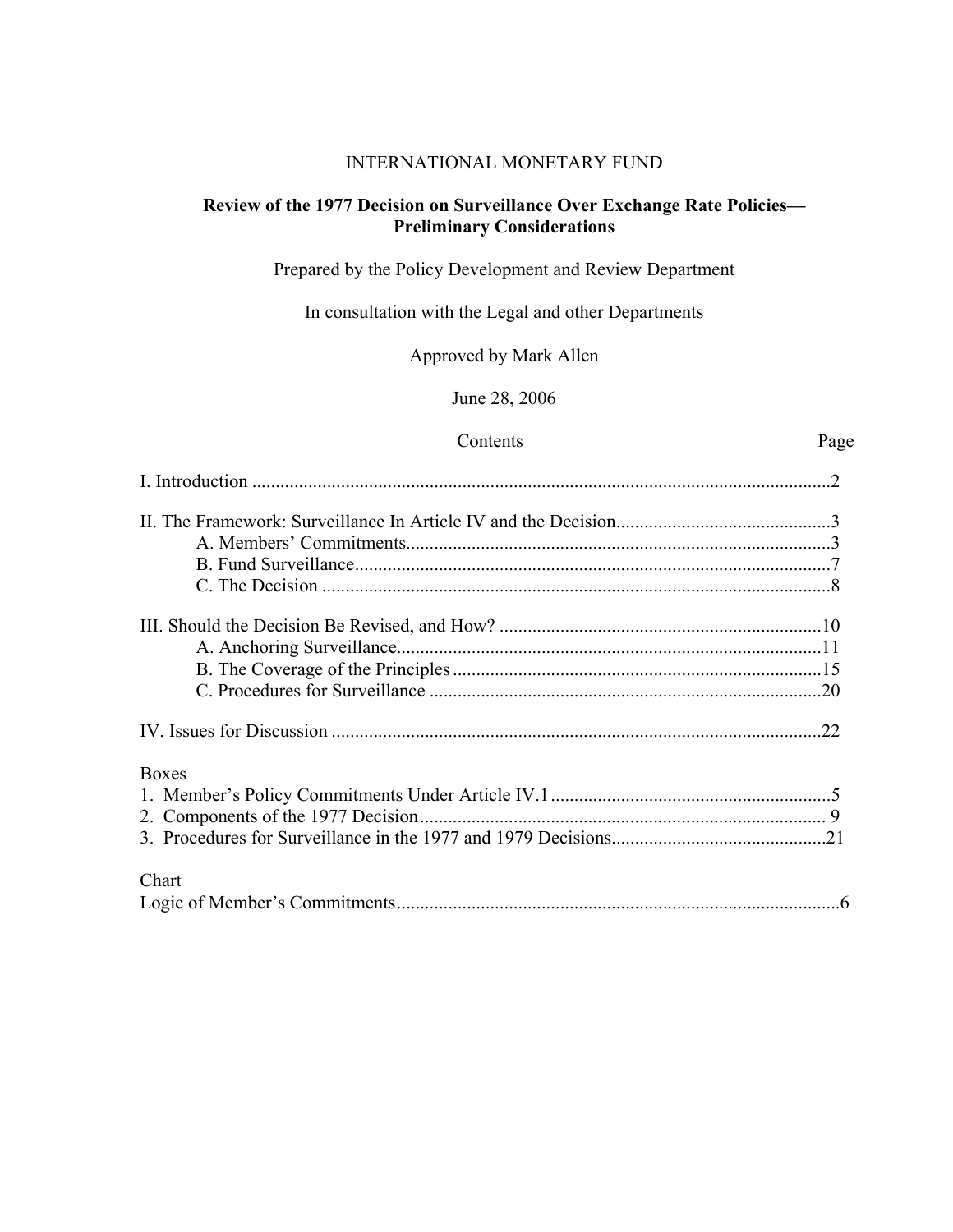INTERNATIONAL MONETARY FUND

**Review of the 1977 Decision on Surveillance Over Exchange Rate Policies—Preliminary Considerations**

Prepared by the Policy Development and Review Department

In consultation with the Legal and other Departments

Approved by Mark Allen

June 28, 2006

| Contents | Page |
|---|---|
| I. Introduction | 2 |
| II. The Framework: Surveillance In Article IV and the Decision | 3 |
| A. Members' Commitments | 3 |
| B. Fund Surveillance | 7 |
| C. The Decision | 8 |
| III. Should the Decision Be Revised, and How? | 10 |
| A. Anchoring Surveillance | 11 |
| B. The Coverage of the Principles | 15 |
| C. Procedures for Surveillance | 20 |
| IV. Issues for Discussion | 22 |
| **Boxes** | |
| 1. Member's Policy Commitments Under Article IV.1 | 5 |
| 2. Components of the 1977 Decision | 9 |
| 3. Procedures for Surveillance in the 1977 and 1979 Decisions | 21 |
| **Chart** | |
| Logic of Member's Commitments | 6 |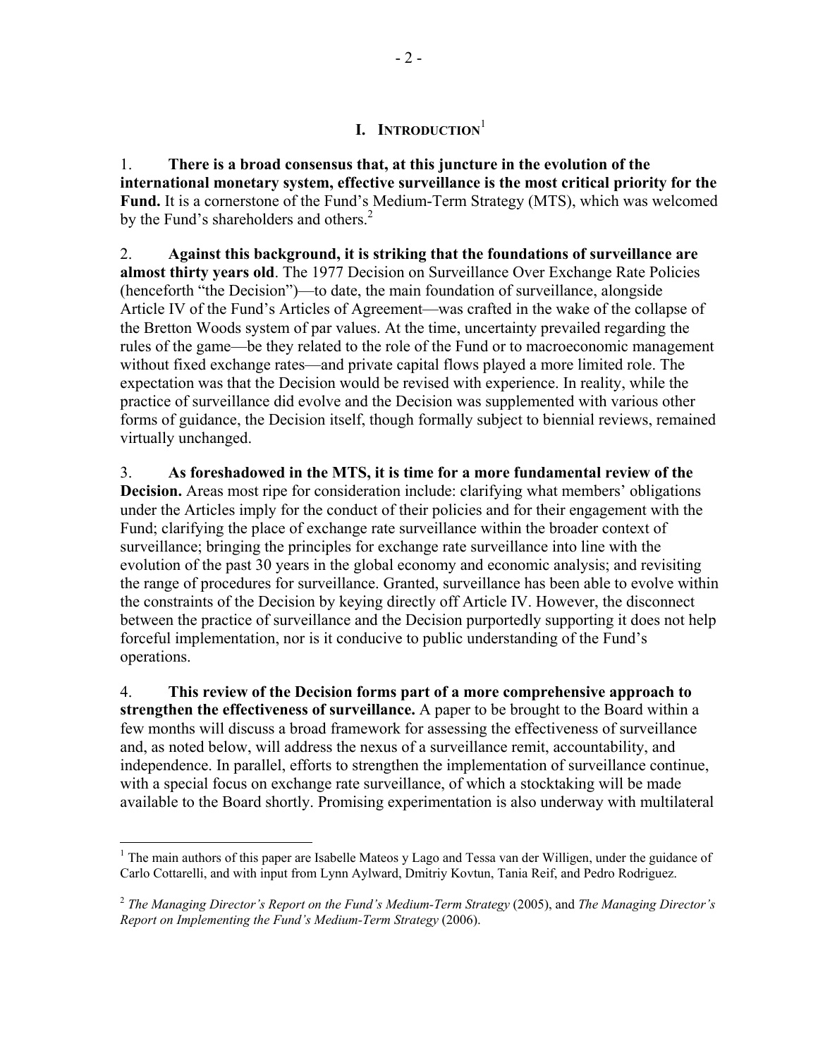# I. INTRODUCTION[1]

1. **There is a broad consensus that, at this juncture in the evolution of the international monetary system, effective surveillance is the most critical priority for the Fund.** It is a cornerstone of the Fund's Medium-Term Strategy (MTS), which was welcomed by the Fund's shareholders and others.[2]

2. **Against this background, it is striking that the foundations of surveillance are almost thirty years old**. The 1977 Decision on Surveillance Over Exchange Rate Policies (henceforth "the Decision")—to date, the main foundation of surveillance, alongside Article IV of the Fund's Articles of Agreement—was crafted in the wake of the collapse of the Bretton Woods system of par values. At the time, uncertainty prevailed regarding the rules of the game—be they related to the role of the Fund or to macroeconomic management without fixed exchange rates—and private capital flows played a more limited role. The expectation was that the Decision would be revised with experience. In reality, while the practice of surveillance did evolve and the Decision was supplemented with various other forms of guidance, the Decision itself, though formally subject to biennial reviews, remained virtually unchanged.

3. **As foreshadowed in the MTS, it is time for a more fundamental review of the Decision.** Areas most ripe for consideration include: clarifying what members' obligations under the Articles imply for the conduct of their policies and for their engagement with the Fund; clarifying the place of exchange rate surveillance within the broader context of surveillance; bringing the principles for exchange rate surveillance into line with the evolution of the past 30 years in the global economy and economic analysis; and revisiting the range of procedures for surveillance. Granted, surveillance has been able to evolve within the constraints of the Decision by keying directly off Article IV. However, the disconnect between the practice of surveillance and the Decision purportedly supporting it does not help forceful implementation, nor is it conducive to public understanding of the Fund's operations.

4. **This review of the Decision forms part of a more comprehensive approach to strengthen the effectiveness of surveillance.** A paper to be brought to the Board within a few months will discuss a broad framework for assessing the effectiveness of surveillance and, as noted below, will address the nexus of a surveillance remit, accountability, and independence. In parallel, efforts to strengthen the implementation of surveillance continue, with a special focus on exchange rate surveillance, of which a stocktaking will be made available to the Board shortly. Promising experimentation is also underway with multilateral

---

[1] The main authors of this paper are Isabelle Mateos y Lago and Tessa van der Willigen, under the guidance of Carlo Cottarelli, and with input from Lynn Aylward, Dmitriy Kovtun, Tania Reif, and Pedro Rodriguez.

[2] *The Managing Director's Report on the Fund's Medium-Term Strategy* (2005), and *The Managing Director's Report on Implementing the Fund's Medium-Term Strategy* (2006).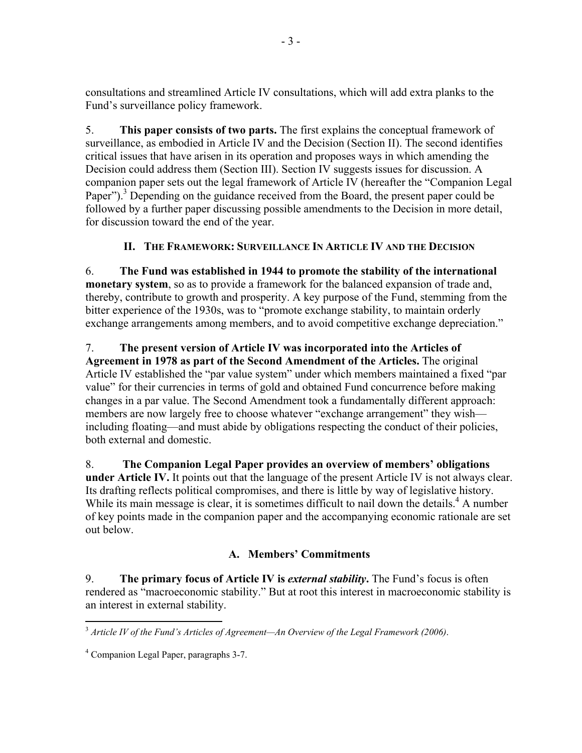consultations and streamlined Article IV consultations, which will add extra planks to the Fund's surveillance policy framework.

5. **This paper consists of two parts.** The first explains the conceptual framework of surveillance, as embodied in Article IV and the Decision (Section II). The second identifies critical issues that have arisen in its operation and proposes ways in which amending the Decision could address them (Section III). Section IV suggests issues for discussion. A companion paper sets out the legal framework of Article IV (hereafter the "Companion Legal Paper").[3] Depending on the guidance received from the Board, the present paper could be followed by a further paper discussing possible amendments to the Decision in more detail, for discussion toward the end of the year.

## II. The Framework: Surveillance In Article IV and the Decision

6. **The Fund was established in 1944 to promote the stability of the international monetary system**, so as to provide a framework for the balanced expansion of trade and, thereby, contribute to growth and prosperity. A key purpose of the Fund, stemming from the bitter experience of the 1930s, was to "promote exchange stability, to maintain orderly exchange arrangements among members, and to avoid competitive exchange depreciation."

7. **The present version of Article IV was incorporated into the Articles of Agreement in 1978 as part of the Second Amendment of the Articles.** The original Article IV established the "par value system" under which members maintained a fixed "par value" for their currencies in terms of gold and obtained Fund concurrence before making changes in a par value. The Second Amendment took a fundamentally different approach: members are now largely free to choose whatever "exchange arrangement" they wish—including floating—and must abide by obligations respecting the conduct of their policies, both external and domestic.

8. **The Companion Legal Paper provides an overview of members' obligations under Article IV.** It points out that the language of the present Article IV is not always clear. Its drafting reflects political compromises, and there is little by way of legislative history. While its main message is clear, it is sometimes difficult to nail down the details.[4] A number of key points made in the companion paper and the accompanying economic rationale are set out below.

### A. Members' Commitments

9. **The primary focus of Article IV is *external stability*.** The Fund's focus is often rendered as "macroeconomic stability." But at root this interest in macroeconomic stability is an interest in external stability.

---

[3] *Article IV of the Fund's Articles of Agreement—An Overview of the Legal Framework (2006)*.

[4] Companion Legal Paper, paragraphs 3-7.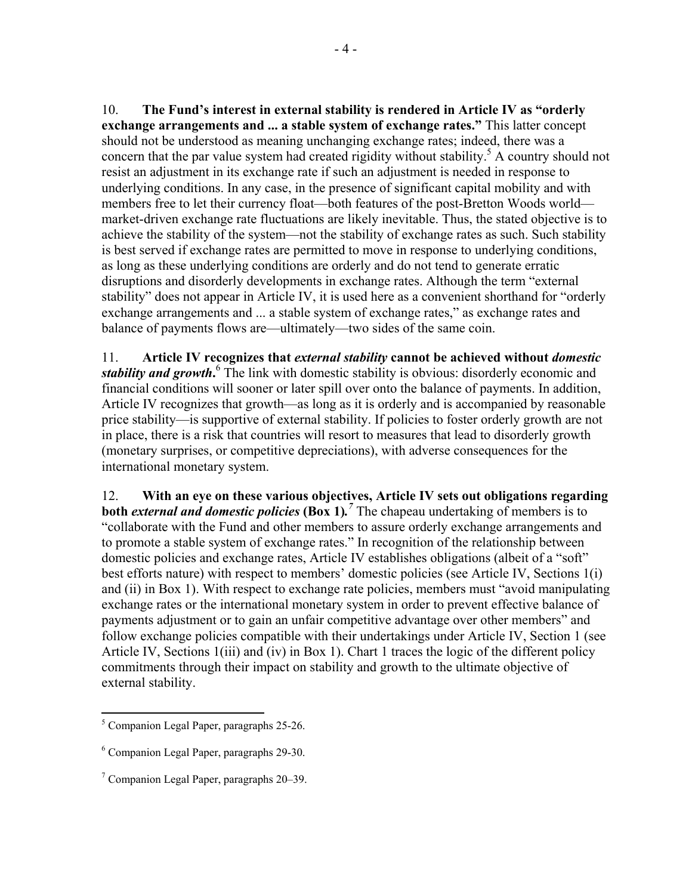10. **The Fund's interest in external stability is rendered in Article IV as "orderly exchange arrangements and ... a stable system of exchange rates."** This latter concept should not be understood as meaning unchanging exchange rates; indeed, there was a concern that the par value system had created rigidity without stability.[5] A country should not resist an adjustment in its exchange rate if such an adjustment is needed in response to underlying conditions. In any case, in the presence of significant capital mobility and with members free to let their currency float—both features of the post-Bretton Woods world—market-driven exchange rate fluctuations are likely inevitable. Thus, the stated objective is to achieve the stability of the system—not the stability of exchange rates as such. Such stability is best served if exchange rates are permitted to move in response to underlying conditions, as long as these underlying conditions are orderly and do not tend to generate erratic disruptions and disorderly developments in exchange rates. Although the term "external stability" does not appear in Article IV, it is used here as a convenient shorthand for "orderly exchange arrangements and ... a stable system of exchange rates," as exchange rates and balance of payments flows are—ultimately—two sides of the same coin.

11. **Article IV recognizes that *external stability* cannot be achieved without *domestic stability and growth*.**[6] The link with domestic stability is obvious: disorderly economic and financial conditions will sooner or later spill over onto the balance of payments. In addition, Article IV recognizes that growth—as long as it is orderly and is accompanied by reasonable price stability—is supportive of external stability. If policies to foster orderly growth are not in place, there is a risk that countries will resort to measures that lead to disorderly growth (monetary surprises, or competitive depreciations), with adverse consequences for the international monetary system.

12. **With an eye on these various objectives, Article IV sets out obligations regarding both *external and domestic policies* (Box 1).**[7] The chapeau undertaking of members is to "collaborate with the Fund and other members to assure orderly exchange arrangements and to promote a stable system of exchange rates." In recognition of the relationship between domestic policies and exchange rates, Article IV establishes obligations (albeit of a "soft" best efforts nature) with respect to members' domestic policies (see Article IV, Sections 1(i) and (ii) in Box 1). With respect to exchange rate policies, members must "avoid manipulating exchange rates or the international monetary system in order to prevent effective balance of payments adjustment or to gain an unfair competitive advantage over other members" and follow exchange policies compatible with their undertakings under Article IV, Section 1 (see Article IV, Sections 1(iii) and (iv) in Box 1). Chart 1 traces the logic of the different policy commitments through their impact on stability and growth to the ultimate objective of external stability.

---

[5] Companion Legal Paper, paragraphs 25-26.

[6] Companion Legal Paper, paragraphs 29-30.

[7] Companion Legal Paper, paragraphs 20–39.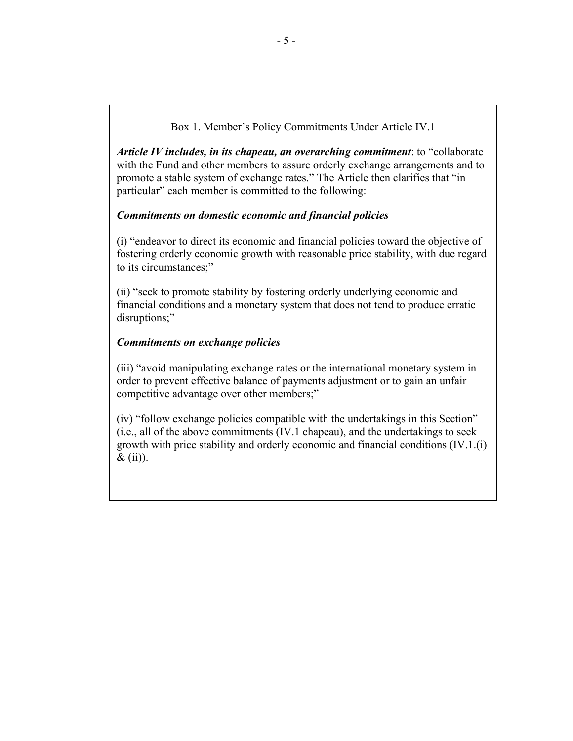### Box 1. Member's Policy Commitments Under Article IV.1

***Article IV includes, in its chapeau, an overarching commitment***: to "collaborate with the Fund and other members to assure orderly exchange arrangements and to promote a stable system of exchange rates." The Article then clarifies that "in particular" each member is committed to the following:

***Commitments on domestic economic and financial policies***

(i) "endeavor to direct its economic and financial policies toward the objective of fostering orderly economic growth with reasonable price stability, with due regard to its circumstances;"

(ii) "seek to promote stability by fostering orderly underlying economic and financial conditions and a monetary system that does not tend to produce erratic disruptions;"

***Commitments on exchange policies***

(iii) "avoid manipulating exchange rates or the international monetary system in order to prevent effective balance of payments adjustment or to gain an unfair competitive advantage over other members;"

(iv) "follow exchange policies compatible with the undertakings in this Section" (i.e., all of the above commitments (IV.1 chapeau), and the undertakings to seek growth with price stability and orderly economic and financial conditions (IV.1.(i) & (ii)).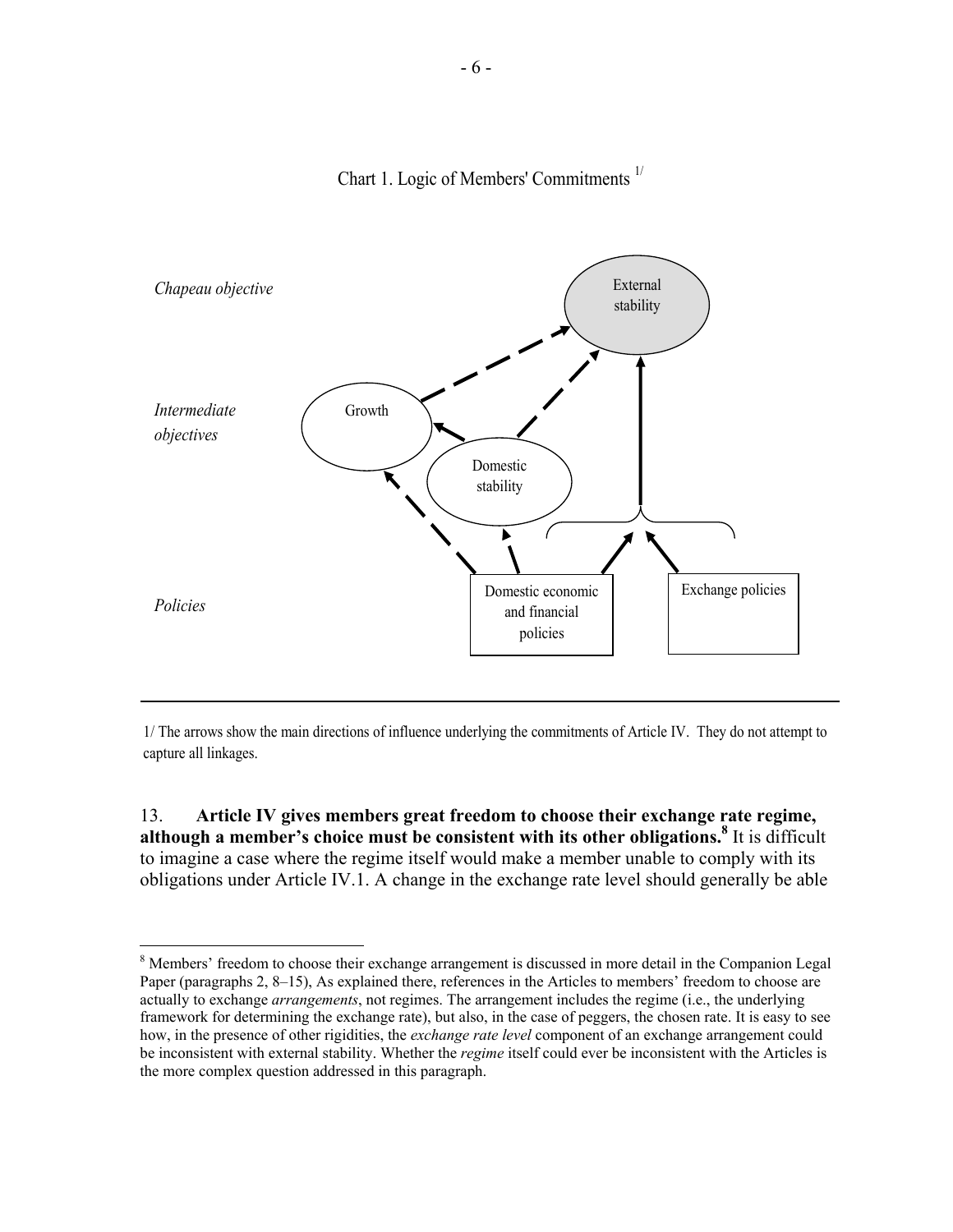Chart 1. Logic of Members' Commitments [1/]

*Chapeau objective*

External stability

*Intermediate objectives*

Growth

Domestic stability

*Policies*

Domestic economic and financial policies

Exchange policies

1/ The arrows show the main directions of influence underlying the commitments of Article IV. They do not attempt to capture all linkages.

13. **Article IV gives members great freedom to choose their exchange rate regime, although a member's choice must be consistent with its other obligations.**[8] It is difficult to imagine a case where the regime itself would make a member unable to comply with its obligations under Article IV.1. A change in the exchange rate level should generally be able

[8] Members' freedom to choose their exchange arrangement is discussed in more detail in the Companion Legal Paper (paragraphs 2, 8–15), As explained there, references in the Articles to members' freedom to choose are actually to exchange *arrangements*, not regimes. The arrangement includes the regime (i.e., the underlying framework for determining the exchange rate), but also, in the case of peggers, the chosen rate. It is easy to see how, in the presence of other rigidities, the *exchange rate level* component of an exchange arrangement could be inconsistent with external stability. Whether the *regime* itself could ever be inconsistent with the Articles is the more complex question addressed in this paragraph.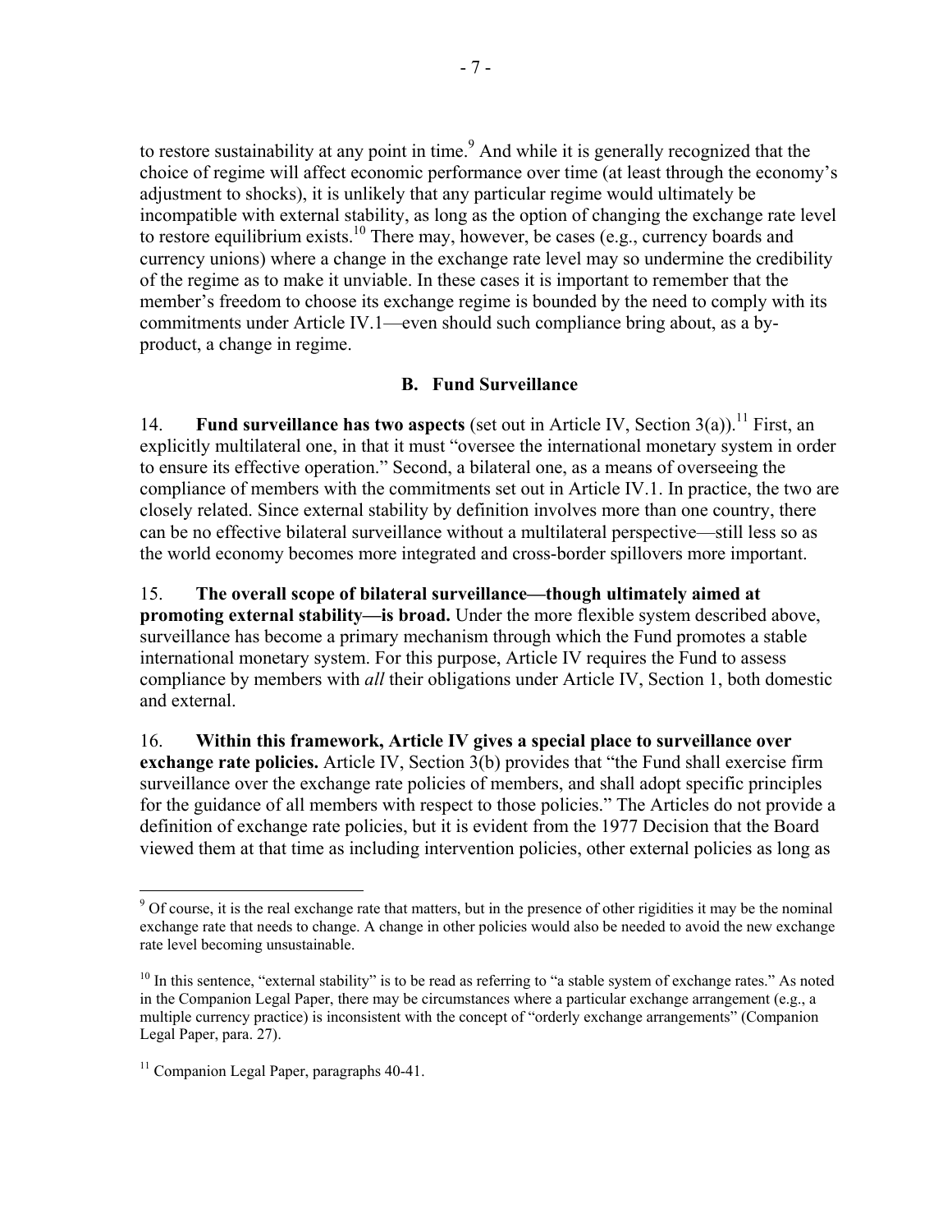to restore sustainability at any point in time.[9] And while it is generally recognized that the choice of regime will affect economic performance over time (at least through the economy's adjustment to shocks), it is unlikely that any particular regime would ultimately be incompatible with external stability, as long as the option of changing the exchange rate level to restore equilibrium exists.[10] There may, however, be cases (e.g., currency boards and currency unions) where a change in the exchange rate level may so undermine the credibility of the regime as to make it unviable. In these cases it is important to remember that the member's freedom to choose its exchange regime is bounded by the need to comply with its commitments under Article IV.1—even should such compliance bring about, as a by-product, a change in regime.

### B. Fund Surveillance

14. **Fund surveillance has two aspects** (set out in Article IV, Section 3(a)).[11] First, an explicitly multilateral one, in that it must "oversee the international monetary system in order to ensure its effective operation." Second, a bilateral one, as a means of overseeing the compliance of members with the commitments set out in Article IV.1. In practice, the two are closely related. Since external stability by definition involves more than one country, there can be no effective bilateral surveillance without a multilateral perspective—still less so as the world economy becomes more integrated and cross-border spillovers more important.

15. **The overall scope of bilateral surveillance—though ultimately aimed at promoting external stability—is broad.** Under the more flexible system described above, surveillance has become a primary mechanism through which the Fund promotes a stable international monetary system. For this purpose, Article IV requires the Fund to assess compliance by members with *all* their obligations under Article IV, Section 1, both domestic and external.

16. **Within this framework, Article IV gives a special place to surveillance over exchange rate policies.** Article IV, Section 3(b) provides that "the Fund shall exercise firm surveillance over the exchange rate policies of members, and shall adopt specific principles for the guidance of all members with respect to those policies." The Articles do not provide a definition of exchange rate policies, but it is evident from the 1977 Decision that the Board viewed them at that time as including intervention policies, other external policies as long as

---

[9] Of course, it is the real exchange rate that matters, but in the presence of other rigidities it may be the nominal exchange rate that needs to change. A change in other policies would also be needed to avoid the new exchange rate level becoming unsustainable.

[10] In this sentence, "external stability" is to be read as referring to "a stable system of exchange rates." As noted in the Companion Legal Paper, there may be circumstances where a particular exchange arrangement (e.g., a multiple currency practice) is inconsistent with the concept of "orderly exchange arrangements" (Companion Legal Paper, para. 27).

[11] Companion Legal Paper, paragraphs 40-41.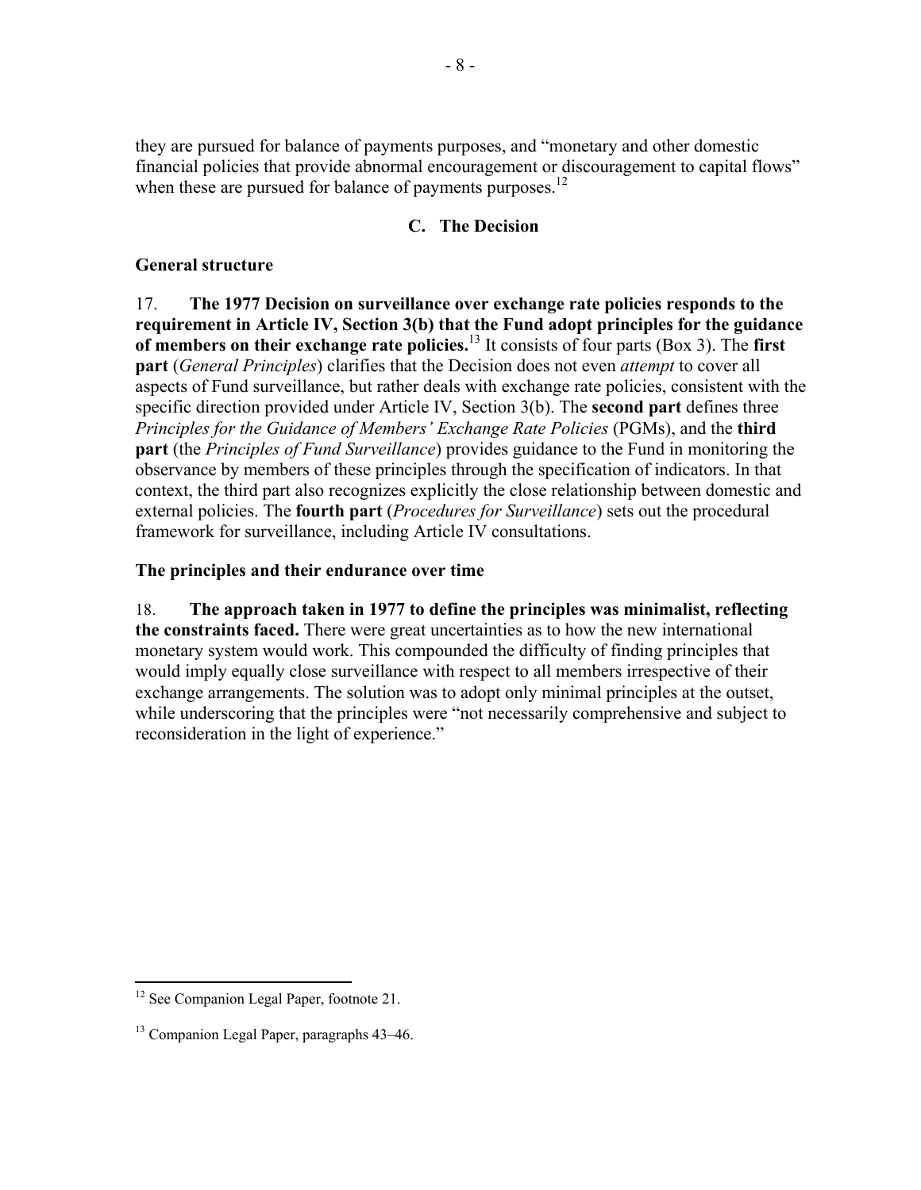they are pursued for balance of payments purposes, and "monetary and other domestic financial policies that provide abnormal encouragement or discouragement to capital flows" when these are pursued for balance of payments purposes.[12]

## C. The Decision

### General structure

17. **The 1977 Decision on surveillance over exchange rate policies responds to the requirement in Article IV, Section 3(b) that the Fund adopt principles for the guidance of members on their exchange rate policies.**[13] It consists of four parts (Box 3). The **first part** (*General Principles*) clarifies that the Decision does not even *attempt* to cover all aspects of Fund surveillance, but rather deals with exchange rate policies, consistent with the specific direction provided under Article IV, Section 3(b). The **second part** defines three *Principles for the Guidance of Members' Exchange Rate Policies* (PGMs), and the **third part** (the *Principles of Fund Surveillance*) provides guidance to the Fund in monitoring the observance by members of these principles through the specification of indicators. In that context, the third part also recognizes explicitly the close relationship between domestic and external policies. The **fourth part** (*Procedures for Surveillance*) sets out the procedural framework for surveillance, including Article IV consultations.

### The principles and their endurance over time

18. **The approach taken in 1977 to define the principles was minimalist, reflecting the constraints faced.** There were great uncertainties as to how the new international monetary system would work. This compounded the difficulty of finding principles that would imply equally close surveillance with respect to all members irrespective of their exchange arrangements. The solution was to adopt only minimal principles at the outset, while underscoring that the principles were "not necessarily comprehensive and subject to reconsideration in the light of experience."

---

[12] See Companion Legal Paper, footnote 21.

[13] Companion Legal Paper, paragraphs 43–46.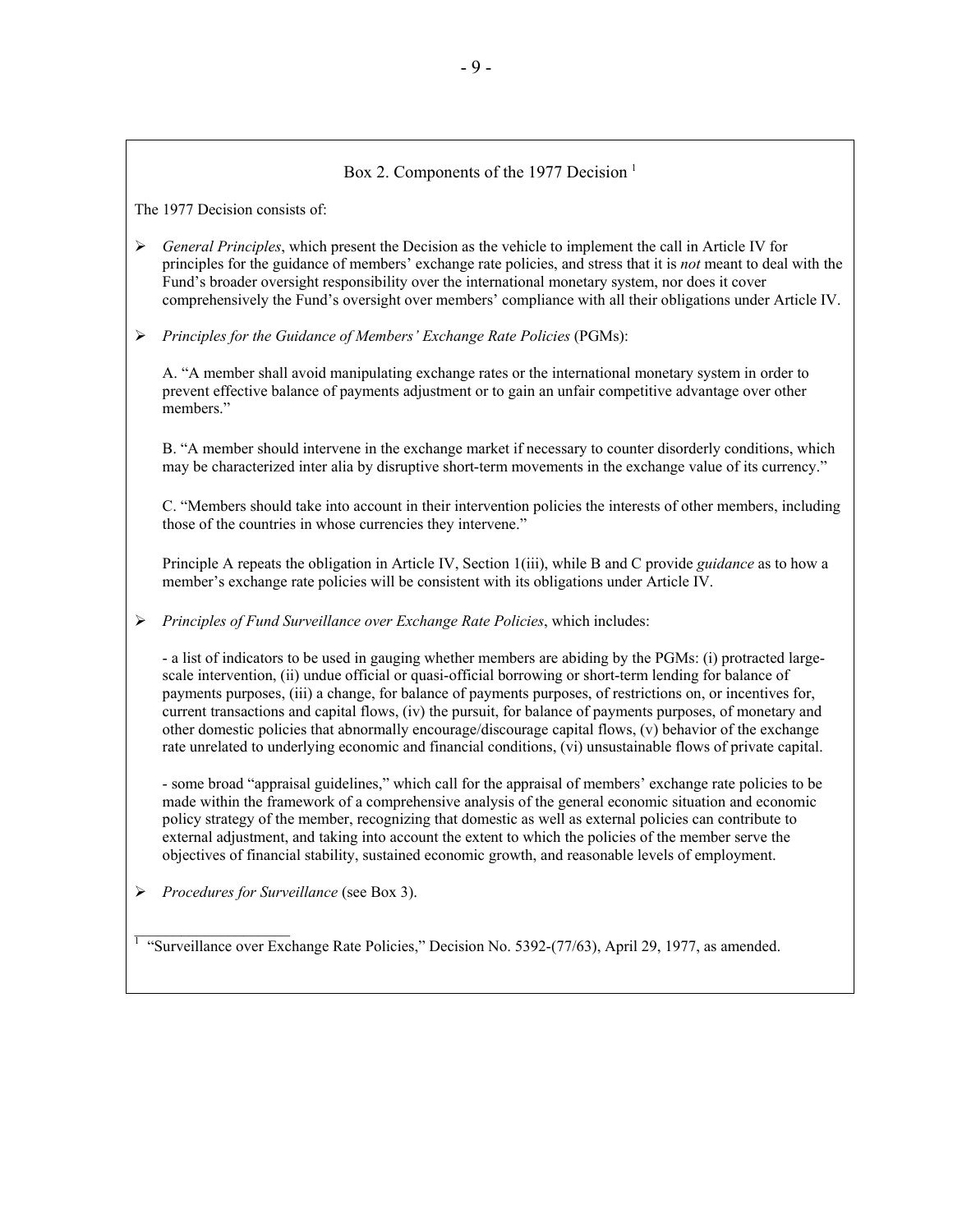### Box 2. Components of the 1977 Decision [1]

The 1977 Decision consists of:

- *General Principles*, which present the Decision as the vehicle to implement the call in Article IV for principles for the guidance of members' exchange rate policies, and stress that it is *not* meant to deal with the Fund's broader oversight responsibility over the international monetary system, nor does it cover comprehensively the Fund's oversight over members' compliance with all their obligations under Article IV.

- *Principles for the Guidance of Members' Exchange Rate Policies* (PGMs):

  A. "A member shall avoid manipulating exchange rates or the international monetary system in order to prevent effective balance of payments adjustment or to gain an unfair competitive advantage over other members."

  B. "A member should intervene in the exchange market if necessary to counter disorderly conditions, which may be characterized inter alia by disruptive short-term movements in the exchange value of its currency."

  C. "Members should take into account in their intervention policies the interests of other members, including those of the countries in whose currencies they intervene."

  Principle A repeats the obligation in Article IV, Section 1(iii), while B and C provide *guidance* as to how a member's exchange rate policies will be consistent with its obligations under Article IV.

- *Principles of Fund Surveillance over Exchange Rate Policies*, which includes:

  - a list of indicators to be used in gauging whether members are abiding by the PGMs: (i) protracted large-scale intervention, (ii) undue official or quasi-official borrowing or short-term lending for balance of payments purposes, (iii) a change, for balance of payments purposes, of restrictions on, or incentives for, current transactions and capital flows, (iv) the pursuit, for balance of payments purposes, of monetary and other domestic policies that abnormally encourage/discourage capital flows, (v) behavior of the exchange rate unrelated to underlying economic and financial conditions, (vi) unsustainable flows of private capital.

  - some broad "appraisal guidelines," which call for the appraisal of members' exchange rate policies to be made within the framework of a comprehensive analysis of the general economic situation and economic policy strategy of the member, recognizing that domestic as well as external policies can contribute to external adjustment, and taking into account the extent to which the policies of the member serve the objectives of financial stability, sustained economic growth, and reasonable levels of employment.

- *Procedures for Surveillance* (see Box 3).

[1] "Surveillance over Exchange Rate Policies," Decision No. 5392-(77/63), April 29, 1977, as amended.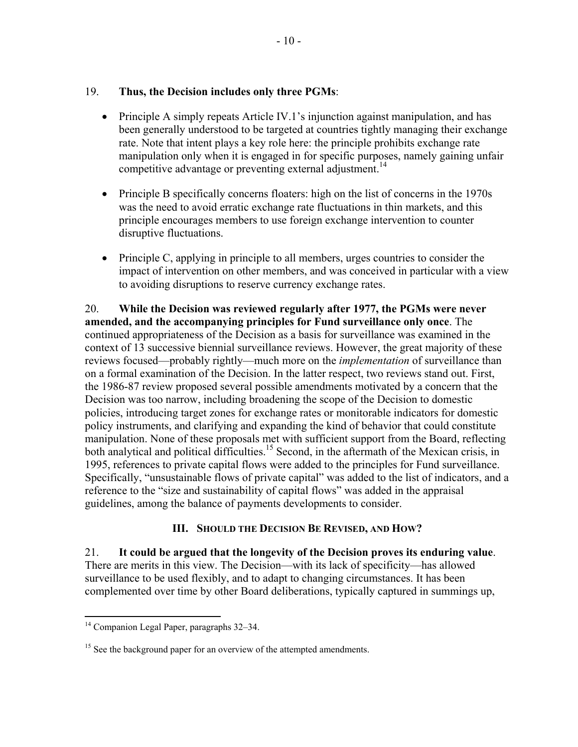19. **Thus, the Decision includes only three PGMs**:

- Principle A simply repeats Article IV.1's injunction against manipulation, and has been generally understood to be targeted at countries tightly managing their exchange rate. Note that intent plays a key role here: the principle prohibits exchange rate manipulation only when it is engaged in for specific purposes, namely gaining unfair competitive advantage or preventing external adjustment.[14]

- Principle B specifically concerns floaters: high on the list of concerns in the 1970s was the need to avoid erratic exchange rate fluctuations in thin markets, and this principle encourages members to use foreign exchange intervention to counter disruptive fluctuations.

- Principle C, applying in principle to all members, urges countries to consider the impact of intervention on other members, and was conceived in particular with a view to avoiding disruptions to reserve currency exchange rates.

20. **While the Decision was reviewed regularly after 1977, the PGMs were never amended, and the accompanying principles for Fund surveillance only once**. The continued appropriateness of the Decision as a basis for surveillance was examined in the context of 13 successive biennial surveillance reviews. However, the great majority of these reviews focused—probably rightly—much more on the *implementation* of surveillance than on a formal examination of the Decision. In the latter respect, two reviews stand out. First, the 1986-87 review proposed several possible amendments motivated by a concern that the Decision was too narrow, including broadening the scope of the Decision to domestic policies, introducing target zones for exchange rates or monitorable indicators for domestic policy instruments, and clarifying and expanding the kind of behavior that could constitute manipulation. None of these proposals met with sufficient support from the Board, reflecting both analytical and political difficulties.[15] Second, in the aftermath of the Mexican crisis, in 1995, references to private capital flows were added to the principles for Fund surveillance. Specifically, "unsustainable flows of private capital" was added to the list of indicators, and a reference to the "size and sustainability of capital flows" was added in the appraisal guidelines, among the balance of payments developments to consider.

## III. Should the Decision Be Revised, and How?

21. **It could be argued that the longevity of the Decision proves its enduring value**. There are merits in this view. The Decision—with its lack of specificity—has allowed surveillance to be used flexibly, and to adapt to changing circumstances. It has been complemented over time by other Board deliberations, typically captured in summings up,

---

[14] Companion Legal Paper, paragraphs 32–34.

[15] See the background paper for an overview of the attempted amendments.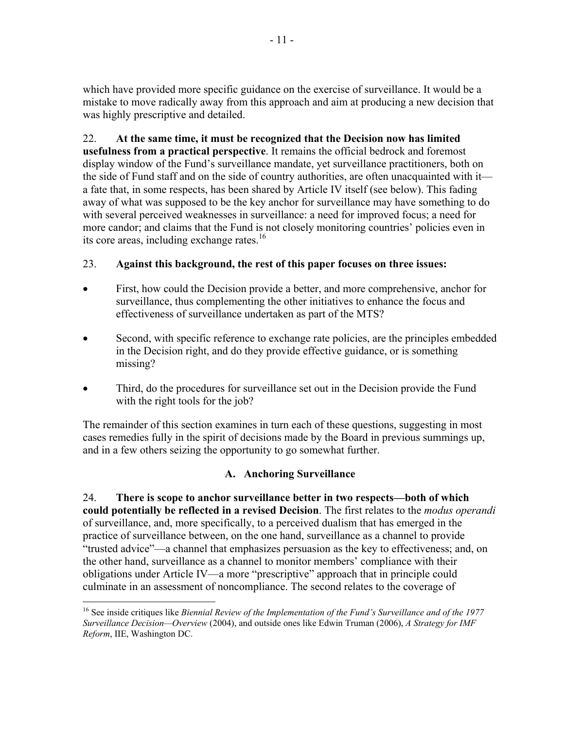which have provided more specific guidance on the exercise of surveillance. It would be a mistake to move radically away from this approach and aim at producing a new decision that was highly prescriptive and detailed.

22. **At the same time, it must be recognized that the Decision now has limited usefulness from a practical perspective**. It remains the official bedrock and foremost display window of the Fund's surveillance mandate, yet surveillance practitioners, both on the side of Fund staff and on the side of country authorities, are often unacquainted with it—a fate that, in some respects, has been shared by Article IV itself (see below). This fading away of what was supposed to be the key anchor for surveillance may have something to do with several perceived weaknesses in surveillance: a need for improved focus; a need for more candor; and claims that the Fund is not closely monitoring countries' policies even in its core areas, including exchange rates.[16]

23. **Against this background, the rest of this paper focuses on three issues:**

- First, how could the Decision provide a better, and more comprehensive, anchor for surveillance, thus complementing the other initiatives to enhance the focus and effectiveness of surveillance undertaken as part of the MTS?
- Second, with specific reference to exchange rate policies, are the principles embedded in the Decision right, and do they provide effective guidance, or is something missing?
- Third, do the procedures for surveillance set out in the Decision provide the Fund with the right tools for the job?

The remainder of this section examines in turn each of these questions, suggesting in most cases remedies fully in the spirit of decisions made by the Board in previous summings up, and in a few others seizing the opportunity to go somewhat further.

### A. Anchoring Surveillance

24. **There is scope to anchor surveillance better in two respects—both of which could potentially be reflected in a revised Decision**. The first relates to the *modus operandi* of surveillance, and, more specifically, to a perceived dualism that has emerged in the practice of surveillance between, on the one hand, surveillance as a channel to provide "trusted advice"—a channel that emphasizes persuasion as the key to effectiveness; and, on the other hand, surveillance as a channel to monitor members' compliance with their obligations under Article IV—a more "prescriptive" approach that in principle could culminate in an assessment of noncompliance. The second relates to the coverage of

---

[16] See inside critiques like *Biennial Review of the Implementation of the Fund's Surveillance and of the 1977 Surveillance Decision—Overview* (2004), and outside ones like Edwin Truman (2006), *A Strategy for IMF Reform*, IIE, Washington DC.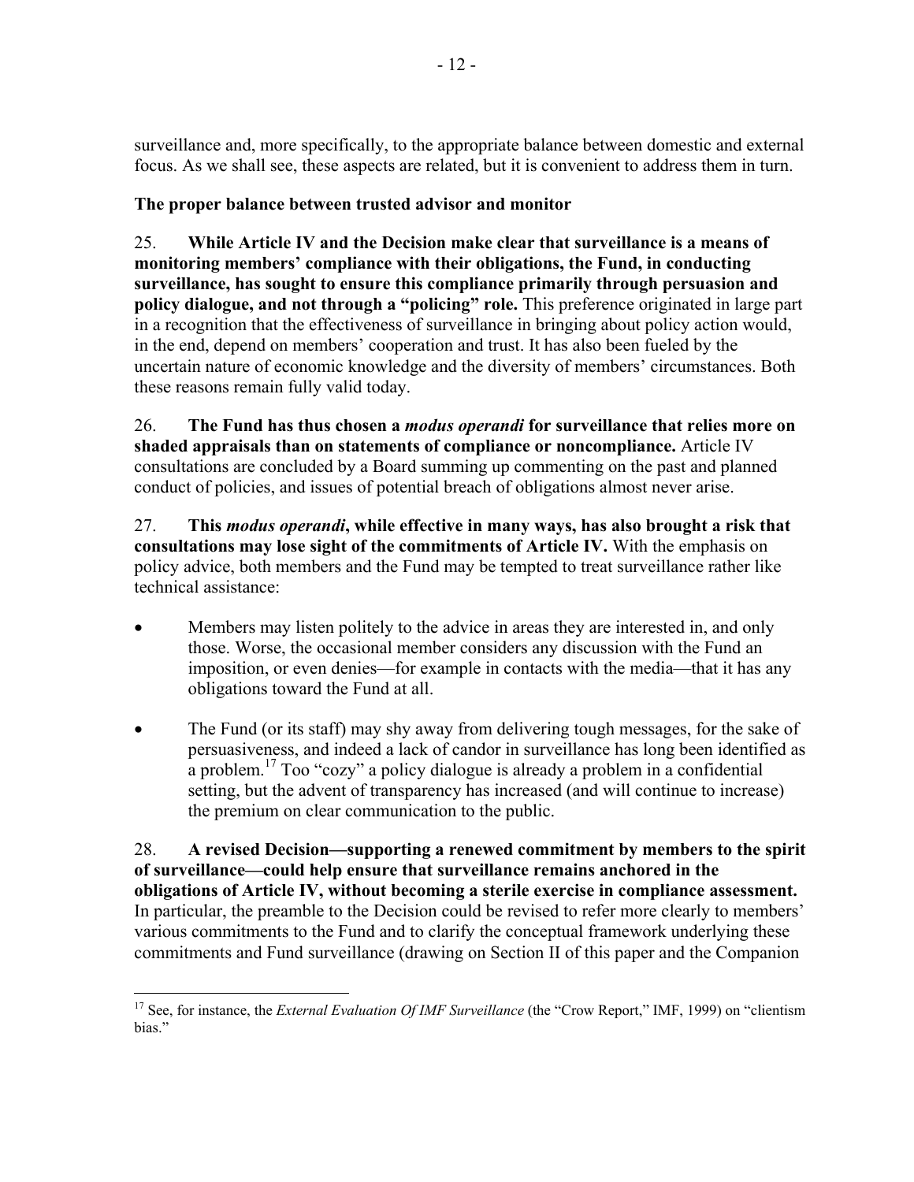surveillance and, more specifically, to the appropriate balance between domestic and external focus. As we shall see, these aspects are related, but it is convenient to address them in turn.

**The proper balance between trusted advisor and monitor**

25. **While Article IV and the Decision make clear that surveillance is a means of monitoring members' compliance with their obligations, the Fund, in conducting surveillance, has sought to ensure this compliance primarily through persuasion and policy dialogue, and not through a "policing" role.** This preference originated in large part in a recognition that the effectiveness of surveillance in bringing about policy action would, in the end, depend on members' cooperation and trust. It has also been fueled by the uncertain nature of economic knowledge and the diversity of members' circumstances. Both these reasons remain fully valid today.

26. **The Fund has thus chosen a *modus operandi* for surveillance that relies more on shaded appraisals than on statements of compliance or noncompliance.** Article IV consultations are concluded by a Board summing up commenting on the past and planned conduct of policies, and issues of potential breach of obligations almost never arise.

27. **This *modus operandi*, while effective in many ways, has also brought a risk that consultations may lose sight of the commitments of Article IV.** With the emphasis on policy advice, both members and the Fund may be tempted to treat surveillance rather like technical assistance:

- Members may listen politely to the advice in areas they are interested in, and only those. Worse, the occasional member considers any discussion with the Fund an imposition, or even denies—for example in contacts with the media—that it has any obligations toward the Fund at all.

- The Fund (or its staff) may shy away from delivering tough messages, for the sake of persuasiveness, and indeed a lack of candor in surveillance has long been identified as a problem.[17] Too "cozy" a policy dialogue is already a problem in a confidential setting, but the advent of transparency has increased (and will continue to increase) the premium on clear communication to the public.

28. **A revised Decision—supporting a renewed commitment by members to the spirit of surveillance—could help ensure that surveillance remains anchored in the obligations of Article IV, without becoming a sterile exercise in compliance assessment.** In particular, the preamble to the Decision could be revised to refer more clearly to members' various commitments to the Fund and to clarify the conceptual framework underlying these commitments and Fund surveillance (drawing on Section II of this paper and the Companion

---

[17] See, for instance, the *External Evaluation Of IMF Surveillance* (the "Crow Report," IMF, 1999) on "clientism bias."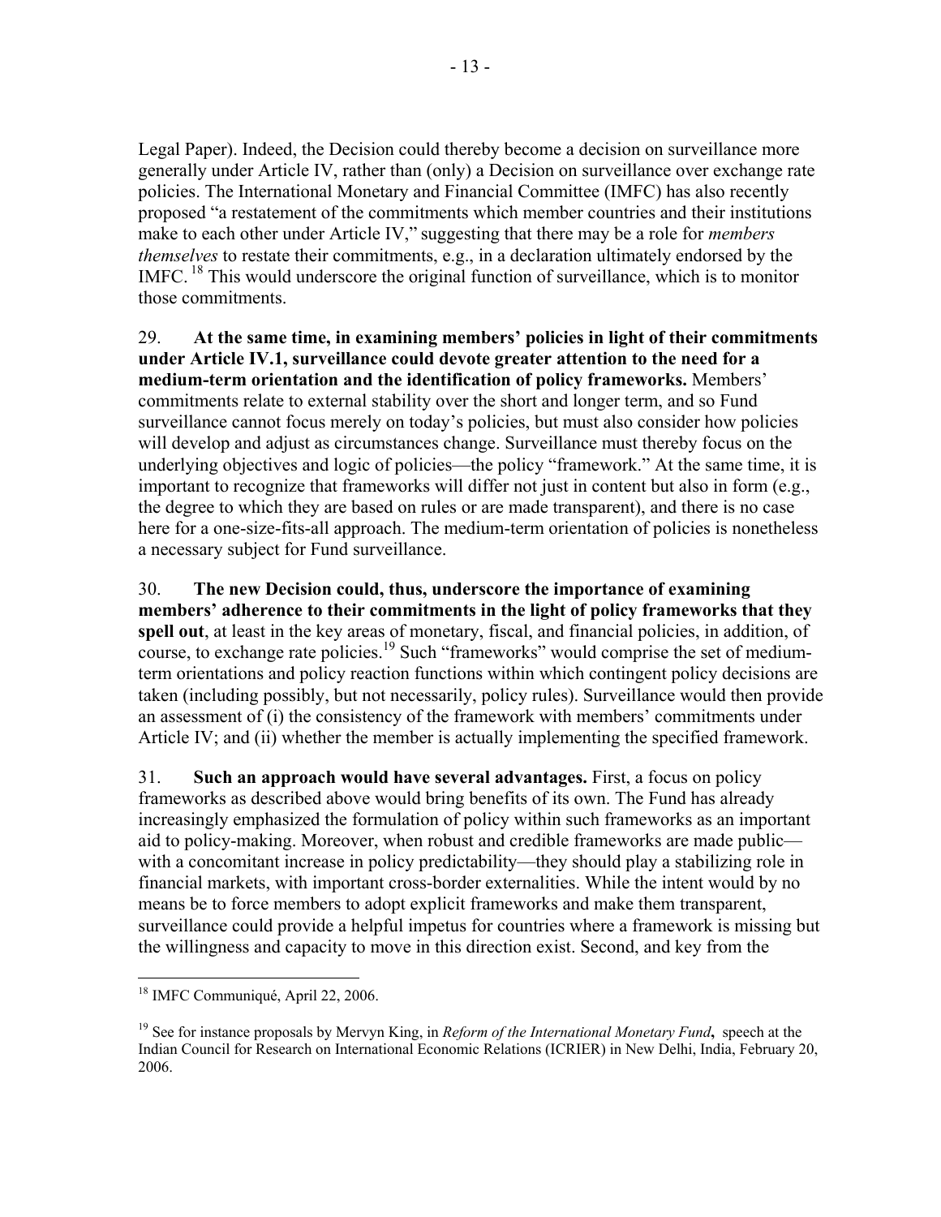Legal Paper). Indeed, the Decision could thereby become a decision on surveillance more generally under Article IV, rather than (only) a Decision on surveillance over exchange rate policies. The International Monetary and Financial Committee (IMFC) has also recently proposed "a restatement of the commitments which member countries and their institutions make to each other under Article IV," suggesting that there may be a role for *members themselves* to restate their commitments, e.g., in a declaration ultimately endorsed by the IMFC.[18] This would underscore the original function of surveillance, which is to monitor those commitments.

29. **At the same time, in examining members' policies in light of their commitments under Article IV.1, surveillance could devote greater attention to the need for a medium-term orientation and the identification of policy frameworks.** Members' commitments relate to external stability over the short and longer term, and so Fund surveillance cannot focus merely on today's policies, but must also consider how policies will develop and adjust as circumstances change. Surveillance must thereby focus on the underlying objectives and logic of policies—the policy "framework." At the same time, it is important to recognize that frameworks will differ not just in content but also in form (e.g., the degree to which they are based on rules or are made transparent), and there is no case here for a one-size-fits-all approach. The medium-term orientation of policies is nonetheless a necessary subject for Fund surveillance.

30. **The new Decision could, thus, underscore the importance of examining members' adherence to their commitments in the light of policy frameworks that they spell out**, at least in the key areas of monetary, fiscal, and financial policies, in addition, of course, to exchange rate policies.[19] Such "frameworks" would comprise the set of medium-term orientations and policy reaction functions within which contingent policy decisions are taken (including possibly, but not necessarily, policy rules). Surveillance would then provide an assessment of (i) the consistency of the framework with members' commitments under Article IV; and (ii) whether the member is actually implementing the specified framework.

31. **Such an approach would have several advantages.** First, a focus on policy frameworks as described above would bring benefits of its own. The Fund has already increasingly emphasized the formulation of policy within such frameworks as an important aid to policy-making. Moreover, when robust and credible frameworks are made public—with a concomitant increase in policy predictability—they should play a stabilizing role in financial markets, with important cross-border externalities. While the intent would by no means be to force members to adopt explicit frameworks and make them transparent, surveillance could provide a helpful impetus for countries where a framework is missing but the willingness and capacity to move in this direction exist. Second, and key from the

---

[18] IMFC Communiqué, April 22, 2006.

[19] See for instance proposals by Mervyn King, in *Reform of the International Monetary Fund*, speech at the Indian Council for Research on International Economic Relations (ICRIER) in New Delhi, India, February 20, 2006.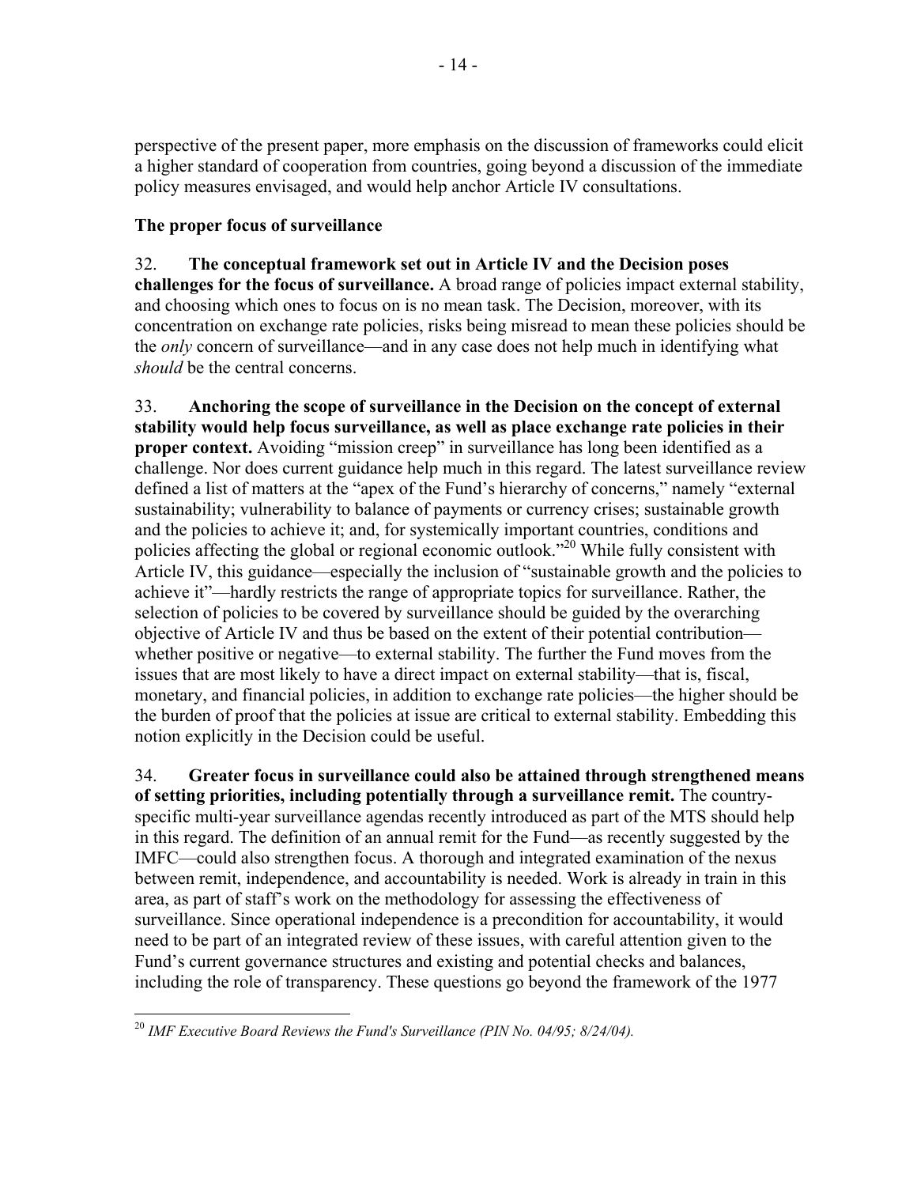perspective of the present paper, more emphasis on the discussion of frameworks could elicit a higher standard of cooperation from countries, going beyond a discussion of the immediate policy measures envisaged, and would help anchor Article IV consultations.

### The proper focus of surveillance

32. **The conceptual framework set out in Article IV and the Decision poses challenges for the focus of surveillance.** A broad range of policies impact external stability, and choosing which ones to focus on is no mean task. The Decision, moreover, with its concentration on exchange rate policies, risks being misread to mean these policies should be the *only* concern of surveillance—and in any case does not help much in identifying what *should* be the central concerns.

33. **Anchoring the scope of surveillance in the Decision on the concept of external stability would help focus surveillance, as well as place exchange rate policies in their proper context.** Avoiding "mission creep" in surveillance has long been identified as a challenge. Nor does current guidance help much in this regard. The latest surveillance review defined a list of matters at the "apex of the Fund's hierarchy of concerns," namely "external sustainability; vulnerability to balance of payments or currency crises; sustainable growth and the policies to achieve it; and, for systemically important countries, conditions and policies affecting the global or regional economic outlook."[20] While fully consistent with Article IV, this guidance—especially the inclusion of "sustainable growth and the policies to achieve it"—hardly restricts the range of appropriate topics for surveillance. Rather, the selection of policies to be covered by surveillance should be guided by the overarching objective of Article IV and thus be based on the extent of their potential contribution—whether positive or negative—to external stability. The further the Fund moves from the issues that are most likely to have a direct impact on external stability—that is, fiscal, monetary, and financial policies, in addition to exchange rate policies—the higher should be the burden of proof that the policies at issue are critical to external stability. Embedding this notion explicitly in the Decision could be useful.

34. **Greater focus in surveillance could also be attained through strengthened means of setting priorities, including potentially through a surveillance remit.** The country-specific multi-year surveillance agendas recently introduced as part of the MTS should help in this regard. The definition of an annual remit for the Fund—as recently suggested by the IMFC—could also strengthen focus. A thorough and integrated examination of the nexus between remit, independence, and accountability is needed. Work is already in train in this area, as part of staff's work on the methodology for assessing the effectiveness of surveillance. Since operational independence is a precondition for accountability, it would need to be part of an integrated review of these issues, with careful attention given to the Fund's current governance structures and existing and potential checks and balances, including the role of transparency. These questions go beyond the framework of the 1977

[20] *IMF Executive Board Reviews the Fund's Surveillance (PIN No. 04/95; 8/24/04).*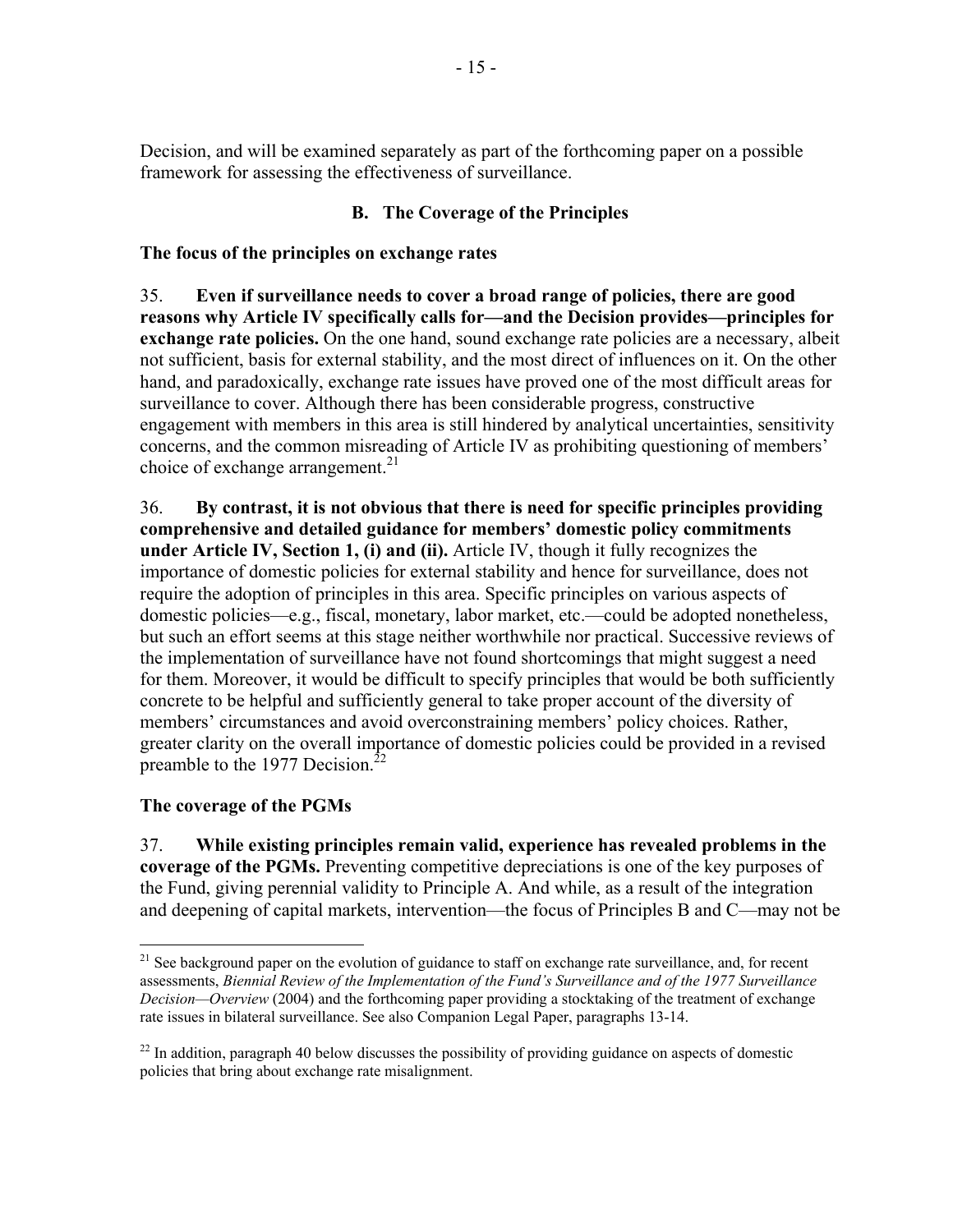Decision, and will be examined separately as part of the forthcoming paper on a possible framework for assessing the effectiveness of surveillance.

## B. The Coverage of the Principles

### The focus of the principles on exchange rates

35. **Even if surveillance needs to cover a broad range of policies, there are good reasons why Article IV specifically calls for—and the Decision provides—principles for exchange rate policies.** On the one hand, sound exchange rate policies are a necessary, albeit not sufficient, basis for external stability, and the most direct of influences on it. On the other hand, and paradoxically, exchange rate issues have proved one of the most difficult areas for surveillance to cover. Although there has been considerable progress, constructive engagement with members in this area is still hindered by analytical uncertainties, sensitivity concerns, and the common misreading of Article IV as prohibiting questioning of members' choice of exchange arrangement.[21]

36. **By contrast, it is not obvious that there is need for specific principles providing comprehensive and detailed guidance for members' domestic policy commitments under Article IV, Section 1, (i) and (ii).** Article IV, though it fully recognizes the importance of domestic policies for external stability and hence for surveillance, does not require the adoption of principles in this area. Specific principles on various aspects of domestic policies—e.g., fiscal, monetary, labor market, etc.—could be adopted nonetheless, but such an effort seems at this stage neither worthwhile nor practical. Successive reviews of the implementation of surveillance have not found shortcomings that might suggest a need for them. Moreover, it would be difficult to specify principles that would be both sufficiently concrete to be helpful and sufficiently general to take proper account of the diversity of members' circumstances and avoid overconstraining members' policy choices. Rather, greater clarity on the overall importance of domestic policies could be provided in a revised preamble to the 1977 Decision.[22]

### The coverage of the PGMs

37. **While existing principles remain valid, experience has revealed problems in the coverage of the PGMs.** Preventing competitive depreciations is one of the key purposes of the Fund, giving perennial validity to Principle A. And while, as a result of the integration and deepening of capital markets, intervention—the focus of Principles B and C—may not be

---

[21] See background paper on the evolution of guidance to staff on exchange rate surveillance, and, for recent assessments, *Biennial Review of the Implementation of the Fund's Surveillance and of the 1977 Surveillance Decision—Overview* (2004) and the forthcoming paper providing a stocktaking of the treatment of exchange rate issues in bilateral surveillance. See also Companion Legal Paper, paragraphs 13-14.

[22] In addition, paragraph 40 below discusses the possibility of providing guidance on aspects of domestic policies that bring about exchange rate misalignment.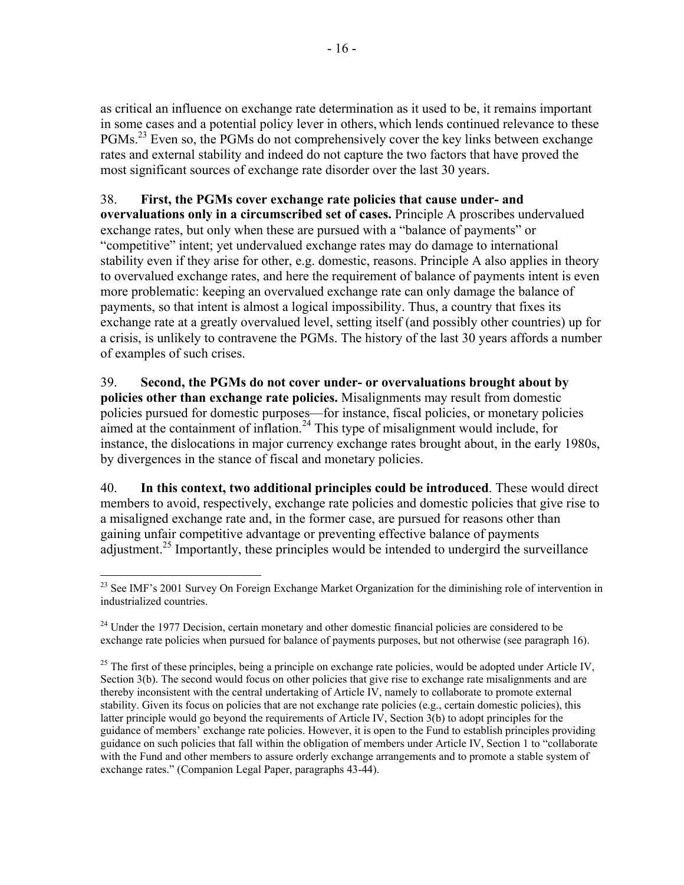as critical an influence on exchange rate determination as it used to be, it remains important in some cases and a potential policy lever in others, which lends continued relevance to these PGMs.[23] Even so, the PGMs do not comprehensively cover the key links between exchange rates and external stability and indeed do not capture the two factors that have proved the most significant sources of exchange rate disorder over the last 30 years.

38. **First, the PGMs cover exchange rate policies that cause under- and overvaluations only in a circumscribed set of cases.** Principle A proscribes undervalued exchange rates, but only when these are pursued with a "balance of payments" or "competitive" intent; yet undervalued exchange rates may do damage to international stability even if they arise for other, e.g. domestic, reasons. Principle A also applies in theory to overvalued exchange rates, and here the requirement of balance of payments intent is even more problematic: keeping an overvalued exchange rate can only damage the balance of payments, so that intent is almost a logical impossibility. Thus, a country that fixes its exchange rate at a greatly overvalued level, setting itself (and possibly other countries) up for a crisis, is unlikely to contravene the PGMs. The history of the last 30 years affords a number of examples of such crises.

39. **Second, the PGMs do not cover under- or overvaluations brought about by policies other than exchange rate policies.** Misalignments may result from domestic policies pursued for domestic purposes—for instance, fiscal policies, or monetary policies aimed at the containment of inflation.[24] This type of misalignment would include, for instance, the dislocations in major currency exchange rates brought about, in the early 1980s, by divergences in the stance of fiscal and monetary policies.

40. **In this context, two additional principles could be introduced**. These would direct members to avoid, respectively, exchange rate policies and domestic policies that give rise to a misaligned exchange rate and, in the former case, are pursued for reasons other than gaining unfair competitive advantage or preventing effective balance of payments adjustment.[25] Importantly, these principles would be intended to undergird the surveillance

---

[23] See IMF's 2001 Survey On Foreign Exchange Market Organization for the diminishing role of intervention in industrialized countries.

[24] Under the 1977 Decision, certain monetary and other domestic financial policies are considered to be exchange rate policies when pursued for balance of payments purposes, but not otherwise (see paragraph 16).

[25] The first of these principles, being a principle on exchange rate policies, would be adopted under Article IV, Section 3(b). The second would focus on other policies that give rise to exchange rate misalignments and are thereby inconsistent with the central undertaking of Article IV, namely to collaborate to promote external stability. Given its focus on policies that are not exchange rate policies (e.g., certain domestic policies), this latter principle would go beyond the requirements of Article IV, Section 3(b) to adopt principles for the guidance of members' exchange rate policies. However, it is open to the Fund to establish principles providing guidance on such policies that fall within the obligation of members under Article IV, Section 1 to "collaborate with the Fund and other members to assure orderly exchange arrangements and to promote a stable system of exchange rates." (Companion Legal Paper, paragraphs 43-44).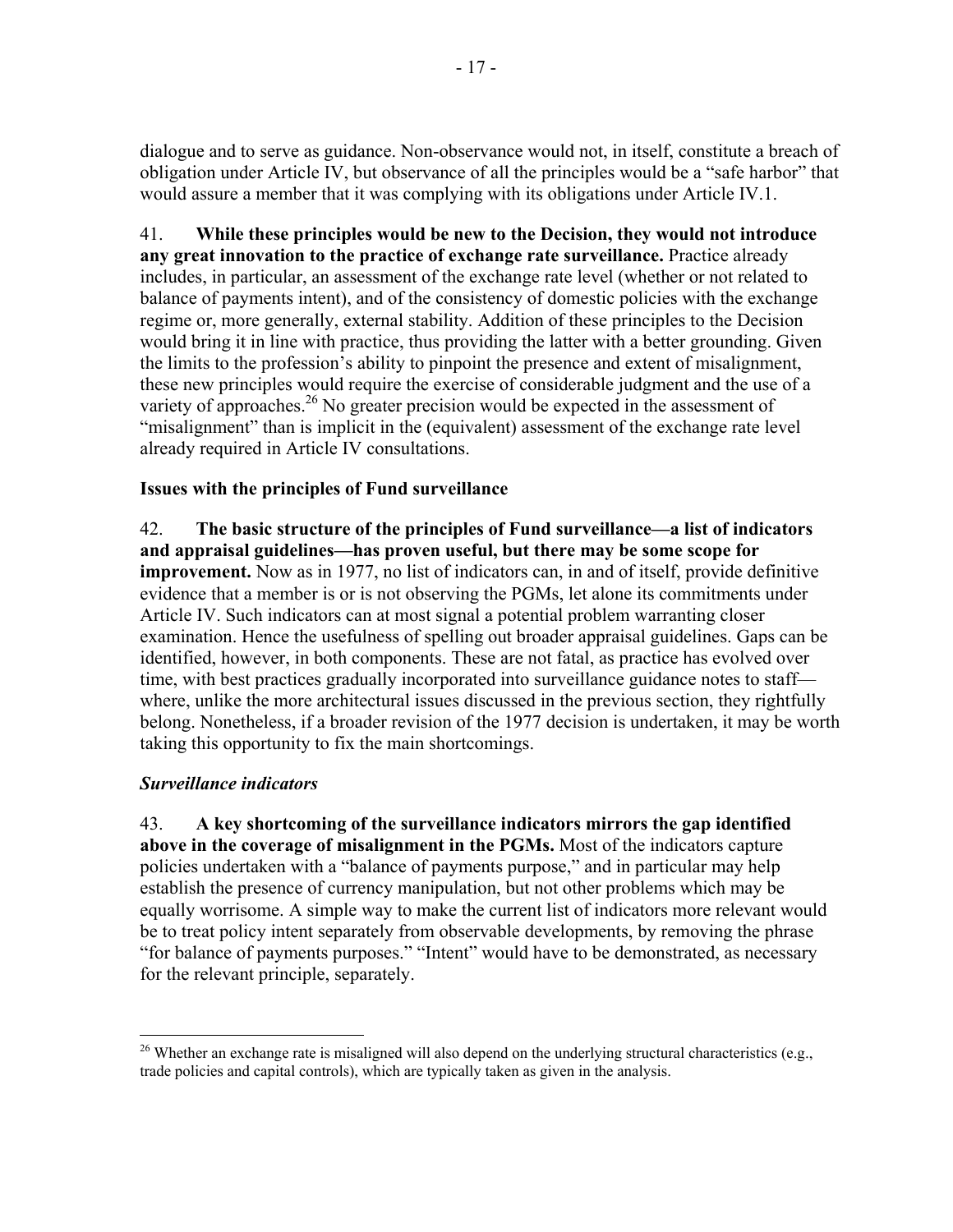dialogue and to serve as guidance. Non-observance would not, in itself, constitute a breach of obligation under Article IV, but observance of all the principles would be a "safe harbor" that would assure a member that it was complying with its obligations under Article IV.1.

41. **While these principles would be new to the Decision, they would not introduce any great innovation to the practice of exchange rate surveillance.** Practice already includes, in particular, an assessment of the exchange rate level (whether or not related to balance of payments intent), and of the consistency of domestic policies with the exchange regime or, more generally, external stability. Addition of these principles to the Decision would bring it in line with practice, thus providing the latter with a better grounding. Given the limits to the profession's ability to pinpoint the presence and extent of misalignment, these new principles would require the exercise of considerable judgment and the use of a variety of approaches.[26] No greater precision would be expected in the assessment of "misalignment" than is implicit in the (equivalent) assessment of the exchange rate level already required in Article IV consultations.

### Issues with the principles of Fund surveillance

42. **The basic structure of the principles of Fund surveillance—a list of indicators and appraisal guidelines—has proven useful, but there may be some scope for improvement.** Now as in 1977, no list of indicators can, in and of itself, provide definitive evidence that a member is or is not observing the PGMs, let alone its commitments under Article IV. Such indicators can at most signal a potential problem warranting closer examination. Hence the usefulness of spelling out broader appraisal guidelines. Gaps can be identified, however, in both components. These are not fatal, as practice has evolved over time, with best practices gradually incorporated into surveillance guidance notes to staff—where, unlike the more architectural issues discussed in the previous section, they rightfully belong. Nonetheless, if a broader revision of the 1977 decision is undertaken, it may be worth taking this opportunity to fix the main shortcomings.

#### *Surveillance indicators*

43. **A key shortcoming of the surveillance indicators mirrors the gap identified above in the coverage of misalignment in the PGMs.** Most of the indicators capture policies undertaken with a "balance of payments purpose," and in particular may help establish the presence of currency manipulation, but not other problems which may be equally worrisome. A simple way to make the current list of indicators more relevant would be to treat policy intent separately from observable developments, by removing the phrase "for balance of payments purposes." "Intent" would have to be demonstrated, as necessary for the relevant principle, separately.

[26] Whether an exchange rate is misaligned will also depend on the underlying structural characteristics (e.g., trade policies and capital controls), which are typically taken as given in the analysis.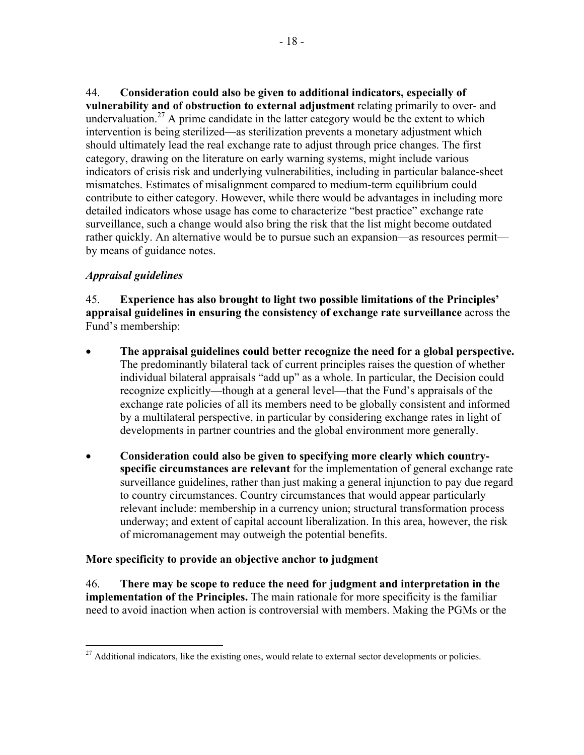44. **Consideration could also be given to additional indicators, especially of vulnerability and of obstruction to external adjustment** relating primarily to over- and undervaluation.[27] A prime candidate in the latter category would be the extent to which intervention is being sterilized—as sterilization prevents a monetary adjustment which should ultimately lead the real exchange rate to adjust through price changes. The first category, drawing on the literature on early warning systems, might include various indicators of crisis risk and underlying vulnerabilities, including in particular balance-sheet mismatches. Estimates of misalignment compared to medium-term equilibrium could contribute to either category. However, while there would be advantages in including more detailed indicators whose usage has come to characterize "best practice" exchange rate surveillance, such a change would also bring the risk that the list might become outdated rather quickly. An alternative would be to pursue such an expansion—as resources permit—by means of guidance notes.

### *Appraisal guidelines*

45. **Experience has also brought to light two possible limitations of the Principles' appraisal guidelines in ensuring the consistency of exchange rate surveillance** across the Fund's membership:

- **The appraisal guidelines could better recognize the need for a global perspective.** The predominantly bilateral tack of current principles raises the question of whether individual bilateral appraisals "add up" as a whole. In particular, the Decision could recognize explicitly—though at a general level—that the Fund's appraisals of the exchange rate policies of all its members need to be globally consistent and informed by a multilateral perspective, in particular by considering exchange rates in light of developments in partner countries and the global environment more generally.
- **Consideration could also be given to specifying more clearly which country-specific circumstances are relevant** for the implementation of general exchange rate surveillance guidelines, rather than just making a general injunction to pay due regard to country circumstances. Country circumstances that would appear particularly relevant include: membership in a currency union; structural transformation process underway; and extent of capital account liberalization. In this area, however, the risk of micromanagement may outweigh the potential benefits.

### More specificity to provide an objective anchor to judgment

46. **There may be scope to reduce the need for judgment and interpretation in the implementation of the Principles.** The main rationale for more specificity is the familiar need to avoid inaction when action is controversial with members. Making the PGMs or the

[27] Additional indicators, like the existing ones, would relate to external sector developments or policies.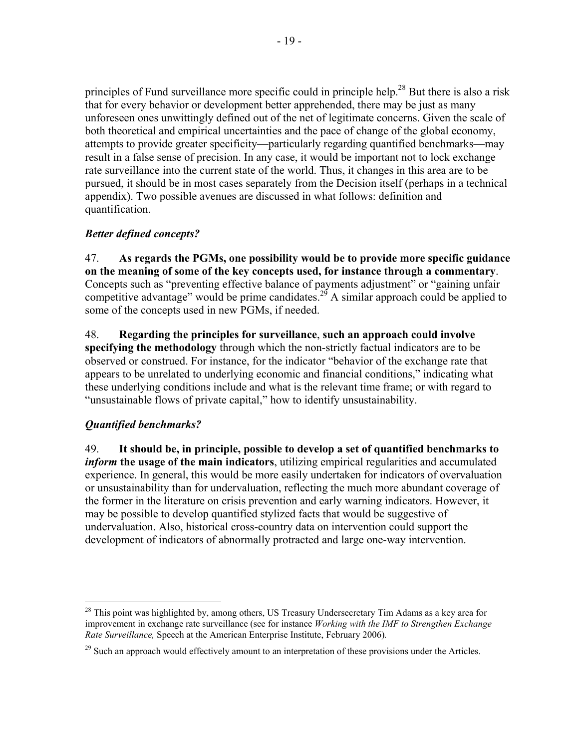principles of Fund surveillance more specific could in principle help.[28] But there is also a risk that for every behavior or development better apprehended, there may be just as many unforeseen ones unwittingly defined out of the net of legitimate concerns. Given the scale of both theoretical and empirical uncertainties and the pace of change of the global economy, attempts to provide greater specificity—particularly regarding quantified benchmarks—may result in a false sense of precision. In any case, it would be important not to lock exchange rate surveillance into the current state of the world. Thus, it changes in this area are to be pursued, it should be in most cases separately from the Decision itself (perhaps in a technical appendix). Two possible avenues are discussed in what follows: definition and quantification.

### *Better defined concepts?*

47. **As regards the PGMs, one possibility would be to provide more specific guidance on the meaning of some of the key concepts used, for instance through a commentary**. Concepts such as "preventing effective balance of payments adjustment" or "gaining unfair competitive advantage" would be prime candidates.[29] A similar approach could be applied to some of the concepts used in new PGMs, if needed.

48. **Regarding the principles for surveillance**, **such an approach could involve specifying the methodology** through which the non-strictly factual indicators are to be observed or construed. For instance, for the indicator "behavior of the exchange rate that appears to be unrelated to underlying economic and financial conditions," indicating what these underlying conditions include and what is the relevant time frame; or with regard to "unsustainable flows of private capital," how to identify unsustainability.

### *Quantified benchmarks?*

49. **It should be, in principle, possible to develop a set of quantified benchmarks to *inform* the usage of the main indicators**, utilizing empirical regularities and accumulated experience. In general, this would be more easily undertaken for indicators of overvaluation or unsustainability than for undervaluation, reflecting the much more abundant coverage of the former in the literature on crisis prevention and early warning indicators. However, it may be possible to develop quantified stylized facts that would be suggestive of undervaluation. Also, historical cross-country data on intervention could support the development of indicators of abnormally protracted and large one-way intervention.

---

[28] This point was highlighted by, among others, US Treasury Undersecretary Tim Adams as a key area for improvement in exchange rate surveillance (see for instance *Working with the IMF to Strengthen Exchange Rate Surveillance,* Speech at the American Enterprise Institute, February 2006).

[29] Such an approach would effectively amount to an interpretation of these provisions under the Articles.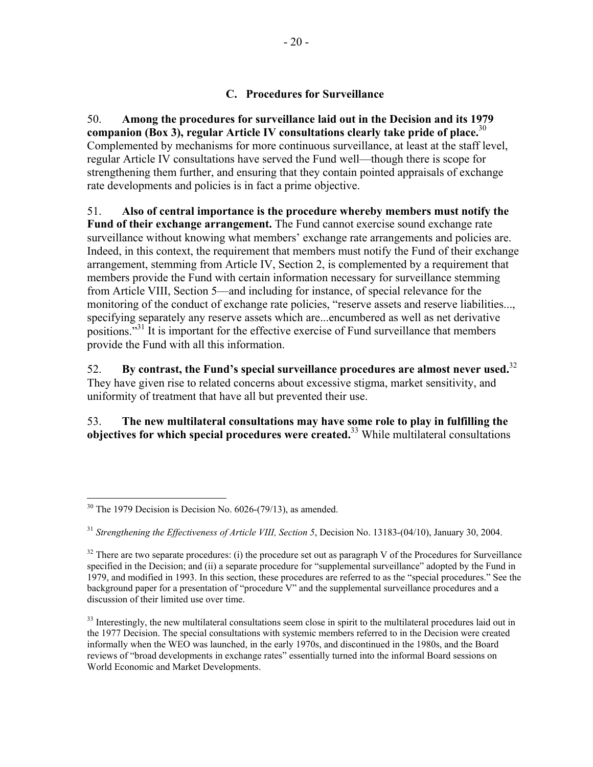## C. Procedures for Surveillance

50. **Among the procedures for surveillance laid out in the Decision and its 1979 companion (Box 3), regular Article IV consultations clearly take pride of place.**[30] Complemented by mechanisms for more continuous surveillance, at least at the staff level, regular Article IV consultations have served the Fund well—though there is scope for strengthening them further, and ensuring that they contain pointed appraisals of exchange rate developments and policies is in fact a prime objective.

51. **Also of central importance is the procedure whereby members must notify the Fund of their exchange arrangement.** The Fund cannot exercise sound exchange rate surveillance without knowing what members' exchange rate arrangements and policies are. Indeed, in this context, the requirement that members must notify the Fund of their exchange arrangement, stemming from Article IV, Section 2, is complemented by a requirement that members provide the Fund with certain information necessary for surveillance stemming from Article VIII, Section 5—and including for instance, of special relevance for the monitoring of the conduct of exchange rate policies, "reserve assets and reserve liabilities..., specifying separately any reserve assets which are...encumbered as well as net derivative positions."[31] It is important for the effective exercise of Fund surveillance that members provide the Fund with all this information.

52. **By contrast, the Fund's special surveillance procedures are almost never used.**[32] They have given rise to related concerns about excessive stigma, market sensitivity, and uniformity of treatment that have all but prevented their use.

53. **The new multilateral consultations may have some role to play in fulfilling the objectives for which special procedures were created.**[33] While multilateral consultations

---

[30] The 1979 Decision is Decision No. 6026-(79/13), as amended.

[31] *Strengthening the Effectiveness of Article VIII, Section 5*, Decision No. 13183-(04/10), January 30, 2004.

[32] There are two separate procedures: (i) the procedure set out as paragraph V of the Procedures for Surveillance specified in the Decision; and (ii) a separate procedure for "supplemental surveillance" adopted by the Fund in 1979, and modified in 1993. In this section, these procedures are referred to as the "special procedures." See the background paper for a presentation of "procedure V" and the supplemental surveillance procedures and a discussion of their limited use over time.

[33] Interestingly, the new multilateral consultations seem close in spirit to the multilateral procedures laid out in the 1977 Decision. The special consultations with systemic members referred to in the Decision were created informally when the WEO was launched, in the early 1970s, and discontinued in the 1980s, and the Board reviews of "broad developments in exchange rates" essentially turned into the informal Board sessions on World Economic and Market Developments.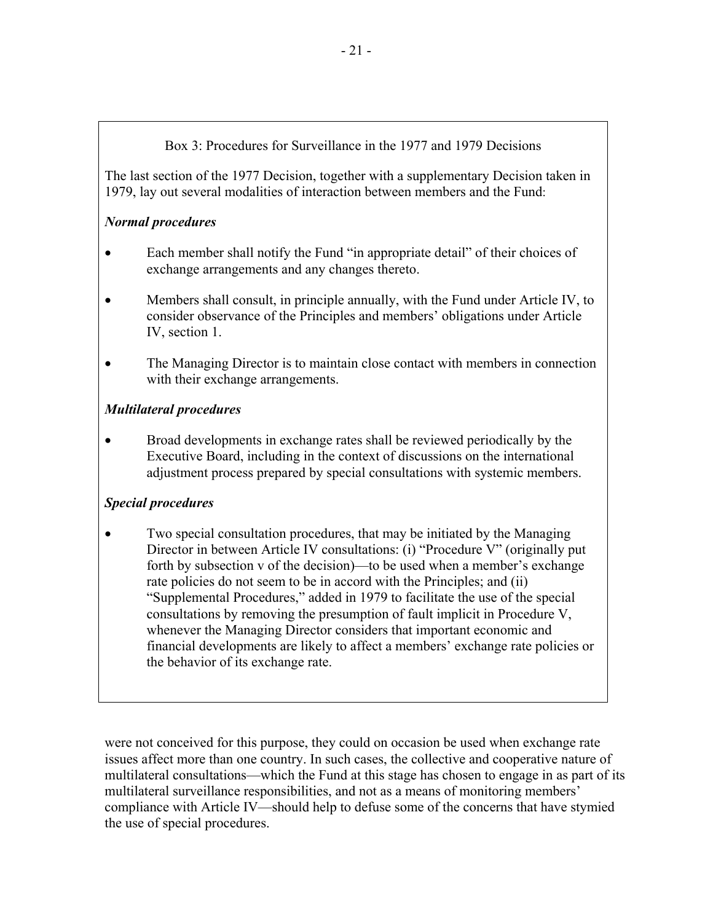Box 3: Procedures for Surveillance in the 1977 and 1979 Decisions

The last section of the 1977 Decision, together with a supplementary Decision taken in 1979, lay out several modalities of interaction between members and the Fund:

***Normal procedures***

- Each member shall notify the Fund "in appropriate detail" of their choices of exchange arrangements and any changes thereto.
- Members shall consult, in principle annually, with the Fund under Article IV, to consider observance of the Principles and members' obligations under Article IV, section 1.
- The Managing Director is to maintain close contact with members in connection with their exchange arrangements.

***Multilateral procedures***

- Broad developments in exchange rates shall be reviewed periodically by the Executive Board, including in the context of discussions on the international adjustment process prepared by special consultations with systemic members.

***Special procedures***

- Two special consultation procedures, that may be initiated by the Managing Director in between Article IV consultations: (i) "Procedure V" (originally put forth by subsection v of the decision)—to be used when a member's exchange rate policies do not seem to be in accord with the Principles; and (ii) "Supplemental Procedures," added in 1979 to facilitate the use of the special consultations by removing the presumption of fault implicit in Procedure V, whenever the Managing Director considers that important economic and financial developments are likely to affect a members' exchange rate policies or the behavior of its exchange rate.

were not conceived for this purpose, they could on occasion be used when exchange rate issues affect more than one country. In such cases, the collective and cooperative nature of multilateral consultations—which the Fund at this stage has chosen to engage in as part of its multilateral surveillance responsibilities, and not as a means of monitoring members' compliance with Article IV—should help to defuse some of the concerns that have stymied the use of special procedures.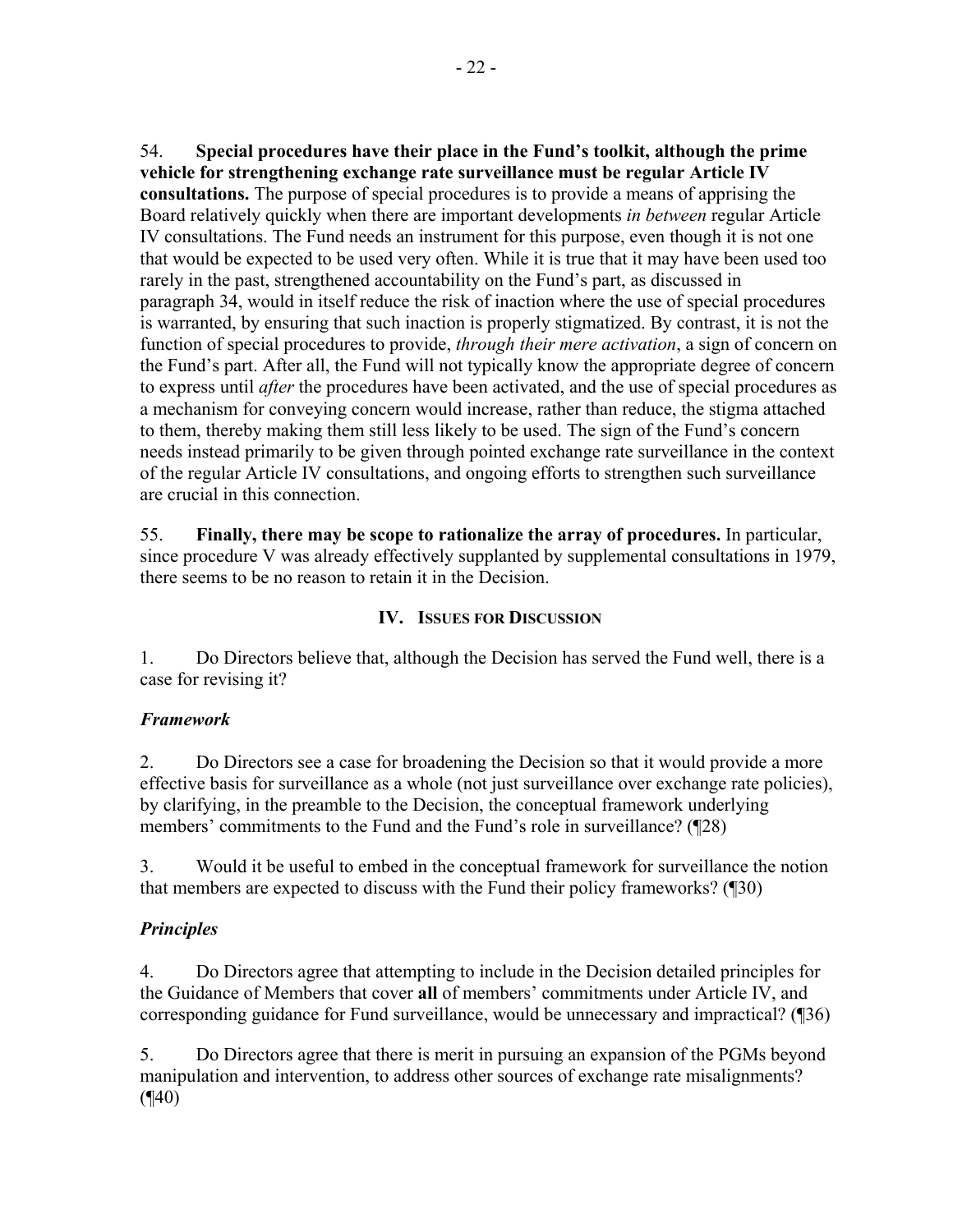54. **Special procedures have their place in the Fund's toolkit, although the prime vehicle for strengthening exchange rate surveillance must be regular Article IV consultations.** The purpose of special procedures is to provide a means of apprising the Board relatively quickly when there are important developments *in between* regular Article IV consultations. The Fund needs an instrument for this purpose, even though it is not one that would be expected to be used very often. While it is true that it may have been used too rarely in the past, strengthened accountability on the Fund's part, as discussed in paragraph 34, would in itself reduce the risk of inaction where the use of special procedures is warranted, by ensuring that such inaction is properly stigmatized. By contrast, it is not the function of special procedures to provide, *through their mere activation*, a sign of concern on the Fund's part. After all, the Fund will not typically know the appropriate degree of concern to express until *after* the procedures have been activated, and the use of special procedures as a mechanism for conveying concern would increase, rather than reduce, the stigma attached to them, thereby making them still less likely to be used. The sign of the Fund's concern needs instead primarily to be given through pointed exchange rate surveillance in the context of the regular Article IV consultations, and ongoing efforts to strengthen such surveillance are crucial in this connection.

55. **Finally, there may be scope to rationalize the array of procedures.** In particular, since procedure V was already effectively supplanted by supplemental consultations in 1979, there seems to be no reason to retain it in the Decision.

## IV. Issues for Discussion

1. Do Directors believe that, although the Decision has served the Fund well, there is a case for revising it?

### *Framework*

2. Do Directors see a case for broadening the Decision so that it would provide a more effective basis for surveillance as a whole (not just surveillance over exchange rate policies), by clarifying, in the preamble to the Decision, the conceptual framework underlying members' commitments to the Fund and the Fund's role in surveillance? (¶28)

3. Would it be useful to embed in the conceptual framework for surveillance the notion that members are expected to discuss with the Fund their policy frameworks? (¶30)

### *Principles*

4. Do Directors agree that attempting to include in the Decision detailed principles for the Guidance of Members that cover **all** of members' commitments under Article IV, and corresponding guidance for Fund surveillance, would be unnecessary and impractical? (¶36)

5. Do Directors agree that there is merit in pursuing an expansion of the PGMs beyond manipulation and intervention, to address other sources of exchange rate misalignments? (¶40)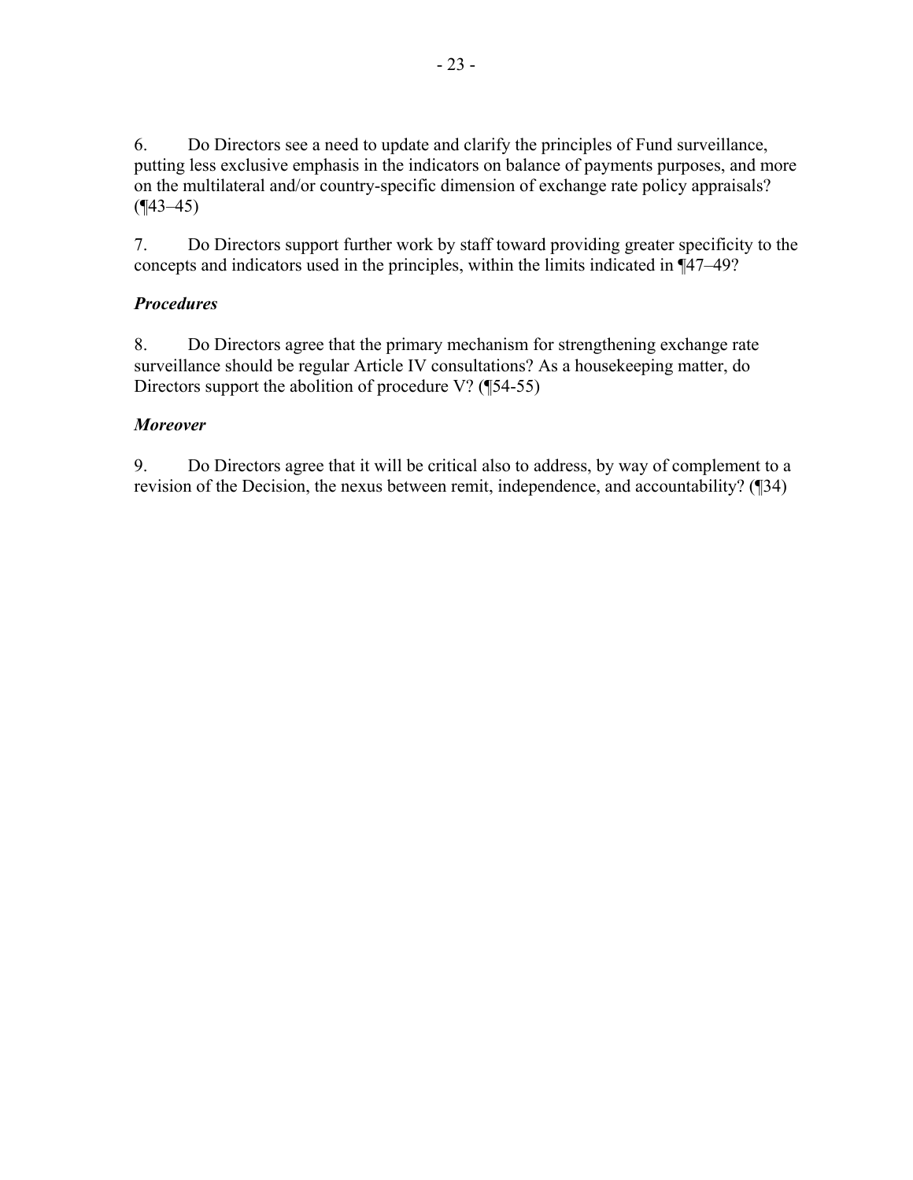6. Do Directors see a need to update and clarify the principles of Fund surveillance, putting less exclusive emphasis in the indicators on balance of payments purposes, and more on the multilateral and/or country-specific dimension of exchange rate policy appraisals? (¶43–45)

7. Do Directors support further work by staff toward providing greater specificity to the concepts and indicators used in the principles, within the limits indicated in ¶47–49?

***Procedures***

8. Do Directors agree that the primary mechanism for strengthening exchange rate surveillance should be regular Article IV consultations? As a housekeeping matter, do Directors support the abolition of procedure V? (¶54-55)

***Moreover***

9. Do Directors agree that it will be critical also to address, by way of complement to a revision of the Decision, the nexus between remit, independence, and accountability? (¶34)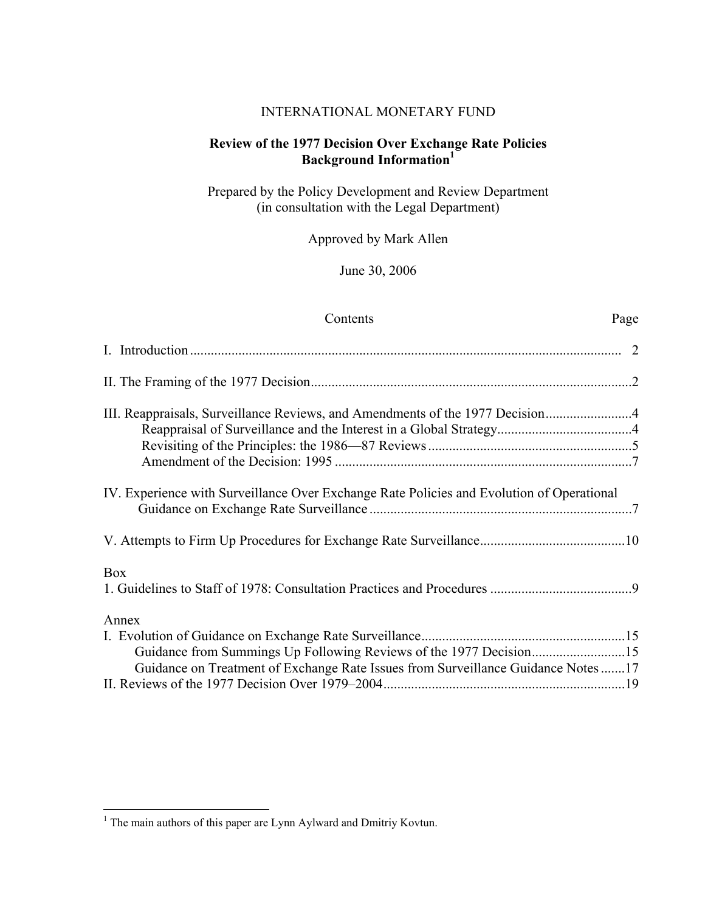INTERNATIONAL MONETARY FUND

**Review of the 1977 Decision Over Exchange Rate Policies**
**Background Information**[1]

Prepared by the Policy Development and Review Department
(in consultation with the Legal Department)

Approved by Mark Allen

June 30, 2006

| Contents | Page |
|---|---|
| I. Introduction | 2 |
| II. The Framing of the 1977 Decision | 2 |
| III. Reappraisals, Surveillance Reviews, and Amendments of the 1977 Decision | 4 |
| Reappraisal of Surveillance and the Interest in a Global Strategy | 4 |
| Revisiting of the Principles: the 1986—87 Reviews | 5 |
| Amendment of the Decision: 1995 | 7 |
| IV. Experience with Surveillance Over Exchange Rate Policies and Evolution of Operational Guidance on Exchange Rate Surveillance | 7 |
| V. Attempts to Firm Up Procedures for Exchange Rate Surveillance | 10 |
| **Box** | |
| 1. Guidelines to Staff of 1978: Consultation Practices and Procedures | 9 |
| **Annex** | |
| I. Evolution of Guidance on Exchange Rate Surveillance | 15 |
| Guidance from Summings Up Following Reviews of the 1977 Decision | 15 |
| Guidance on Treatment of Exchange Rate Issues from Surveillance Guidance Notes | 17 |
| II. Reviews of the 1977 Decision Over 1979–2004 | 19 |

[1] The main authors of this paper are Lynn Aylward and Dmitriy Kovtun.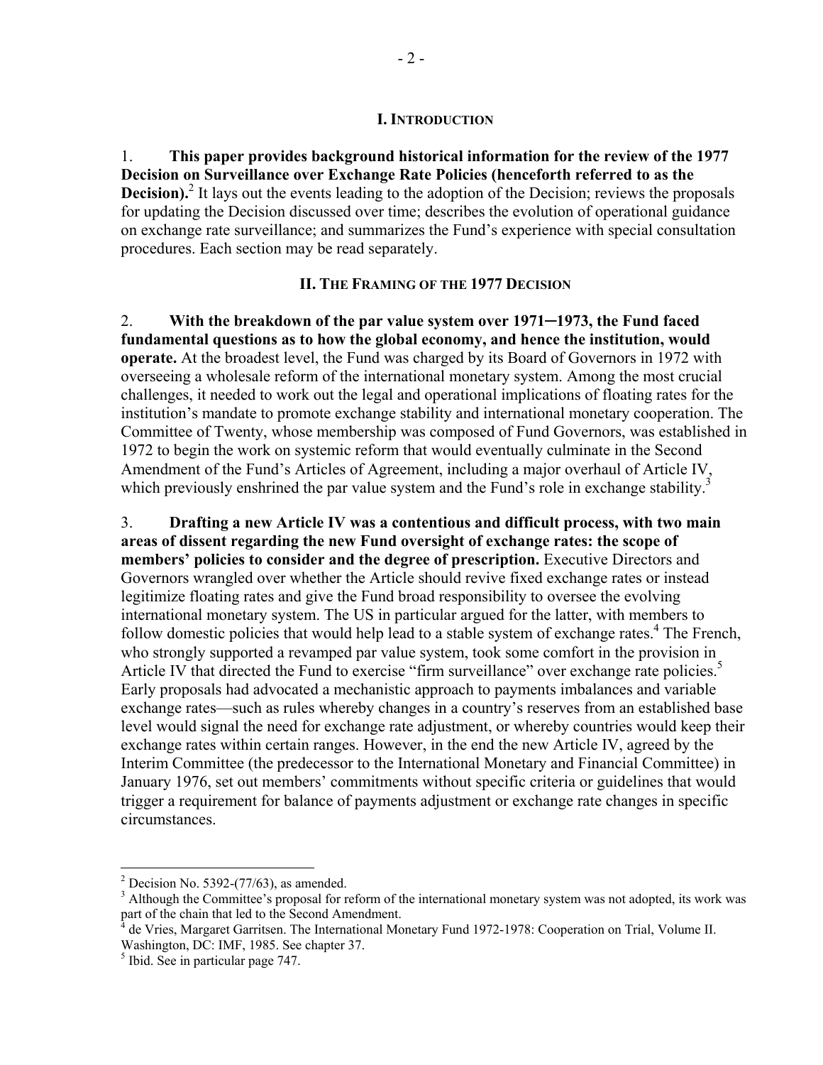## I. INTRODUCTION

1. **This paper provides background historical information for the review of the 1977 Decision on Surveillance over Exchange Rate Policies (henceforth referred to as the Decision).**[2] It lays out the events leading to the adoption of the Decision; reviews the proposals for updating the Decision discussed over time; describes the evolution of operational guidance on exchange rate surveillance; and summarizes the Fund's experience with special consultation procedures. Each section may be read separately.

## II. THE FRAMING OF THE 1977 DECISION

2. **With the breakdown of the par value system over 1971─1973, the Fund faced fundamental questions as to how the global economy, and hence the institution, would operate.** At the broadest level, the Fund was charged by its Board of Governors in 1972 with overseeing a wholesale reform of the international monetary system. Among the most crucial challenges, it needed to work out the legal and operational implications of floating rates for the institution's mandate to promote exchange stability and international monetary cooperation. The Committee of Twenty, whose membership was composed of Fund Governors, was established in 1972 to begin the work on systemic reform that would eventually culminate in the Second Amendment of the Fund's Articles of Agreement, including a major overhaul of Article IV, which previously enshrined the par value system and the Fund's role in exchange stability.[3]

3. **Drafting a new Article IV was a contentious and difficult process, with two main areas of dissent regarding the new Fund oversight of exchange rates: the scope of members' policies to consider and the degree of prescription.** Executive Directors and Governors wrangled over whether the Article should revive fixed exchange rates or instead legitimize floating rates and give the Fund broad responsibility to oversee the evolving international monetary system. The US in particular argued for the latter, with members to follow domestic policies that would help lead to a stable system of exchange rates.[4] The French, who strongly supported a revamped par value system, took some comfort in the provision in Article IV that directed the Fund to exercise "firm surveillance" over exchange rate policies.[5] Early proposals had advocated a mechanistic approach to payments imbalances and variable exchange rates—such as rules whereby changes in a country's reserves from an established base level would signal the need for exchange rate adjustment, or whereby countries would keep their exchange rates within certain ranges. However, in the end the new Article IV, agreed by the Interim Committee (the predecessor to the International Monetary and Financial Committee) in January 1976, set out members' commitments without specific criteria or guidelines that would trigger a requirement for balance of payments adjustment or exchange rate changes in specific circumstances.

---

[2] Decision No. 5392-(77/63), as amended.

[3] Although the Committee's proposal for reform of the international monetary system was not adopted, its work was part of the chain that led to the Second Amendment.

[4] de Vries, Margaret Garritsen. The International Monetary Fund 1972-1978: Cooperation on Trial, Volume II. Washington, DC: IMF, 1985. See chapter 37.

[5] Ibid. See in particular page 747.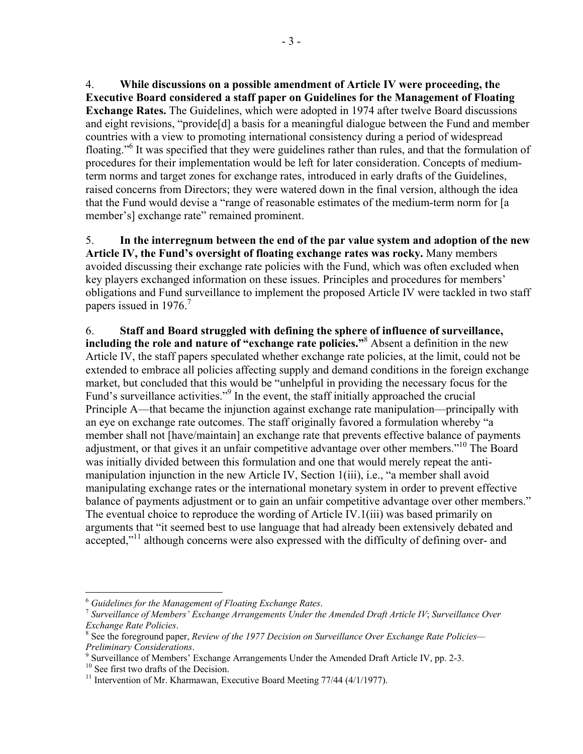4. **While discussions on a possible amendment of Article IV were proceeding, the Executive Board considered a staff paper on Guidelines for the Management of Floating Exchange Rates.** The Guidelines, which were adopted in 1974 after twelve Board discussions and eight revisions, "provide[d] a basis for a meaningful dialogue between the Fund and member countries with a view to promoting international consistency during a period of widespread floating."[6] It was specified that they were guidelines rather than rules, and that the formulation of procedures for their implementation would be left for later consideration. Concepts of medium-term norms and target zones for exchange rates, introduced in early drafts of the Guidelines, raised concerns from Directors; they were watered down in the final version, although the idea that the Fund would devise a "range of reasonable estimates of the medium-term norm for [a member's] exchange rate" remained prominent.

5. **In the interregnum between the end of the par value system and adoption of the new Article IV, the Fund's oversight of floating exchange rates was rocky.** Many members avoided discussing their exchange rate policies with the Fund, which was often excluded when key players exchanged information on these issues. Principles and procedures for members' obligations and Fund surveillance to implement the proposed Article IV were tackled in two staff papers issued in 1976.[7]

6. **Staff and Board struggled with defining the sphere of influence of surveillance, including the role and nature of "exchange rate policies."**[8] Absent a definition in the new Article IV, the staff papers speculated whether exchange rate policies, at the limit, could not be extended to embrace all policies affecting supply and demand conditions in the foreign exchange market, but concluded that this would be "unhelpful in providing the necessary focus for the Fund's surveillance activities."[9] In the event, the staff initially approached the crucial Principle A—that became the injunction against exchange rate manipulation—principally with an eye on exchange rate outcomes. The staff originally favored a formulation whereby "a member shall not [have/maintain] an exchange rate that prevents effective balance of payments adjustment, or that gives it an unfair competitive advantage over other members."[10] The Board was initially divided between this formulation and one that would merely repeat the anti-manipulation injunction in the new Article IV, Section 1(iii), i.e., "a member shall avoid manipulating exchange rates or the international monetary system in order to prevent effective balance of payments adjustment or to gain an unfair competitive advantage over other members." The eventual choice to reproduce the wording of Article IV.1(iii) was based primarily on arguments that "it seemed best to use language that had already been extensively debated and accepted,"[11] although concerns were also expressed with the difficulty of defining over- and

---

[6] *Guidelines for the Management of Floating Exchange Rates*.

[7] *Surveillance of Members' Exchange Arrangements Under the Amended Draft Article IV*; *Surveillance Over Exchange Rate Policies*.

[8] See the foreground paper, *Review of the 1977 Decision on Surveillance Over Exchange Rate Policies—Preliminary Considerations*.

[9] Surveillance of Members' Exchange Arrangements Under the Amended Draft Article IV, pp. 2-3.

[10] See first two drafts of the Decision.

[11] Intervention of Mr. Kharmawan, Executive Board Meeting 77/44 (4/1/1977).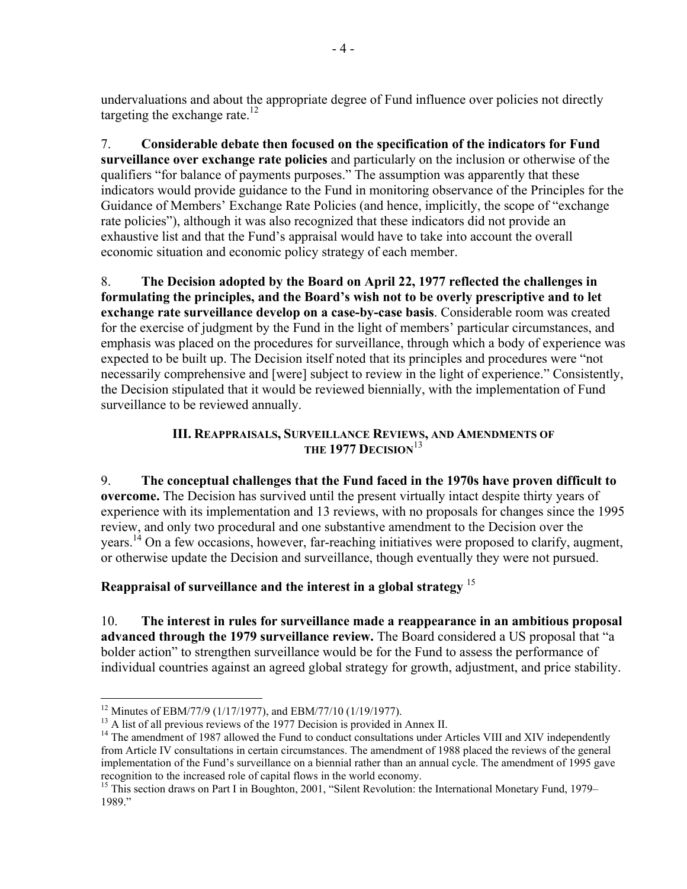undervaluations and about the appropriate degree of Fund influence over policies not directly targeting the exchange rate.[12]

7. **Considerable debate then focused on the specification of the indicators for Fund surveillance over exchange rate policies** and particularly on the inclusion or otherwise of the qualifiers "for balance of payments purposes." The assumption was apparently that these indicators would provide guidance to the Fund in monitoring observance of the Principles for the Guidance of Members' Exchange Rate Policies (and hence, implicitly, the scope of "exchange rate policies"), although it was also recognized that these indicators did not provide an exhaustive list and that the Fund's appraisal would have to take into account the overall economic situation and economic policy strategy of each member.

8. **The Decision adopted by the Board on April 22, 1977 reflected the challenges in formulating the principles, and the Board's wish not to be overly prescriptive and to let exchange rate surveillance develop on a case-by-case basis**. Considerable room was created for the exercise of judgment by the Fund in the light of members' particular circumstances, and emphasis was placed on the procedures for surveillance, through which a body of experience was expected to be built up. The Decision itself noted that its principles and procedures were "not necessarily comprehensive and [were] subject to review in the light of experience." Consistently, the Decision stipulated that it would be reviewed biennially, with the implementation of Fund surveillance to be reviewed annually.

## III. Reappraisals, Surveillance Reviews, and Amendments of the 1977 Decision[13]

9. **The conceptual challenges that the Fund faced in the 1970s have proven difficult to overcome.** The Decision has survived until the present virtually intact despite thirty years of experience with its implementation and 13 reviews, with no proposals for changes since the 1995 review, and only two procedural and one substantive amendment to the Decision over the years.[14] On a few occasions, however, far-reaching initiatives were proposed to clarify, augment, or otherwise update the Decision and surveillance, though eventually they were not pursued.

### Reappraisal of surveillance and the interest in a global strategy [15]

10. **The interest in rules for surveillance made a reappearance in an ambitious proposal advanced through the 1979 surveillance review.** The Board considered a US proposal that "a bolder action" to strengthen surveillance would be for the Fund to assess the performance of individual countries against an agreed global strategy for growth, adjustment, and price stability.

---

[12] Minutes of EBM/77/9 (1/17/1977), and EBM/77/10 (1/19/1977).

[13] A list of all previous reviews of the 1977 Decision is provided in Annex II.

[14] The amendment of 1987 allowed the Fund to conduct consultations under Articles VIII and XIV independently from Article IV consultations in certain circumstances. The amendment of 1988 placed the reviews of the general implementation of the Fund's surveillance on a biennial rather than an annual cycle. The amendment of 1995 gave recognition to the increased role of capital flows in the world economy.

[15] This section draws on Part I in Boughton, 2001, "Silent Revolution: the International Monetary Fund, 1979–1989."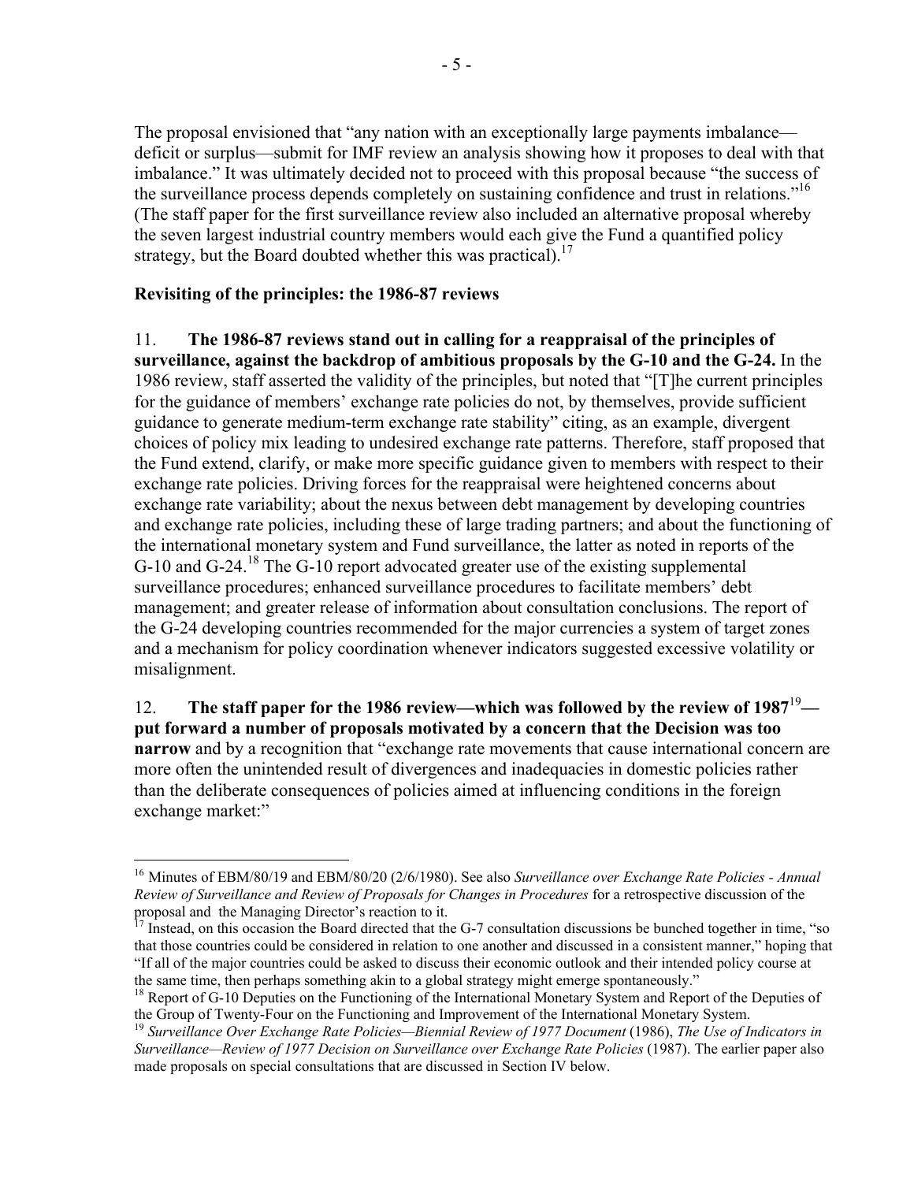The proposal envisioned that "any nation with an exceptionally large payments imbalance—deficit or surplus—submit for IMF review an analysis showing how it proposes to deal with that imbalance." It was ultimately decided not to proceed with this proposal because "the success of the surveillance process depends completely on sustaining confidence and trust in relations."[16] (The staff paper for the first surveillance review also included an alternative proposal whereby the seven largest industrial country members would each give the Fund a quantified policy strategy, but the Board doubted whether this was practical).[17]

**Revisiting of the principles: the 1986-87 reviews**

11. **The 1986-87 reviews stand out in calling for a reappraisal of the principles of surveillance, against the backdrop of ambitious proposals by the G-10 and the G-24.** In the 1986 review, staff asserted the validity of the principles, but noted that "[T]he current principles for the guidance of members' exchange rate policies do not, by themselves, provide sufficient guidance to generate medium-term exchange rate stability" citing, as an example, divergent choices of policy mix leading to undesired exchange rate patterns. Therefore, staff proposed that the Fund extend, clarify, or make more specific guidance given to members with respect to their exchange rate policies. Driving forces for the reappraisal were heightened concerns about exchange rate variability; about the nexus between debt management by developing countries and exchange rate policies, including these of large trading partners; and about the functioning of the international monetary system and Fund surveillance, the latter as noted in reports of the G-10 and G-24.[18] The G-10 report advocated greater use of the existing supplemental surveillance procedures; enhanced surveillance procedures to facilitate members' debt management; and greater release of information about consultation conclusions. The report of the G-24 developing countries recommended for the major currencies a system of target zones and a mechanism for policy coordination whenever indicators suggested excessive volatility or misalignment.

12. **The staff paper for the 1986 review—which was followed by the review of 1987[19]—put forward a number of proposals motivated by a concern that the Decision was too narrow** and by a recognition that "exchange rate movements that cause international concern are more often the unintended result of divergences and inadequacies in domestic policies rather than the deliberate consequences of policies aimed at influencing conditions in the foreign exchange market:"

---

[16] Minutes of EBM/80/19 and EBM/80/20 (2/6/1980). See also *Surveillance over Exchange Rate Policies - Annual Review of Surveillance and Review of Proposals for Changes in Procedures* for a retrospective discussion of the proposal and the Managing Director's reaction to it.

[17] Instead, on this occasion the Board directed that the G-7 consultation discussions be bunched together in time, "so that those countries could be considered in relation to one another and discussed in a consistent manner," hoping that "If all of the major countries could be asked to discuss their economic outlook and their intended policy course at the same time, then perhaps something akin to a global strategy might emerge spontaneously."

[18] Report of G-10 Deputies on the Functioning of the International Monetary System and Report of the Deputies of the Group of Twenty-Four on the Functioning and Improvement of the International Monetary System.

[19] *Surveillance Over Exchange Rate Policies—Biennial Review of 1977 Document* (1986), *The Use of Indicators in Surveillance—Review of 1977 Decision on Surveillance over Exchange Rate Policies* (1987). The earlier paper also made proposals on special consultations that are discussed in Section IV below.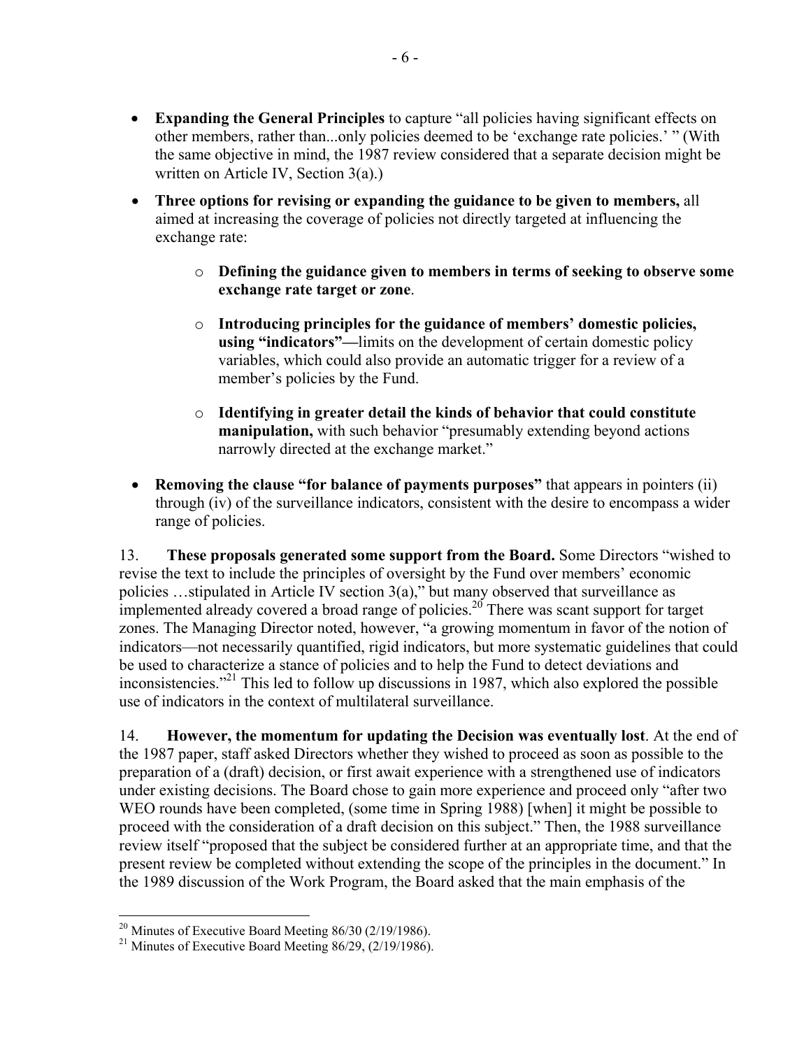- **Expanding the General Principles** to capture "all policies having significant effects on other members, rather than...only policies deemed to be 'exchange rate policies.' " (With the same objective in mind, the 1987 review considered that a separate decision might be written on Article IV, Section 3(a).)

- **Three options for revising or expanding the guidance to be given to members,** all aimed at increasing the coverage of policies not directly targeted at influencing the exchange rate:

  - **Defining the guidance given to members in terms of seeking to observe some exchange rate target or zone**.

  - **Introducing principles for the guidance of members' domestic policies, using "indicators"—**limits on the development of certain domestic policy variables, which could also provide an automatic trigger for a review of a member's policies by the Fund.

  - **Identifying in greater detail the kinds of behavior that could constitute manipulation,** with such behavior "presumably extending beyond actions narrowly directed at the exchange market."

- **Removing the clause "for balance of payments purposes"** that appears in pointers (ii) through (iv) of the surveillance indicators, consistent with the desire to encompass a wider range of policies.

13. **These proposals generated some support from the Board.** Some Directors "wished to revise the text to include the principles of oversight by the Fund over members' economic policies …stipulated in Article IV section 3(a)," but many observed that surveillance as implemented already covered a broad range of policies.[20] There was scant support for target zones. The Managing Director noted, however, "a growing momentum in favor of the notion of indicators—not necessarily quantified, rigid indicators, but more systematic guidelines that could be used to characterize a stance of policies and to help the Fund to detect deviations and inconsistencies."[21] This led to follow up discussions in 1987, which also explored the possible use of indicators in the context of multilateral surveillance.

14. **However, the momentum for updating the Decision was eventually lost**. At the end of the 1987 paper, staff asked Directors whether they wished to proceed as soon as possible to the preparation of a (draft) decision, or first await experience with a strengthened use of indicators under existing decisions. The Board chose to gain more experience and proceed only "after two WEO rounds have been completed, (some time in Spring 1988) [when] it might be possible to proceed with the consideration of a draft decision on this subject." Then, the 1988 surveillance review itself "proposed that the subject be considered further at an appropriate time, and that the present review be completed without extending the scope of the principles in the document." In the 1989 discussion of the Work Program, the Board asked that the main emphasis of the

---

[20] Minutes of Executive Board Meeting 86/30 (2/19/1986).

[21] Minutes of Executive Board Meeting 86/29, (2/19/1986).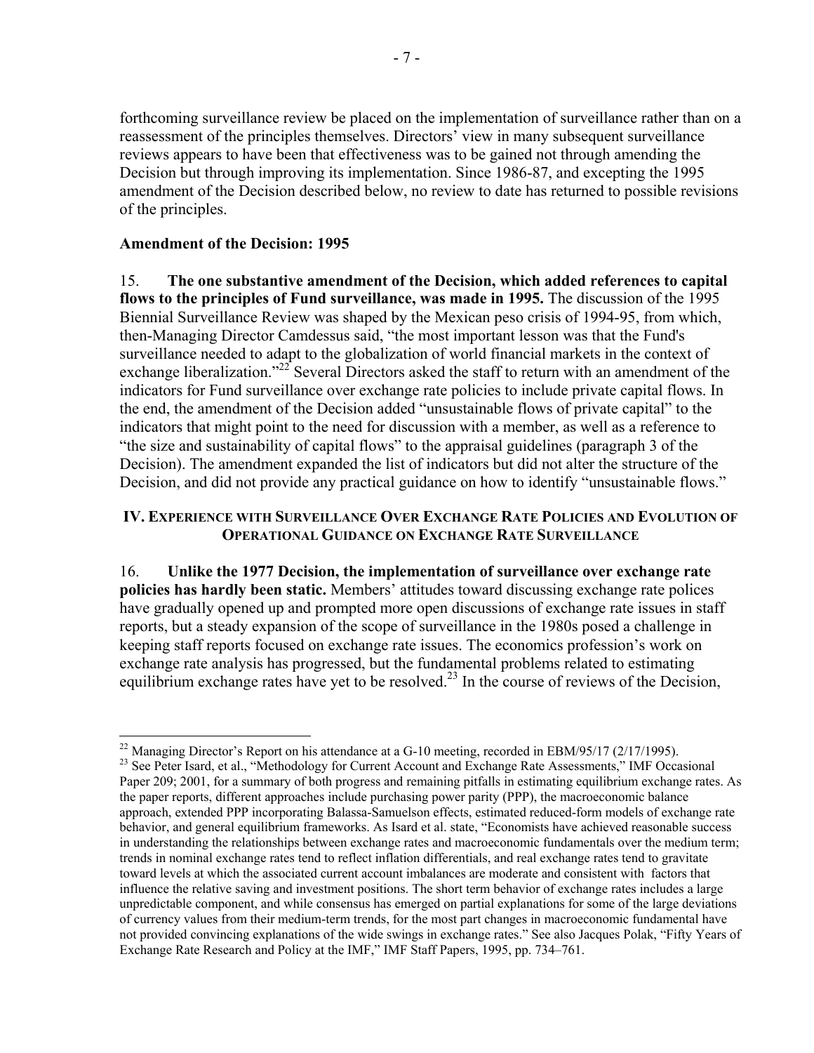forthcoming surveillance review be placed on the implementation of surveillance rather than on a reassessment of the principles themselves. Directors' view in many subsequent surveillance reviews appears to have been that effectiveness was to be gained not through amending the Decision but through improving its implementation. Since 1986-87, and excepting the 1995 amendment of the Decision described below, no review to date has returned to possible revisions of the principles.

**Amendment of the Decision: 1995**

15. **The one substantive amendment of the Decision, which added references to capital flows to the principles of Fund surveillance, was made in 1995.** The discussion of the 1995 Biennial Surveillance Review was shaped by the Mexican peso crisis of 1994-95, from which, then-Managing Director Camdessus said, "the most important lesson was that the Fund's surveillance needed to adapt to the globalization of world financial markets in the context of exchange liberalization."[22] Several Directors asked the staff to return with an amendment of the indicators for Fund surveillance over exchange rate policies to include private capital flows. In the end, the amendment of the Decision added "unsustainable flows of private capital" to the indicators that might point to the need for discussion with a member, as well as a reference to "the size and sustainability of capital flows" to the appraisal guidelines (paragraph 3 of the Decision). The amendment expanded the list of indicators but did not alter the structure of the Decision, and did not provide any practical guidance on how to identify "unsustainable flows."

## IV. Experience with Surveillance Over Exchange Rate Policies and Evolution of Operational Guidance on Exchange Rate Surveillance

16. **Unlike the 1977 Decision, the implementation of surveillance over exchange rate policies has hardly been static.** Members' attitudes toward discussing exchange rate polices have gradually opened up and prompted more open discussions of exchange rate issues in staff reports, but a steady expansion of the scope of surveillance in the 1980s posed a challenge in keeping staff reports focused on exchange rate issues. The economics profession's work on exchange rate analysis has progressed, but the fundamental problems related to estimating equilibrium exchange rates have yet to be resolved.[23] In the course of reviews of the Decision,

[22] Managing Director's Report on his attendance at a G-10 meeting, recorded in EBM/95/17 (2/17/1995).

[23] See Peter Isard, et al., "Methodology for Current Account and Exchange Rate Assessments," IMF Occasional Paper 209; 2001, for a summary of both progress and remaining pitfalls in estimating equilibrium exchange rates. As the paper reports, different approaches include purchasing power parity (PPP), the macroeconomic balance approach, extended PPP incorporating Balassa-Samuelson effects, estimated reduced-form models of exchange rate behavior, and general equilibrium frameworks. As Isard et al. state, "Economists have achieved reasonable success in understanding the relationships between exchange rates and macroeconomic fundamentals over the medium term; trends in nominal exchange rates tend to reflect inflation differentials, and real exchange rates tend to gravitate toward levels at which the associated current account imbalances are moderate and consistent with factors that influence the relative saving and investment positions. The short term behavior of exchange rates includes a large unpredictable component, and while consensus has emerged on partial explanations for some of the large deviations of currency values from their medium-term trends, for the most part changes in macroeconomic fundamental have not provided convincing explanations of the wide swings in exchange rates." See also Jacques Polak, "Fifty Years of Exchange Rate Research and Policy at the IMF," IMF Staff Papers, 1995, pp. 734–761.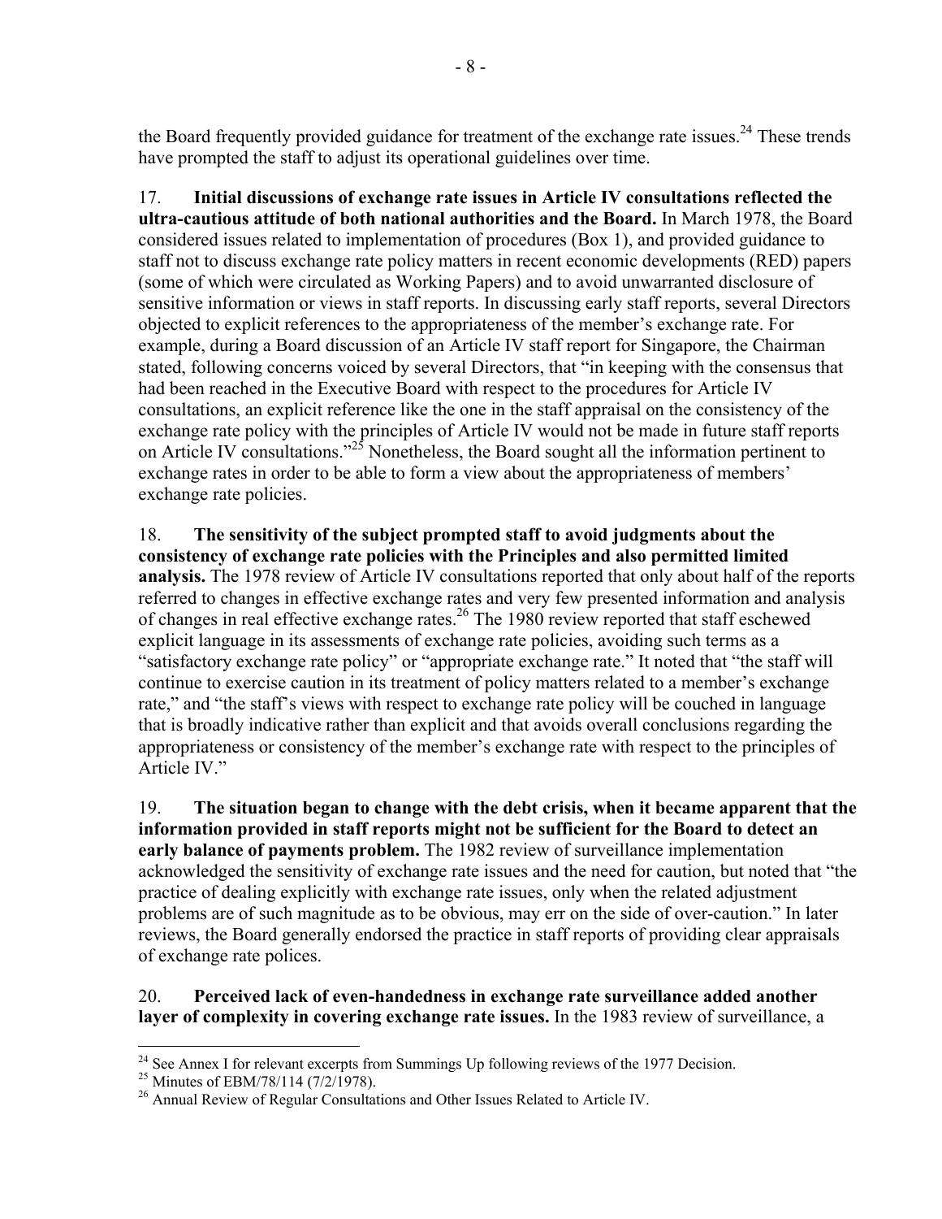the Board frequently provided guidance for treatment of the exchange rate issues.[24] These trends have prompted the staff to adjust its operational guidelines over time.

17. **Initial discussions of exchange rate issues in Article IV consultations reflected the ultra-cautious attitude of both national authorities and the Board.** In March 1978, the Board considered issues related to implementation of procedures (Box 1), and provided guidance to staff not to discuss exchange rate policy matters in recent economic developments (RED) papers (some of which were circulated as Working Papers) and to avoid unwarranted disclosure of sensitive information or views in staff reports. In discussing early staff reports, several Directors objected to explicit references to the appropriateness of the member's exchange rate. For example, during a Board discussion of an Article IV staff report for Singapore, the Chairman stated, following concerns voiced by several Directors, that "in keeping with the consensus that had been reached in the Executive Board with respect to the procedures for Article IV consultations, an explicit reference like the one in the staff appraisal on the consistency of the exchange rate policy with the principles of Article IV would not be made in future staff reports on Article IV consultations."[25] Nonetheless, the Board sought all the information pertinent to exchange rates in order to be able to form a view about the appropriateness of members' exchange rate policies.

18. **The sensitivity of the subject prompted staff to avoid judgments about the consistency of exchange rate policies with the Principles and also permitted limited analysis.** The 1978 review of Article IV consultations reported that only about half of the reports referred to changes in effective exchange rates and very few presented information and analysis of changes in real effective exchange rates.[26] The 1980 review reported that staff eschewed explicit language in its assessments of exchange rate policies, avoiding such terms as a "satisfactory exchange rate policy" or "appropriate exchange rate." It noted that "the staff will continue to exercise caution in its treatment of policy matters related to a member's exchange rate," and "the staff's views with respect to exchange rate policy will be couched in language that is broadly indicative rather than explicit and that avoids overall conclusions regarding the appropriateness or consistency of the member's exchange rate with respect to the principles of Article IV."

19. **The situation began to change with the debt crisis, when it became apparent that the information provided in staff reports might not be sufficient for the Board to detect an early balance of payments problem.** The 1982 review of surveillance implementation acknowledged the sensitivity of exchange rate issues and the need for caution, but noted that "the practice of dealing explicitly with exchange rate issues, only when the related adjustment problems are of such magnitude as to be obvious, may err on the side of over-caution." In later reviews, the Board generally endorsed the practice in staff reports of providing clear appraisals of exchange rate polices.

20. **Perceived lack of even-handedness in exchange rate surveillance added another layer of complexity in covering exchange rate issues.** In the 1983 review of surveillance, a

---

[24] See Annex I for relevant excerpts from Summings Up following reviews of the 1977 Decision.

[25] Minutes of EBM/78/114 (7/2/1978).

[26] Annual Review of Regular Consultations and Other Issues Related to Article IV.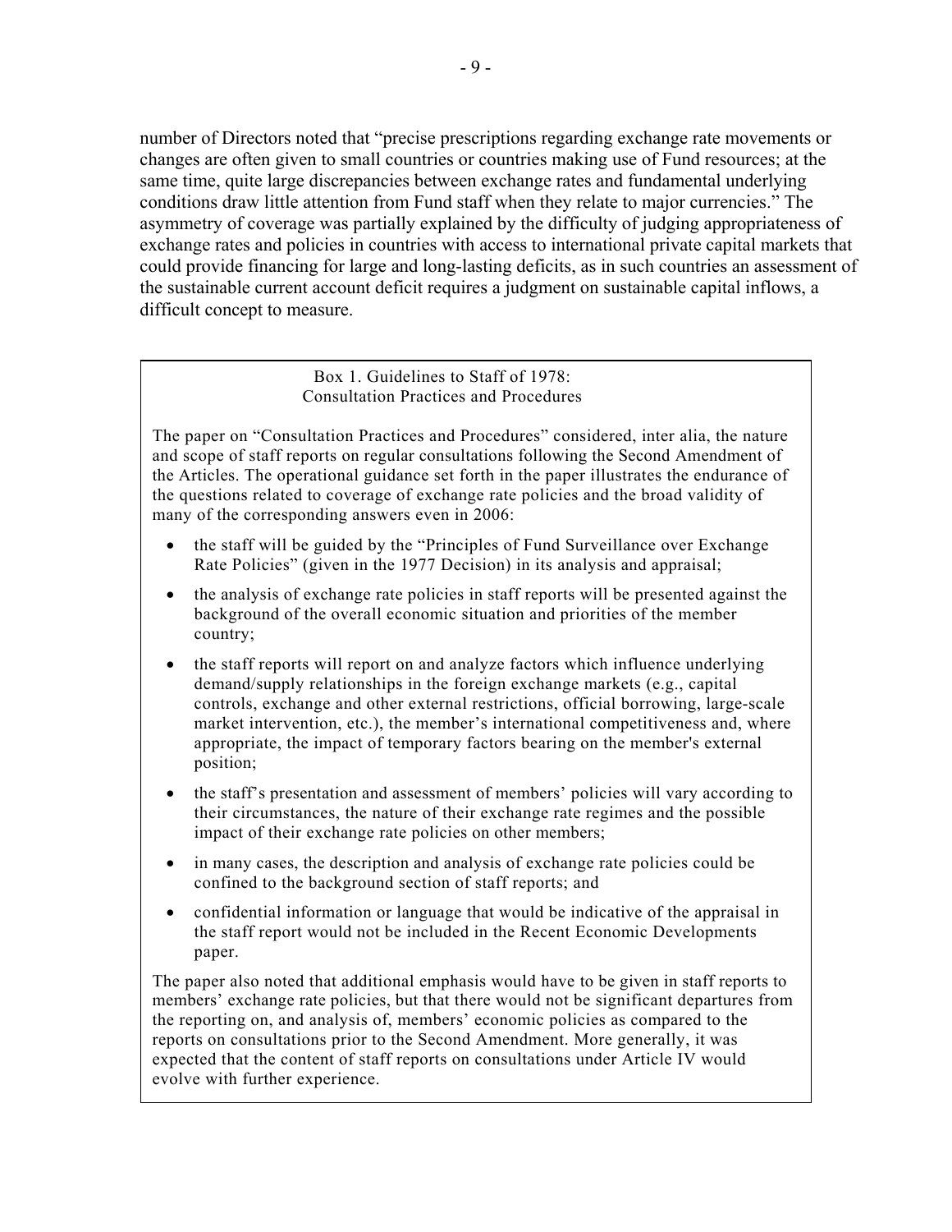number of Directors noted that "precise prescriptions regarding exchange rate movements or changes are often given to small countries or countries making use of Fund resources; at the same time, quite large discrepancies between exchange rates and fundamental underlying conditions draw little attention from Fund staff when they relate to major currencies." The asymmetry of coverage was partially explained by the difficulty of judging appropriateness of exchange rates and policies in countries with access to international private capital markets that could provide financing for large and long-lasting deficits, as in such countries an assessment of the sustainable current account deficit requires a judgment on sustainable capital inflows, a difficult concept to measure.

### Box 1. Guidelines to Staff of 1978: Consultation Practices and Procedures

The paper on "Consultation Practices and Procedures" considered, inter alia, the nature and scope of staff reports on regular consultations following the Second Amendment of the Articles. The operational guidance set forth in the paper illustrates the endurance of the questions related to coverage of exchange rate policies and the broad validity of many of the corresponding answers even in 2006:

- the staff will be guided by the "Principles of Fund Surveillance over Exchange Rate Policies" (given in the 1977 Decision) in its analysis and appraisal;
- the analysis of exchange rate policies in staff reports will be presented against the background of the overall economic situation and priorities of the member country;
- the staff reports will report on and analyze factors which influence underlying demand/supply relationships in the foreign exchange markets (e.g., capital controls, exchange and other external restrictions, official borrowing, large-scale market intervention, etc.), the member's international competitiveness and, where appropriate, the impact of temporary factors bearing on the member's external position;
- the staff's presentation and assessment of members' policies will vary according to their circumstances, the nature of their exchange rate regimes and the possible impact of their exchange rate policies on other members;
- in many cases, the description and analysis of exchange rate policies could be confined to the background section of staff reports; and
- confidential information or language that would be indicative of the appraisal in the staff report would not be included in the Recent Economic Developments paper.

The paper also noted that additional emphasis would have to be given in staff reports to members' exchange rate policies, but that there would not be significant departures from the reporting on, and analysis of, members' economic policies as compared to the reports on consultations prior to the Second Amendment. More generally, it was expected that the content of staff reports on consultations under Article IV would evolve with further experience.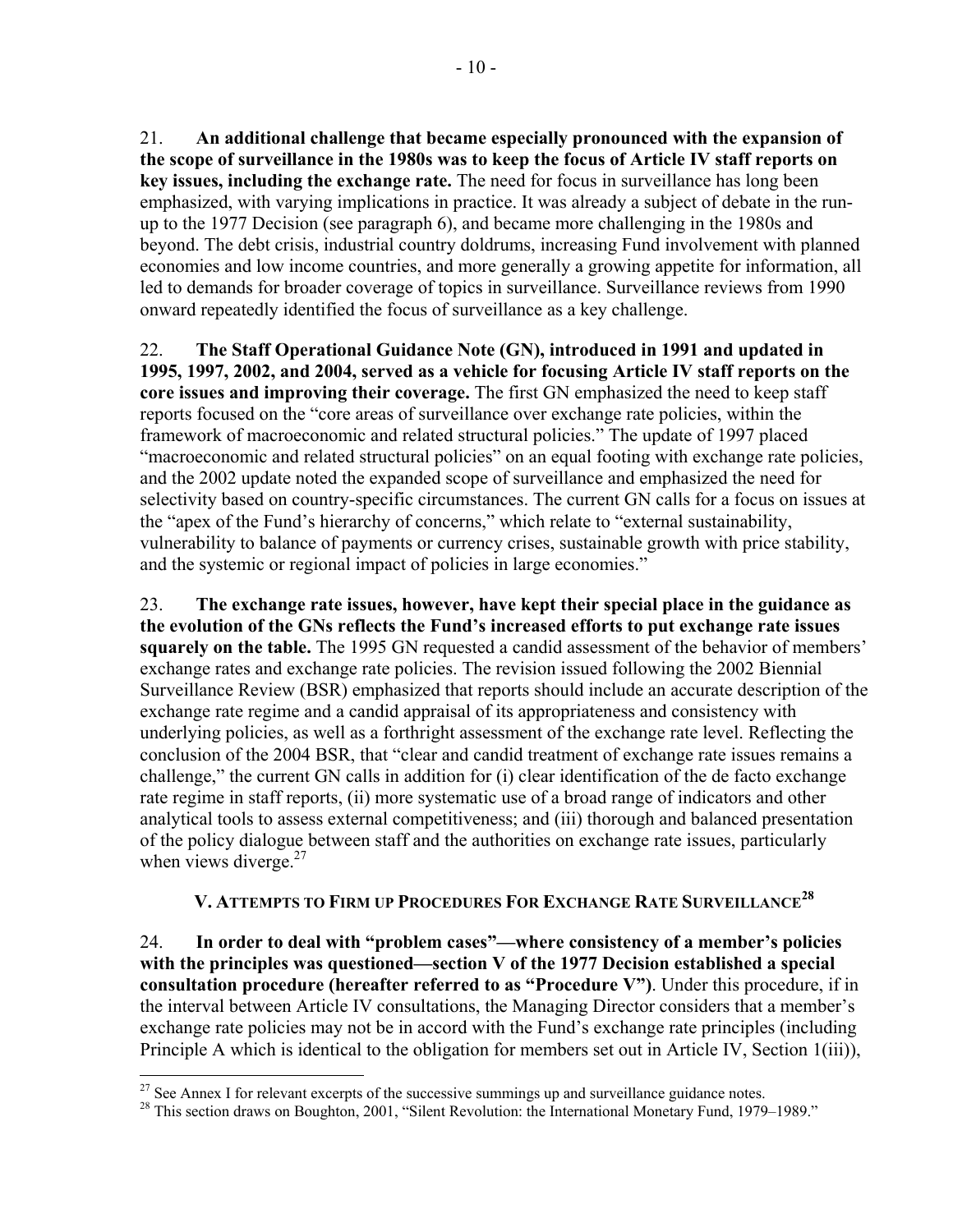21. **An additional challenge that became especially pronounced with the expansion of the scope of surveillance in the 1980s was to keep the focus of Article IV staff reports on key issues, including the exchange rate.** The need for focus in surveillance has long been emphasized, with varying implications in practice. It was already a subject of debate in the run-up to the 1977 Decision (see paragraph 6), and became more challenging in the 1980s and beyond. The debt crisis, industrial country doldrums, increasing Fund involvement with planned economies and low income countries, and more generally a growing appetite for information, all led to demands for broader coverage of topics in surveillance. Surveillance reviews from 1990 onward repeatedly identified the focus of surveillance as a key challenge.

22. **The Staff Operational Guidance Note (GN), introduced in 1991 and updated in 1995, 1997, 2002, and 2004, served as a vehicle for focusing Article IV staff reports on the core issues and improving their coverage.** The first GN emphasized the need to keep staff reports focused on the "core areas of surveillance over exchange rate policies, within the framework of macroeconomic and related structural policies." The update of 1997 placed "macroeconomic and related structural policies" on an equal footing with exchange rate policies, and the 2002 update noted the expanded scope of surveillance and emphasized the need for selectivity based on country-specific circumstances. The current GN calls for a focus on issues at the "apex of the Fund's hierarchy of concerns," which relate to "external sustainability, vulnerability to balance of payments or currency crises, sustainable growth with price stability, and the systemic or regional impact of policies in large economies."

23. **The exchange rate issues, however, have kept their special place in the guidance as the evolution of the GNs reflects the Fund's increased efforts to put exchange rate issues squarely on the table.** The 1995 GN requested a candid assessment of the behavior of members' exchange rates and exchange rate policies. The revision issued following the 2002 Biennial Surveillance Review (BSR) emphasized that reports should include an accurate description of the exchange rate regime and a candid appraisal of its appropriateness and consistency with underlying policies, as well as a forthright assessment of the exchange rate level. Reflecting the conclusion of the 2004 BSR, that "clear and candid treatment of exchange rate issues remains a challenge," the current GN calls in addition for (i) clear identification of the de facto exchange rate regime in staff reports, (ii) more systematic use of a broad range of indicators and other analytical tools to assess external competitiveness; and (iii) thorough and balanced presentation of the policy dialogue between staff and the authorities on exchange rate issues, particularly when views diverge.[27]

## V. Attempts to Firm up Procedures For Exchange Rate Surveillance[28]

24. **In order to deal with "problem cases"—where consistency of a member's policies with the principles was questioned—section V of the 1977 Decision established a special consultation procedure (hereafter referred to as "Procedure V")**. Under this procedure, if in the interval between Article IV consultations, the Managing Director considers that a member's exchange rate policies may not be in accord with the Fund's exchange rate principles (including Principle A which is identical to the obligation for members set out in Article IV, Section 1(iii)),

[27] See Annex I for relevant excerpts of the successive summings up and surveillance guidance notes.

[28] This section draws on Boughton, 2001, "Silent Revolution: the International Monetary Fund, 1979–1989."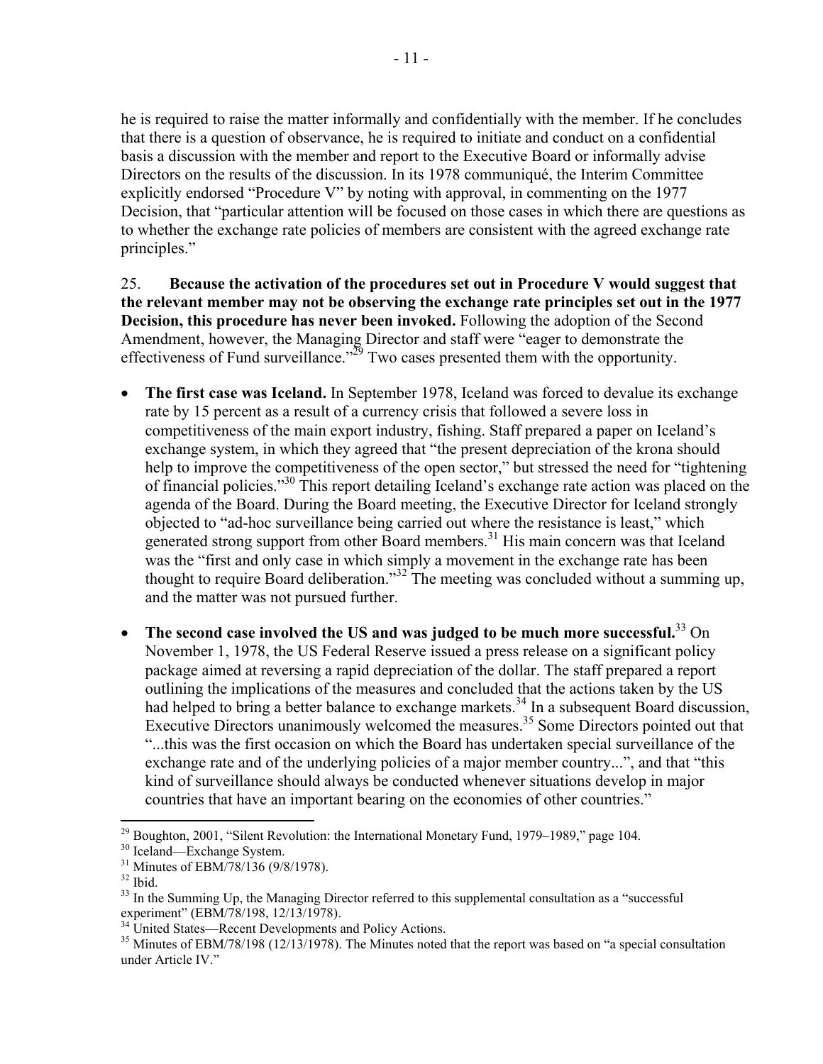he is required to raise the matter informally and confidentially with the member. If he concludes that there is a question of observance, he is required to initiate and conduct on a confidential basis a discussion with the member and report to the Executive Board or informally advise Directors on the results of the discussion. In its 1978 communiqué, the Interim Committee explicitly endorsed "Procedure V" by noting with approval, in commenting on the 1977 Decision, that "particular attention will be focused on those cases in which there are questions as to whether the exchange rate policies of members are consistent with the agreed exchange rate principles."

25. **Because the activation of the procedures set out in Procedure V would suggest that the relevant member may not be observing the exchange rate principles set out in the 1977 Decision, this procedure has never been invoked.** Following the adoption of the Second Amendment, however, the Managing Director and staff were "eager to demonstrate the effectiveness of Fund surveillance."[29] Two cases presented them with the opportunity.

- **The first case was Iceland.** In September 1978, Iceland was forced to devalue its exchange rate by 15 percent as a result of a currency crisis that followed a severe loss in competitiveness of the main export industry, fishing. Staff prepared a paper on Iceland's exchange system, in which they agreed that "the present depreciation of the krona should help to improve the competitiveness of the open sector," but stressed the need for "tightening of financial policies."[30] This report detailing Iceland's exchange rate action was placed on the agenda of the Board. During the Board meeting, the Executive Director for Iceland strongly objected to "ad-hoc surveillance being carried out where the resistance is least," which generated strong support from other Board members.[31] His main concern was that Iceland was the "first and only case in which simply a movement in the exchange rate has been thought to require Board deliberation."[32] The meeting was concluded without a summing up, and the matter was not pursued further.

- **The second case involved the US and was judged to be much more successful.**[33] On November 1, 1978, the US Federal Reserve issued a press release on a significant policy package aimed at reversing a rapid depreciation of the dollar. The staff prepared a report outlining the implications of the measures and concluded that the actions taken by the US had helped to bring a better balance to exchange markets.[34] In a subsequent Board discussion, Executive Directors unanimously welcomed the measures.[35] Some Directors pointed out that "...this was the first occasion on which the Board has undertaken special surveillance of the exchange rate and of the underlying policies of a major member country...", and that "this kind of surveillance should always be conducted whenever situations develop in major countries that have an important bearing on the economies of other countries."

---

[29] Boughton, 2001, "Silent Revolution: the International Monetary Fund, 1979–1989," page 104.

[30] Iceland—Exchange System.

[31] Minutes of EBM/78/136 (9/8/1978).

[32] Ibid.

[33] In the Summing Up, the Managing Director referred to this supplemental consultation as a "successful experiment" (EBM/78/198, 12/13/1978).

[34] United States—Recent Developments and Policy Actions.

[35] Minutes of EBM/78/198 (12/13/1978). The Minutes noted that the report was based on "a special consultation under Article IV."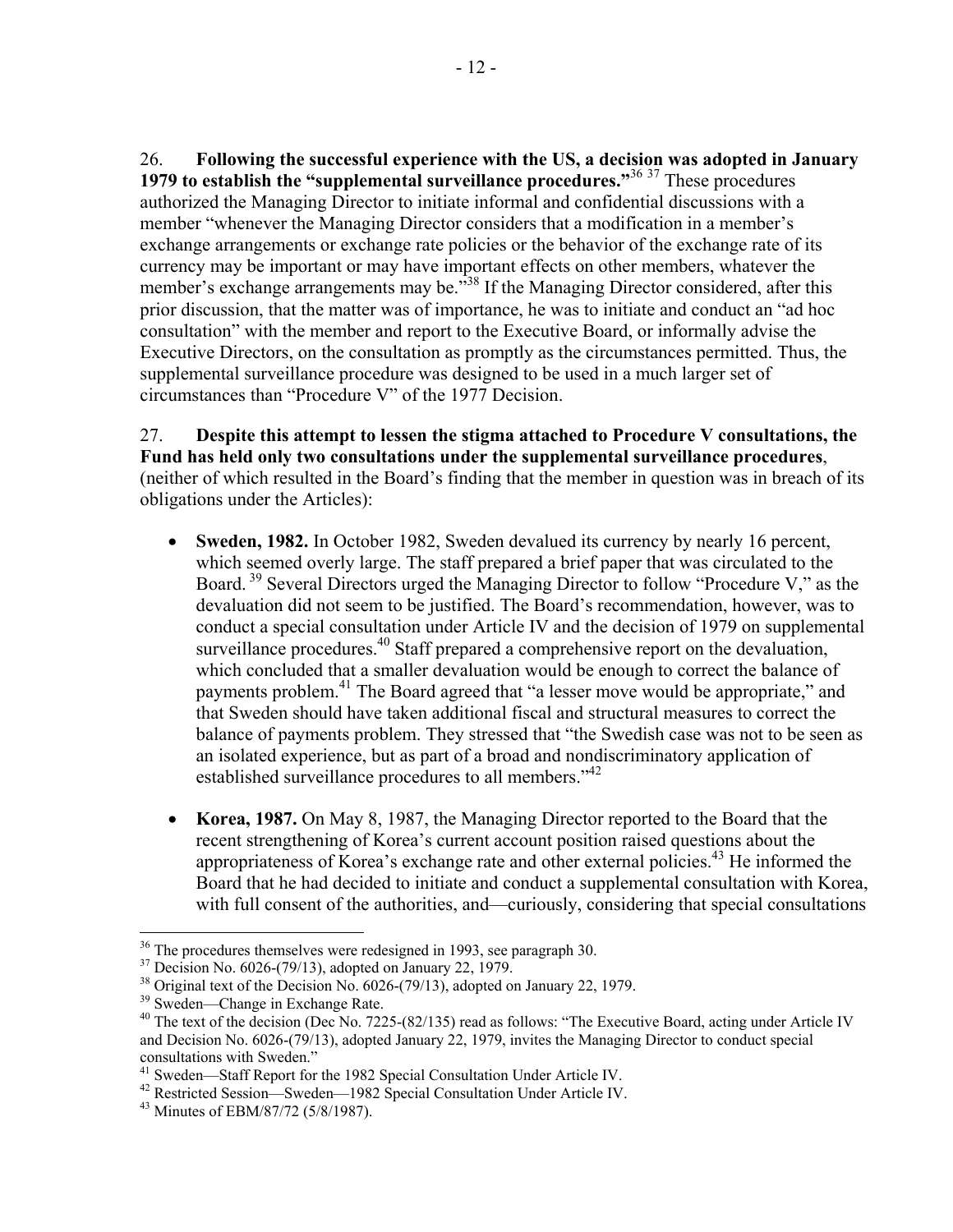26. **Following the successful experience with the US, a decision was adopted in January 1979 to establish the "supplemental surveillance procedures."**[36] [37] These procedures authorized the Managing Director to initiate informal and confidential discussions with a member "whenever the Managing Director considers that a modification in a member's exchange arrangements or exchange rate policies or the behavior of the exchange rate of its currency may be important or may have important effects on other members, whatever the member's exchange arrangements may be."[38] If the Managing Director considered, after this prior discussion, that the matter was of importance, he was to initiate and conduct an "ad hoc consultation" with the member and report to the Executive Board, or informally advise the Executive Directors, on the consultation as promptly as the circumstances permitted. Thus, the supplemental surveillance procedure was designed to be used in a much larger set of circumstances than "Procedure V" of the 1977 Decision.

27. **Despite this attempt to lessen the stigma attached to Procedure V consultations, the Fund has held only two consultations under the supplemental surveillance procedures**, (neither of which resulted in the Board's finding that the member in question was in breach of its obligations under the Articles):

- **Sweden, 1982.** In October 1982, Sweden devalued its currency by nearly 16 percent, which seemed overly large. The staff prepared a brief paper that was circulated to the Board.[39] Several Directors urged the Managing Director to follow "Procedure V," as the devaluation did not seem to be justified. The Board's recommendation, however, was to conduct a special consultation under Article IV and the decision of 1979 on supplemental surveillance procedures.[40] Staff prepared a comprehensive report on the devaluation, which concluded that a smaller devaluation would be enough to correct the balance of payments problem.[41] The Board agreed that "a lesser move would be appropriate," and that Sweden should have taken additional fiscal and structural measures to correct the balance of payments problem. They stressed that "the Swedish case was not to be seen as an isolated experience, but as part of a broad and nondiscriminatory application of established surveillance procedures to all members."[42]

- **Korea, 1987.** On May 8, 1987, the Managing Director reported to the Board that the recent strengthening of Korea's current account position raised questions about the appropriateness of Korea's exchange rate and other external policies.[43] He informed the Board that he had decided to initiate and conduct a supplemental consultation with Korea, with full consent of the authorities, and—curiously, considering that special consultations

[36] The procedures themselves were redesigned in 1993, see paragraph 30.

[37] Decision No. 6026-(79/13), adopted on January 22, 1979.

[38] Original text of the Decision No. 6026-(79/13), adopted on January 22, 1979.

[39] Sweden—Change in Exchange Rate.

[40] The text of the decision (Dec No. 7225-(82/135) read as follows: "The Executive Board, acting under Article IV and Decision No. 6026-(79/13), adopted January 22, 1979, invites the Managing Director to conduct special consultations with Sweden."

[41] Sweden—Staff Report for the 1982 Special Consultation Under Article IV.

[42] Restricted Session—Sweden—1982 Special Consultation Under Article IV.

[43] Minutes of EBM/87/72 (5/8/1987).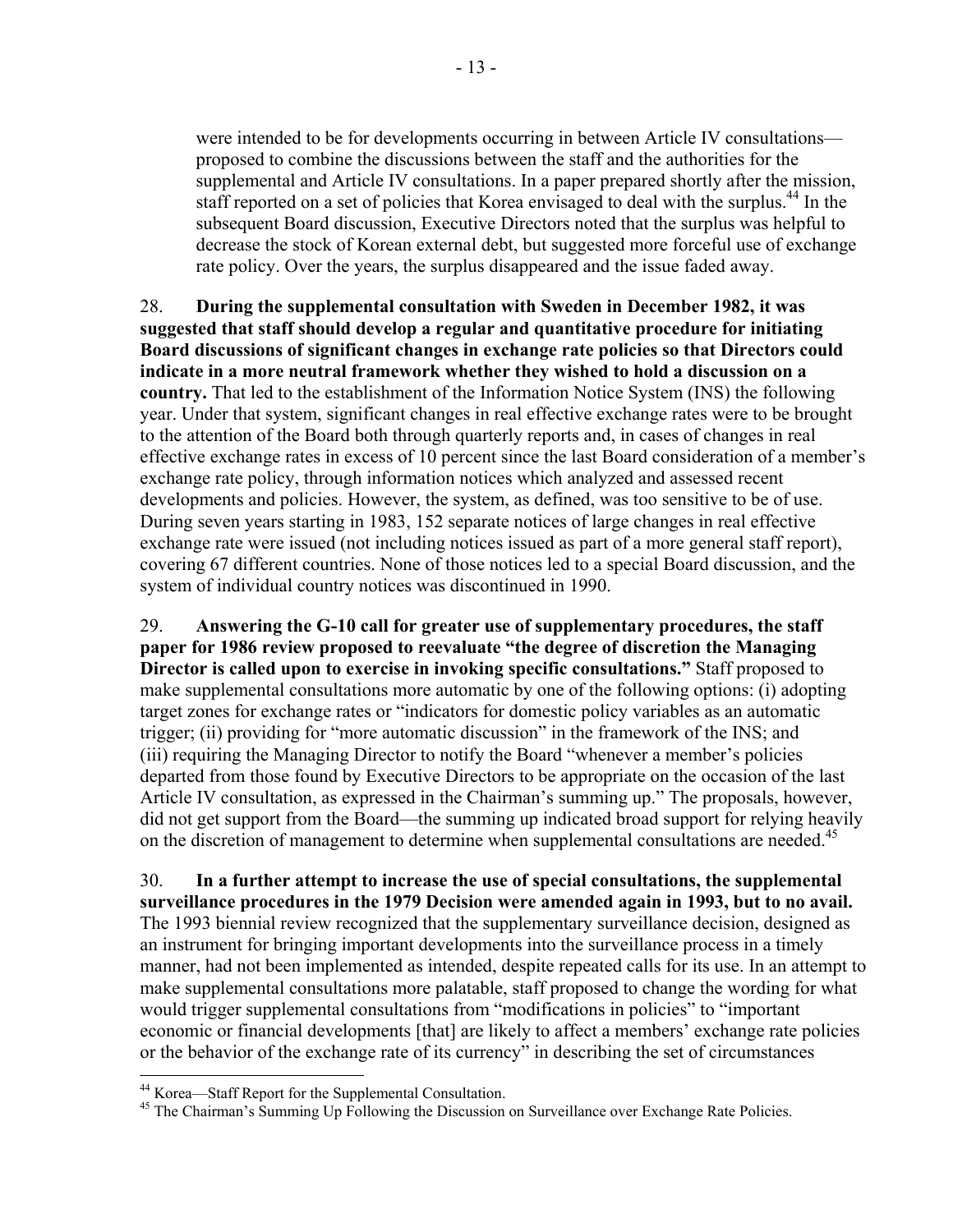were intended to be for developments occurring in between Article IV consultations—proposed to combine the discussions between the staff and the authorities for the supplemental and Article IV consultations. In a paper prepared shortly after the mission, staff reported on a set of policies that Korea envisaged to deal with the surplus.[44] In the subsequent Board discussion, Executive Directors noted that the surplus was helpful to decrease the stock of Korean external debt, but suggested more forceful use of exchange rate policy. Over the years, the surplus disappeared and the issue faded away.

28. **During the supplemental consultation with Sweden in December 1982, it was suggested that staff should develop a regular and quantitative procedure for initiating Board discussions of significant changes in exchange rate policies so that Directors could indicate in a more neutral framework whether they wished to hold a discussion on a country.** That led to the establishment of the Information Notice System (INS) the following year. Under that system, significant changes in real effective exchange rates were to be brought to the attention of the Board both through quarterly reports and, in cases of changes in real effective exchange rates in excess of 10 percent since the last Board consideration of a member's exchange rate policy, through information notices which analyzed and assessed recent developments and policies. However, the system, as defined, was too sensitive to be of use. During seven years starting in 1983, 152 separate notices of large changes in real effective exchange rate were issued (not including notices issued as part of a more general staff report), covering 67 different countries. None of those notices led to a special Board discussion, and the system of individual country notices was discontinued in 1990.

29. **Answering the G-10 call for greater use of supplementary procedures, the staff paper for 1986 review proposed to reevaluate "the degree of discretion the Managing Director is called upon to exercise in invoking specific consultations."** Staff proposed to make supplemental consultations more automatic by one of the following options: (i) adopting target zones for exchange rates or "indicators for domestic policy variables as an automatic trigger; (ii) providing for "more automatic discussion" in the framework of the INS; and (iii) requiring the Managing Director to notify the Board "whenever a member's policies departed from those found by Executive Directors to be appropriate on the occasion of the last Article IV consultation, as expressed in the Chairman's summing up." The proposals, however, did not get support from the Board—the summing up indicated broad support for relying heavily on the discretion of management to determine when supplemental consultations are needed.[45]

30. **In a further attempt to increase the use of special consultations, the supplemental surveillance procedures in the 1979 Decision were amended again in 1993, but to no avail.** The 1993 biennial review recognized that the supplementary surveillance decision, designed as an instrument for bringing important developments into the surveillance process in a timely manner, had not been implemented as intended, despite repeated calls for its use. In an attempt to make supplemental consultations more palatable, staff proposed to change the wording for what would trigger supplemental consultations from "modifications in policies" to "important economic or financial developments [that] are likely to affect a members' exchange rate policies or the behavior of the exchange rate of its currency" in describing the set of circumstances

[44] Korea—Staff Report for the Supplemental Consultation.

[45] The Chairman's Summing Up Following the Discussion on Surveillance over Exchange Rate Policies.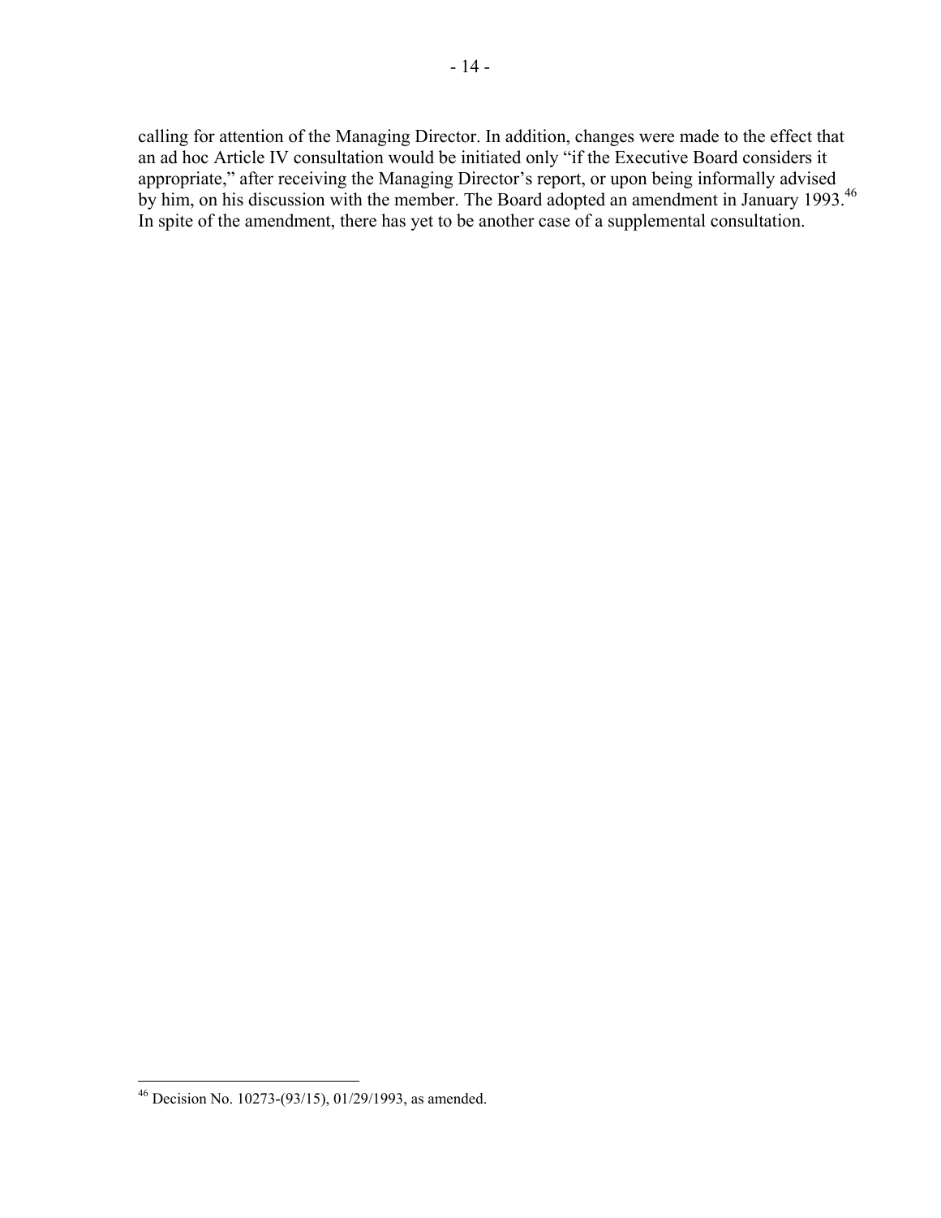calling for attention of the Managing Director. In addition, changes were made to the effect that an ad hoc Article IV consultation would be initiated only "if the Executive Board considers it appropriate," after receiving the Managing Director's report, or upon being informally advised by him, on his discussion with the member. The Board adopted an amendment in January 1993.[46] In spite of the amendment, there has yet to be another case of a supplemental consultation.

[46] Decision No. 10273-(93/15), 01/29/1993, as amended.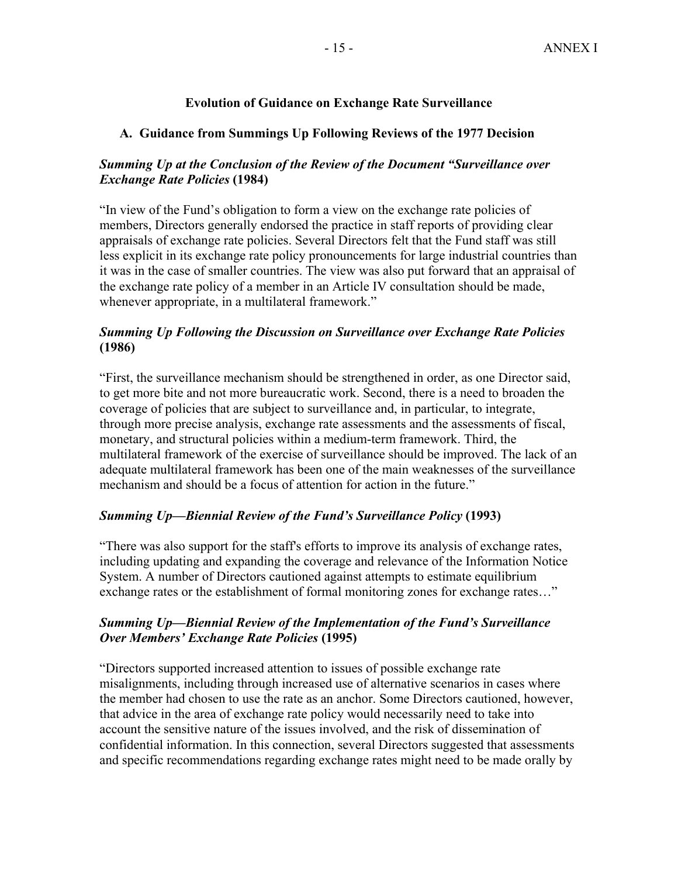## Evolution of Guidance on Exchange Rate Surveillance

### A. Guidance from Summings Up Following Reviews of the 1977 Decision

***Summing Up at the Conclusion of the Review of the Document "Surveillance over Exchange Rate Policies* (1984)**

"In view of the Fund's obligation to form a view on the exchange rate policies of members, Directors generally endorsed the practice in staff reports of providing clear appraisals of exchange rate policies. Several Directors felt that the Fund staff was still less explicit in its exchange rate policy pronouncements for large industrial countries than it was in the case of smaller countries. The view was also put forward that an appraisal of the exchange rate policy of a member in an Article IV consultation should be made, whenever appropriate, in a multilateral framework."

***Summing Up Following the Discussion on Surveillance over Exchange Rate Policies* (1986)**

"First, the surveillance mechanism should be strengthened in order, as one Director said, to get more bite and not more bureaucratic work. Second, there is a need to broaden the coverage of policies that are subject to surveillance and, in particular, to integrate, through more precise analysis, exchange rate assessments and the assessments of fiscal, monetary, and structural policies within a medium-term framework. Third, the multilateral framework of the exercise of surveillance should be improved. The lack of an adequate multilateral framework has been one of the main weaknesses of the surveillance mechanism and should be a focus of attention for action in the future."

***Summing Up—Biennial Review of the Fund's Surveillance Policy* (1993)**

"There was also support for the staff's efforts to improve its analysis of exchange rates, including updating and expanding the coverage and relevance of the Information Notice System. A number of Directors cautioned against attempts to estimate equilibrium exchange rates or the establishment of formal monitoring zones for exchange rates…"

***Summing Up—Biennial Review of the Implementation of the Fund's Surveillance Over Members' Exchange Rate Policies* (1995)**

"Directors supported increased attention to issues of possible exchange rate misalignments, including through increased use of alternative scenarios in cases where the member had chosen to use the rate as an anchor. Some Directors cautioned, however, that advice in the area of exchange rate policy would necessarily need to take into account the sensitive nature of the issues involved, and the risk of dissemination of confidential information. In this connection, several Directors suggested that assessments and specific recommendations regarding exchange rates might need to be made orally by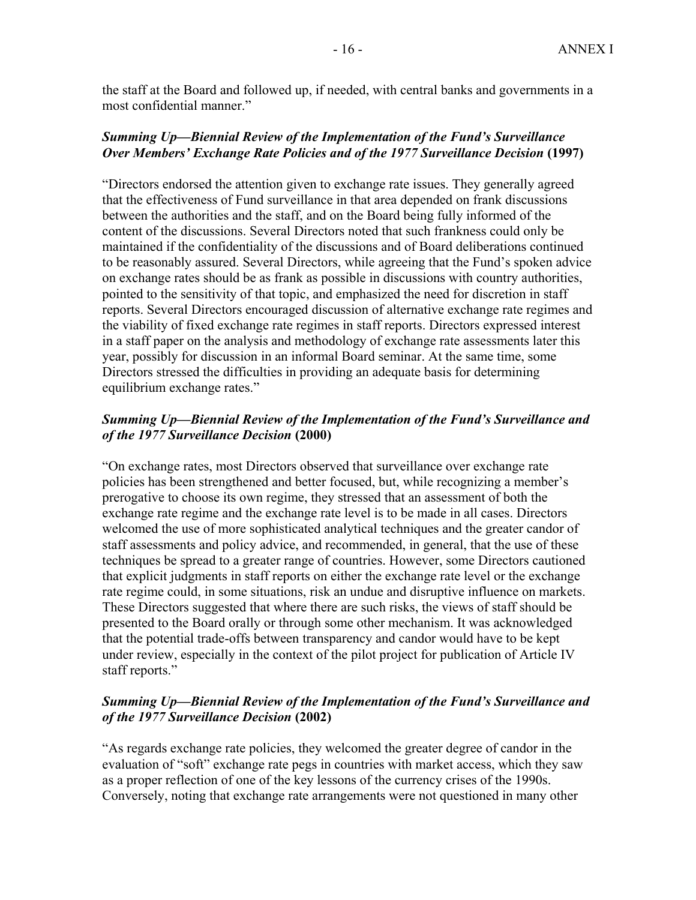the staff at the Board and followed up, if needed, with central banks and governments in a most confidential manner."

***Summing Up—Biennial Review of the Implementation of the Fund's Surveillance Over Members' Exchange Rate Policies and of the 1977 Surveillance Decision* (1997)**

"Directors endorsed the attention given to exchange rate issues. They generally agreed that the effectiveness of Fund surveillance in that area depended on frank discussions between the authorities and the staff, and on the Board being fully informed of the content of the discussions. Several Directors noted that such frankness could only be maintained if the confidentiality of the discussions and of Board deliberations continued to be reasonably assured. Several Directors, while agreeing that the Fund's spoken advice on exchange rates should be as frank as possible in discussions with country authorities, pointed to the sensitivity of that topic, and emphasized the need for discretion in staff reports. Several Directors encouraged discussion of alternative exchange rate regimes and the viability of fixed exchange rate regimes in staff reports. Directors expressed interest in a staff paper on the analysis and methodology of exchange rate assessments later this year, possibly for discussion in an informal Board seminar. At the same time, some Directors stressed the difficulties in providing an adequate basis for determining equilibrium exchange rates."

***Summing Up—Biennial Review of the Implementation of the Fund's Surveillance and of the 1977 Surveillance Decision* (2000)**

"On exchange rates, most Directors observed that surveillance over exchange rate policies has been strengthened and better focused, but, while recognizing a member's prerogative to choose its own regime, they stressed that an assessment of both the exchange rate regime and the exchange rate level is to be made in all cases. Directors welcomed the use of more sophisticated analytical techniques and the greater candor of staff assessments and policy advice, and recommended, in general, that the use of these techniques be spread to a greater range of countries. However, some Directors cautioned that explicit judgments in staff reports on either the exchange rate level or the exchange rate regime could, in some situations, risk an undue and disruptive influence on markets. These Directors suggested that where there are such risks, the views of staff should be presented to the Board orally or through some other mechanism. It was acknowledged that the potential trade-offs between transparency and candor would have to be kept under review, especially in the context of the pilot project for publication of Article IV staff reports."

***Summing Up—Biennial Review of the Implementation of the Fund's Surveillance and of the 1977 Surveillance Decision* (2002)**

"As regards exchange rate policies, they welcomed the greater degree of candor in the evaluation of "soft" exchange rate pegs in countries with market access, which they saw as a proper reflection of one of the key lessons of the currency crises of the 1990s. Conversely, noting that exchange rate arrangements were not questioned in many other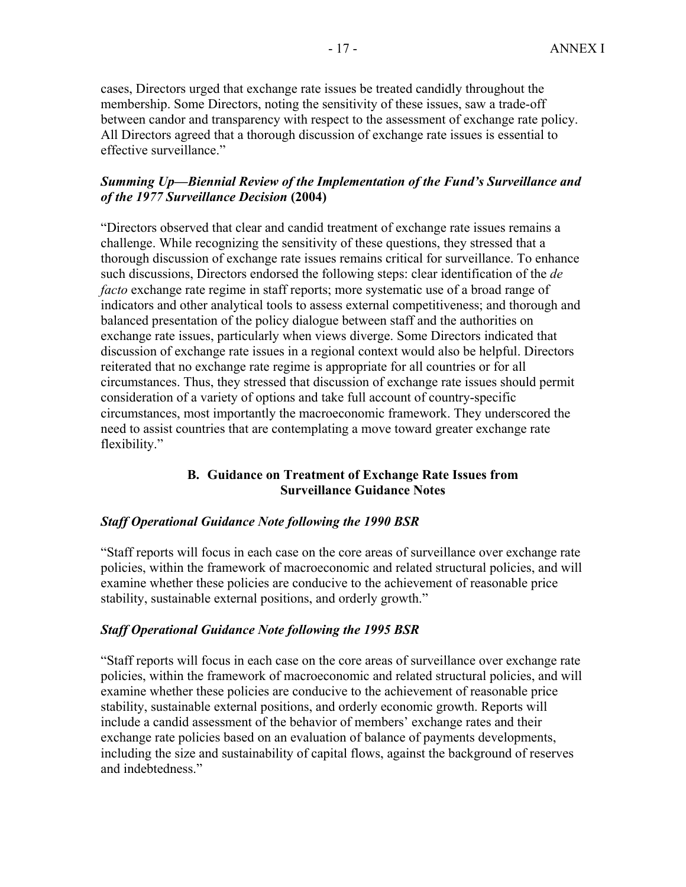cases, Directors urged that exchange rate issues be treated candidly throughout the membership. Some Directors, noting the sensitivity of these issues, saw a trade-off between candor and transparency with respect to the assessment of exchange rate policy. All Directors agreed that a thorough discussion of exchange rate issues is essential to effective surveillance."

***Summing Up—Biennial Review of the Implementation of the Fund's Surveillance and of the 1977 Surveillance Decision* (2004)**

"Directors observed that clear and candid treatment of exchange rate issues remains a challenge. While recognizing the sensitivity of these questions, they stressed that a thorough discussion of exchange rate issues remains critical for surveillance. To enhance such discussions, Directors endorsed the following steps: clear identification of the *de facto* exchange rate regime in staff reports; more systematic use of a broad range of indicators and other analytical tools to assess external competitiveness; and thorough and balanced presentation of the policy dialogue between staff and the authorities on exchange rate issues, particularly when views diverge. Some Directors indicated that discussion of exchange rate issues in a regional context would also be helpful. Directors reiterated that no exchange rate regime is appropriate for all countries or for all circumstances. Thus, they stressed that discussion of exchange rate issues should permit consideration of a variety of options and take full account of country-specific circumstances, most importantly the macroeconomic framework. They underscored the need to assist countries that are contemplating a move toward greater exchange rate flexibility."

## B. Guidance on Treatment of Exchange Rate Issues from Surveillance Guidance Notes

***Staff Operational Guidance Note following the 1990 BSR***

"Staff reports will focus in each case on the core areas of surveillance over exchange rate policies, within the framework of macroeconomic and related structural policies, and will examine whether these policies are conducive to the achievement of reasonable price stability, sustainable external positions, and orderly growth."

***Staff Operational Guidance Note following the 1995 BSR***

"Staff reports will focus in each case on the core areas of surveillance over exchange rate policies, within the framework of macroeconomic and related structural policies, and will examine whether these policies are conducive to the achievement of reasonable price stability, sustainable external positions, and orderly economic growth. Reports will include a candid assessment of the behavior of members' exchange rates and their exchange rate policies based on an evaluation of balance of payments developments, including the size and sustainability of capital flows, against the background of reserves and indebtedness."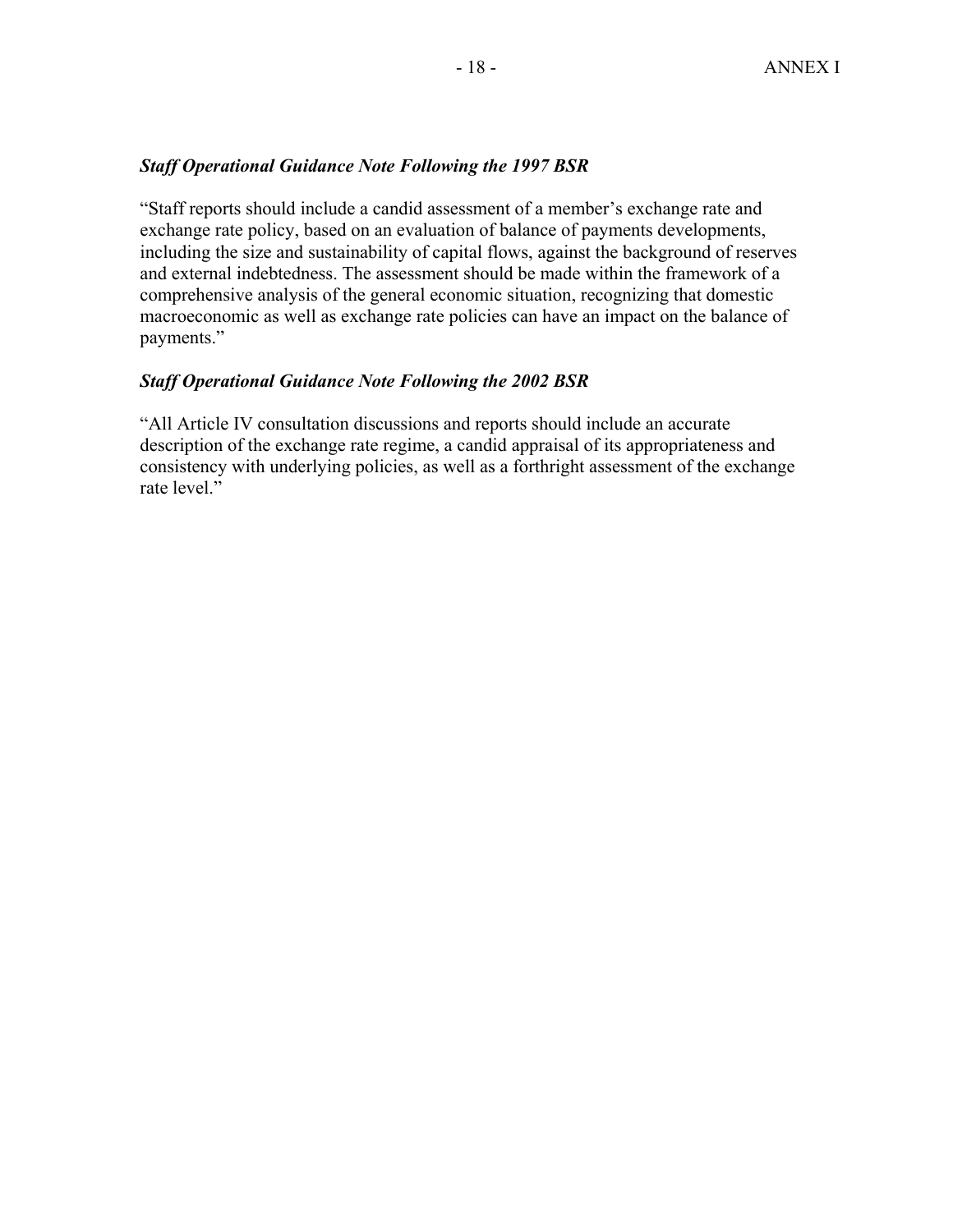### *Staff Operational Guidance Note Following the 1997 BSR*

"Staff reports should include a candid assessment of a member's exchange rate and exchange rate policy, based on an evaluation of balance of payments developments, including the size and sustainability of capital flows, against the background of reserves and external indebtedness. The assessment should be made within the framework of a comprehensive analysis of the general economic situation, recognizing that domestic macroeconomic as well as exchange rate policies can have an impact on the balance of payments."

### *Staff Operational Guidance Note Following the 2002 BSR*

"All Article IV consultation discussions and reports should include an accurate description of the exchange rate regime, a candid appraisal of its appropriateness and consistency with underlying policies, as well as a forthright assessment of the exchange rate level."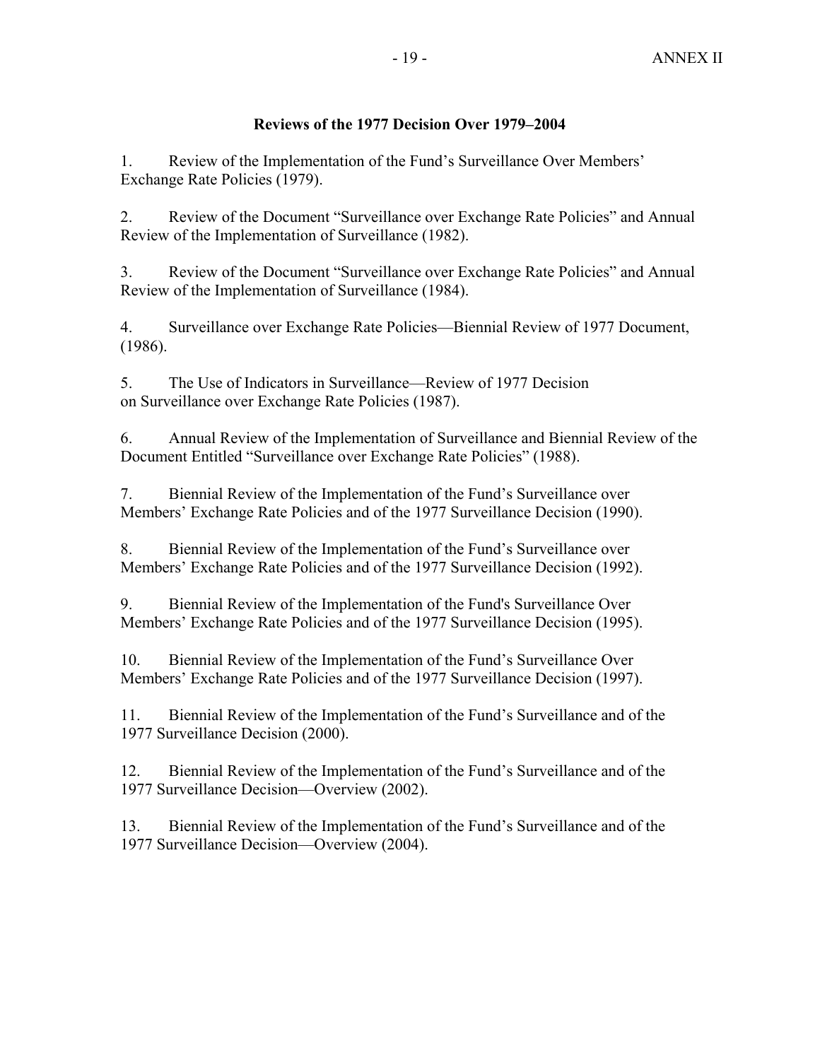**Reviews of the 1977 Decision Over 1979–2004**

1. Review of the Implementation of the Fund’s Surveillance Over Members’ Exchange Rate Policies (1979).

2. Review of the Document “Surveillance over Exchange Rate Policies” and Annual Review of the Implementation of Surveillance (1982).

3. Review of the Document “Surveillance over Exchange Rate Policies” and Annual Review of the Implementation of Surveillance (1984).

4. Surveillance over Exchange Rate Policies—Biennial Review of 1977 Document, (1986).

5. The Use of Indicators in Surveillance—Review of 1977 Decision on Surveillance over Exchange Rate Policies (1987).

6. Annual Review of the Implementation of Surveillance and Biennial Review of the Document Entitled “Surveillance over Exchange Rate Policies” (1988).

7. Biennial Review of the Implementation of the Fund’s Surveillance over Members’ Exchange Rate Policies and of the 1977 Surveillance Decision (1990).

8. Biennial Review of the Implementation of the Fund’s Surveillance over Members’ Exchange Rate Policies and of the 1977 Surveillance Decision (1992).

9. Biennial Review of the Implementation of the Fund's Surveillance Over Members’ Exchange Rate Policies and of the 1977 Surveillance Decision (1995).

10. Biennial Review of the Implementation of the Fund’s Surveillance Over Members’ Exchange Rate Policies and of the 1977 Surveillance Decision (1997).

11. Biennial Review of the Implementation of the Fund’s Surveillance and of the 1977 Surveillance Decision (2000).

12. Biennial Review of the Implementation of the Fund’s Surveillance and of the 1977 Surveillance Decision—Overview (2002).

13. Biennial Review of the Implementation of the Fund’s Surveillance and of the 1977 Surveillance Decision—Overview (2004).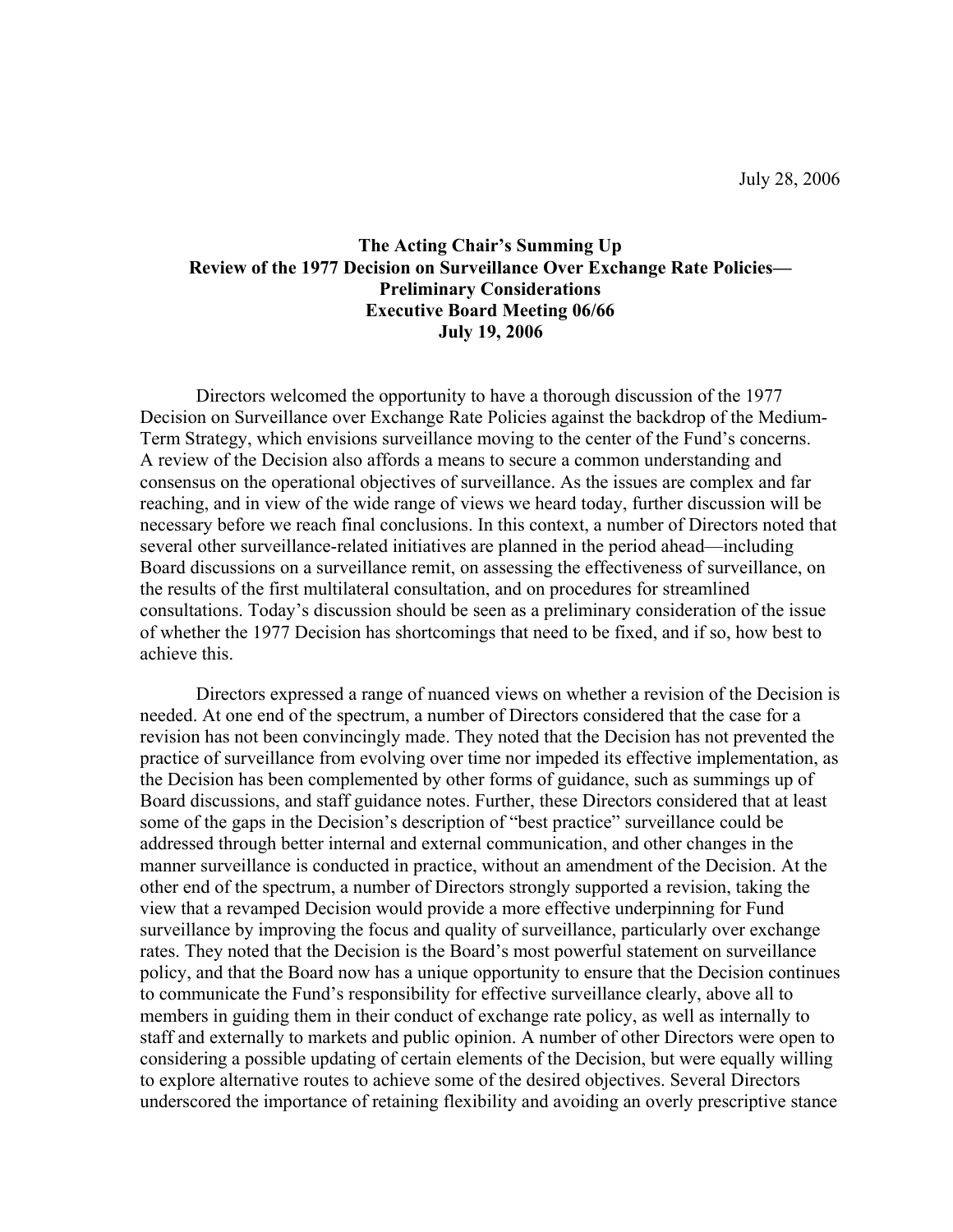July 28, 2006

**The Acting Chair's Summing Up**
**Review of the 1977 Decision on Surveillance Over Exchange Rate Policies—**
**Preliminary Considerations**
**Executive Board Meeting 06/66**
**July 19, 2006**

Directors welcomed the opportunity to have a thorough discussion of the 1977 Decision on Surveillance over Exchange Rate Policies against the backdrop of the Medium-Term Strategy, which envisions surveillance moving to the center of the Fund's concerns. A review of the Decision also affords a means to secure a common understanding and consensus on the operational objectives of surveillance. As the issues are complex and far reaching, and in view of the wide range of views we heard today, further discussion will be necessary before we reach final conclusions. In this context, a number of Directors noted that several other surveillance-related initiatives are planned in the period ahead—including Board discussions on a surveillance remit, on assessing the effectiveness of surveillance, on the results of the first multilateral consultation, and on procedures for streamlined consultations. Today's discussion should be seen as a preliminary consideration of the issue of whether the 1977 Decision has shortcomings that need to be fixed, and if so, how best to achieve this.

Directors expressed a range of nuanced views on whether a revision of the Decision is needed. At one end of the spectrum, a number of Directors considered that the case for a revision has not been convincingly made. They noted that the Decision has not prevented the practice of surveillance from evolving over time nor impeded its effective implementation, as the Decision has been complemented by other forms of guidance, such as summings up of Board discussions, and staff guidance notes. Further, these Directors considered that at least some of the gaps in the Decision's description of "best practice" surveillance could be addressed through better internal and external communication, and other changes in the manner surveillance is conducted in practice, without an amendment of the Decision. At the other end of the spectrum, a number of Directors strongly supported a revision, taking the view that a revamped Decision would provide a more effective underpinning for Fund surveillance by improving the focus and quality of surveillance, particularly over exchange rates. They noted that the Decision is the Board's most powerful statement on surveillance policy, and that the Board now has a unique opportunity to ensure that the Decision continues to communicate the Fund's responsibility for effective surveillance clearly, above all to members in guiding them in their conduct of exchange rate policy, as well as internally to staff and externally to markets and public opinion. A number of other Directors were open to considering a possible updating of certain elements of the Decision, but were equally willing to explore alternative routes to achieve some of the desired objectives. Several Directors underscored the importance of retaining flexibility and avoiding an overly prescriptive stance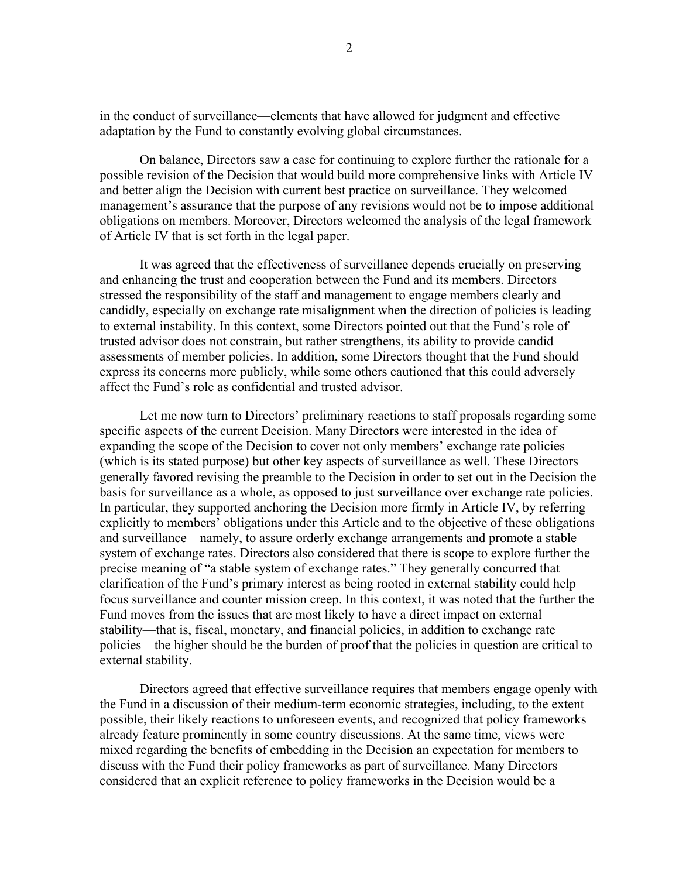in the conduct of surveillance—elements that have allowed for judgment and effective adaptation by the Fund to constantly evolving global circumstances.

On balance, Directors saw a case for continuing to explore further the rationale for a possible revision of the Decision that would build more comprehensive links with Article IV and better align the Decision with current best practice on surveillance. They welcomed management's assurance that the purpose of any revisions would not be to impose additional obligations on members. Moreover, Directors welcomed the analysis of the legal framework of Article IV that is set forth in the legal paper.

It was agreed that the effectiveness of surveillance depends crucially on preserving and enhancing the trust and cooperation between the Fund and its members. Directors stressed the responsibility of the staff and management to engage members clearly and candidly, especially on exchange rate misalignment when the direction of policies is leading to external instability. In this context, some Directors pointed out that the Fund's role of trusted advisor does not constrain, but rather strengthens, its ability to provide candid assessments of member policies. In addition, some Directors thought that the Fund should express its concerns more publicly, while some others cautioned that this could adversely affect the Fund's role as confidential and trusted advisor.

Let me now turn to Directors' preliminary reactions to staff proposals regarding some specific aspects of the current Decision. Many Directors were interested in the idea of expanding the scope of the Decision to cover not only members' exchange rate policies (which is its stated purpose) but other key aspects of surveillance as well. These Directors generally favored revising the preamble to the Decision in order to set out in the Decision the basis for surveillance as a whole, as opposed to just surveillance over exchange rate policies. In particular, they supported anchoring the Decision more firmly in Article IV, by referring explicitly to members' obligations under this Article and to the objective of these obligations and surveillance—namely, to assure orderly exchange arrangements and promote a stable system of exchange rates. Directors also considered that there is scope to explore further the precise meaning of "a stable system of exchange rates." They generally concurred that clarification of the Fund's primary interest as being rooted in external stability could help focus surveillance and counter mission creep. In this context, it was noted that the further the Fund moves from the issues that are most likely to have a direct impact on external stability—that is, fiscal, monetary, and financial policies, in addition to exchange rate policies—the higher should be the burden of proof that the policies in question are critical to external stability.

Directors agreed that effective surveillance requires that members engage openly with the Fund in a discussion of their medium-term economic strategies, including, to the extent possible, their likely reactions to unforeseen events, and recognized that policy frameworks already feature prominently in some country discussions. At the same time, views were mixed regarding the benefits of embedding in the Decision an expectation for members to discuss with the Fund their policy frameworks as part of surveillance. Many Directors considered that an explicit reference to policy frameworks in the Decision would be a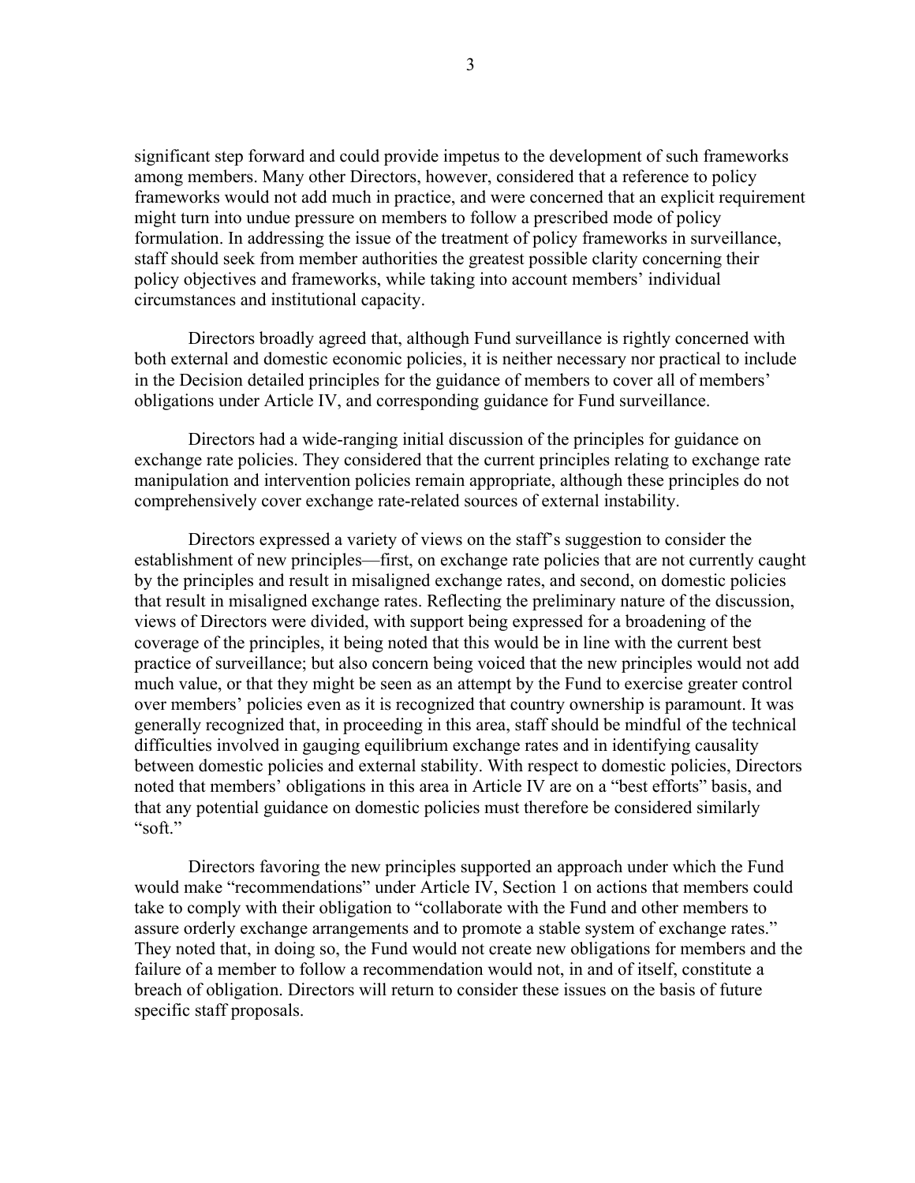significant step forward and could provide impetus to the development of such frameworks among members. Many other Directors, however, considered that a reference to policy frameworks would not add much in practice, and were concerned that an explicit requirement might turn into undue pressure on members to follow a prescribed mode of policy formulation. In addressing the issue of the treatment of policy frameworks in surveillance, staff should seek from member authorities the greatest possible clarity concerning their policy objectives and frameworks, while taking into account members' individual circumstances and institutional capacity.

Directors broadly agreed that, although Fund surveillance is rightly concerned with both external and domestic economic policies, it is neither necessary nor practical to include in the Decision detailed principles for the guidance of members to cover all of members' obligations under Article IV, and corresponding guidance for Fund surveillance.

Directors had a wide-ranging initial discussion of the principles for guidance on exchange rate policies. They considered that the current principles relating to exchange rate manipulation and intervention policies remain appropriate, although these principles do not comprehensively cover exchange rate-related sources of external instability.

Directors expressed a variety of views on the staff's suggestion to consider the establishment of new principles—first, on exchange rate policies that are not currently caught by the principles and result in misaligned exchange rates, and second, on domestic policies that result in misaligned exchange rates. Reflecting the preliminary nature of the discussion, views of Directors were divided, with support being expressed for a broadening of the coverage of the principles, it being noted that this would be in line with the current best practice of surveillance; but also concern being voiced that the new principles would not add much value, or that they might be seen as an attempt by the Fund to exercise greater control over members' policies even as it is recognized that country ownership is paramount. It was generally recognized that, in proceeding in this area, staff should be mindful of the technical difficulties involved in gauging equilibrium exchange rates and in identifying causality between domestic policies and external stability. With respect to domestic policies, Directors noted that members' obligations in this area in Article IV are on a "best efforts" basis, and that any potential guidance on domestic policies must therefore be considered similarly "soft."

Directors favoring the new principles supported an approach under which the Fund would make "recommendations" under Article IV, Section 1 on actions that members could take to comply with their obligation to "collaborate with the Fund and other members to assure orderly exchange arrangements and to promote a stable system of exchange rates." They noted that, in doing so, the Fund would not create new obligations for members and the failure of a member to follow a recommendation would not, in and of itself, constitute a breach of obligation. Directors will return to consider these issues on the basis of future specific staff proposals.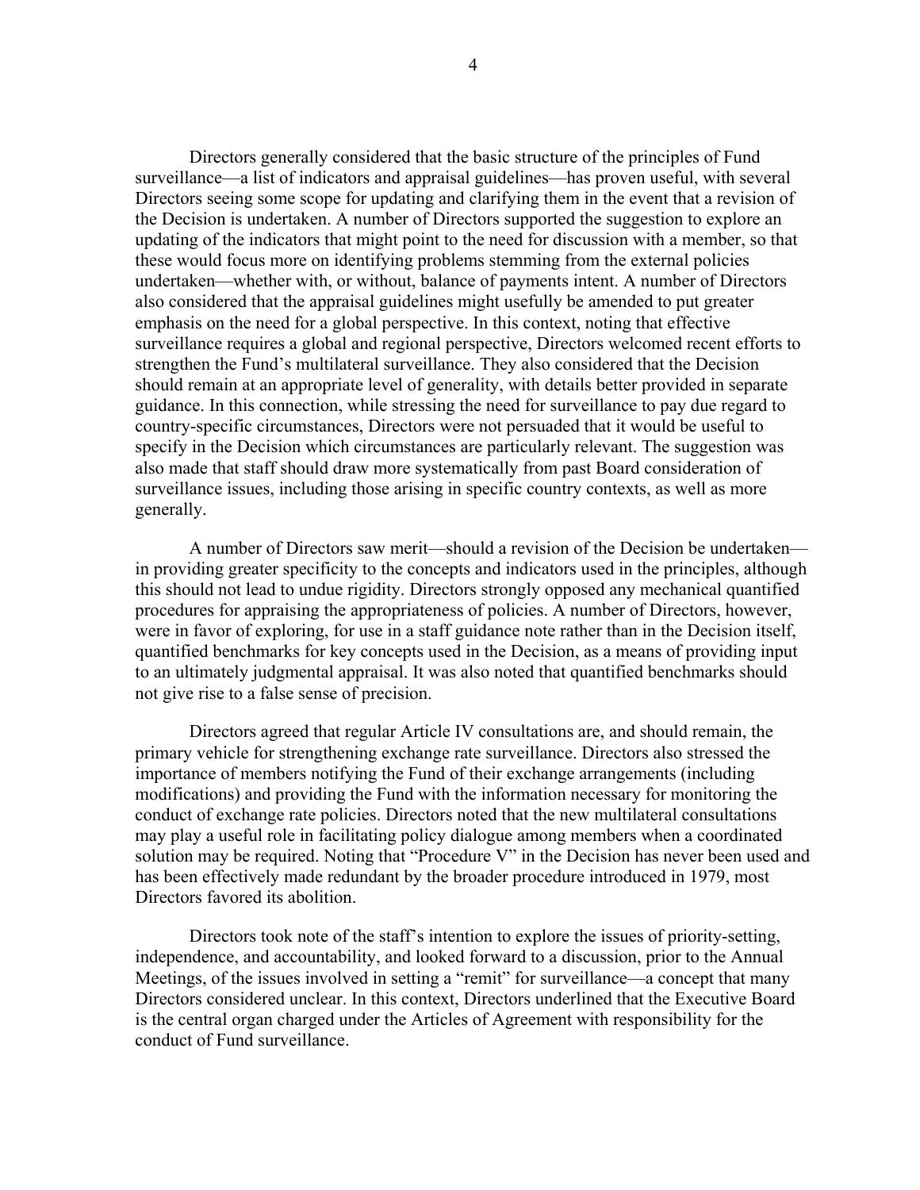Directors generally considered that the basic structure of the principles of Fund surveillance—a list of indicators and appraisal guidelines—has proven useful, with several Directors seeing some scope for updating and clarifying them in the event that a revision of the Decision is undertaken. A number of Directors supported the suggestion to explore an updating of the indicators that might point to the need for discussion with a member, so that these would focus more on identifying problems stemming from the external policies undertaken—whether with, or without, balance of payments intent. A number of Directors also considered that the appraisal guidelines might usefully be amended to put greater emphasis on the need for a global perspective. In this context, noting that effective surveillance requires a global and regional perspective, Directors welcomed recent efforts to strengthen the Fund's multilateral surveillance. They also considered that the Decision should remain at an appropriate level of generality, with details better provided in separate guidance. In this connection, while stressing the need for surveillance to pay due regard to country-specific circumstances, Directors were not persuaded that it would be useful to specify in the Decision which circumstances are particularly relevant. The suggestion was also made that staff should draw more systematically from past Board consideration of surveillance issues, including those arising in specific country contexts, as well as more generally.

A number of Directors saw merit—should a revision of the Decision be undertaken—in providing greater specificity to the concepts and indicators used in the principles, although this should not lead to undue rigidity. Directors strongly opposed any mechanical quantified procedures for appraising the appropriateness of policies. A number of Directors, however, were in favor of exploring, for use in a staff guidance note rather than in the Decision itself, quantified benchmarks for key concepts used in the Decision, as a means of providing input to an ultimately judgmental appraisal. It was also noted that quantified benchmarks should not give rise to a false sense of precision.

Directors agreed that regular Article IV consultations are, and should remain, the primary vehicle for strengthening exchange rate surveillance. Directors also stressed the importance of members notifying the Fund of their exchange arrangements (including modifications) and providing the Fund with the information necessary for monitoring the conduct of exchange rate policies. Directors noted that the new multilateral consultations may play a useful role in facilitating policy dialogue among members when a coordinated solution may be required. Noting that "Procedure V" in the Decision has never been used and has been effectively made redundant by the broader procedure introduced in 1979, most Directors favored its abolition.

Directors took note of the staff's intention to explore the issues of priority-setting, independence, and accountability, and looked forward to a discussion, prior to the Annual Meetings, of the issues involved in setting a "remit" for surveillance—a concept that many Directors considered unclear. In this context, Directors underlined that the Executive Board is the central organ charged under the Articles of Agreement with responsibility for the conduct of Fund surveillance.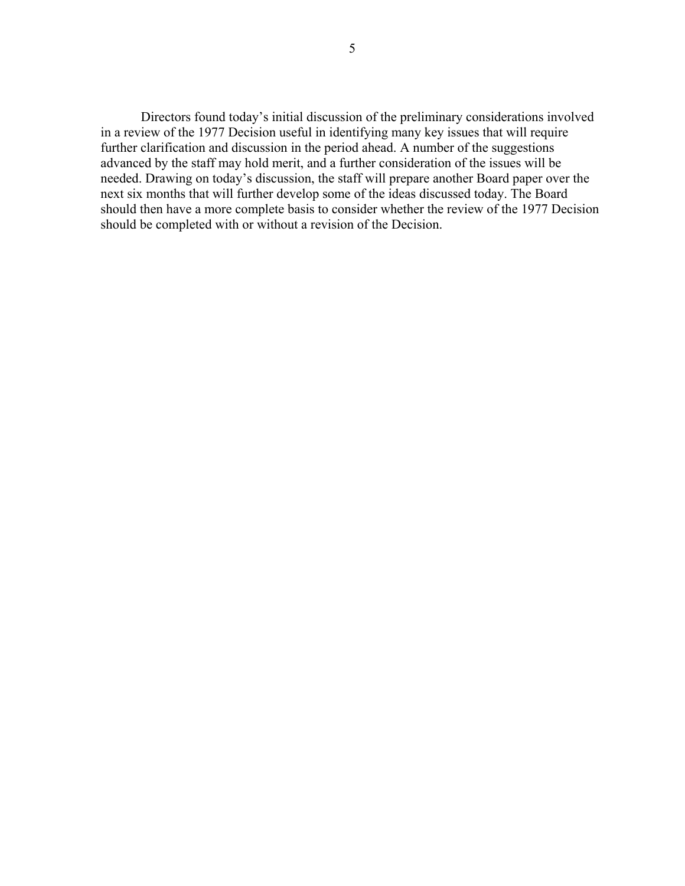Directors found today's initial discussion of the preliminary considerations involved in a review of the 1977 Decision useful in identifying many key issues that will require further clarification and discussion in the period ahead. A number of the suggestions advanced by the staff may hold merit, and a further consideration of the issues will be needed. Drawing on today's discussion, the staff will prepare another Board paper over the next six months that will further develop some of the ideas discussed today. The Board should then have a more complete basis to consider whether the review of the 1977 Decision should be completed with or without a revision of the Decision.